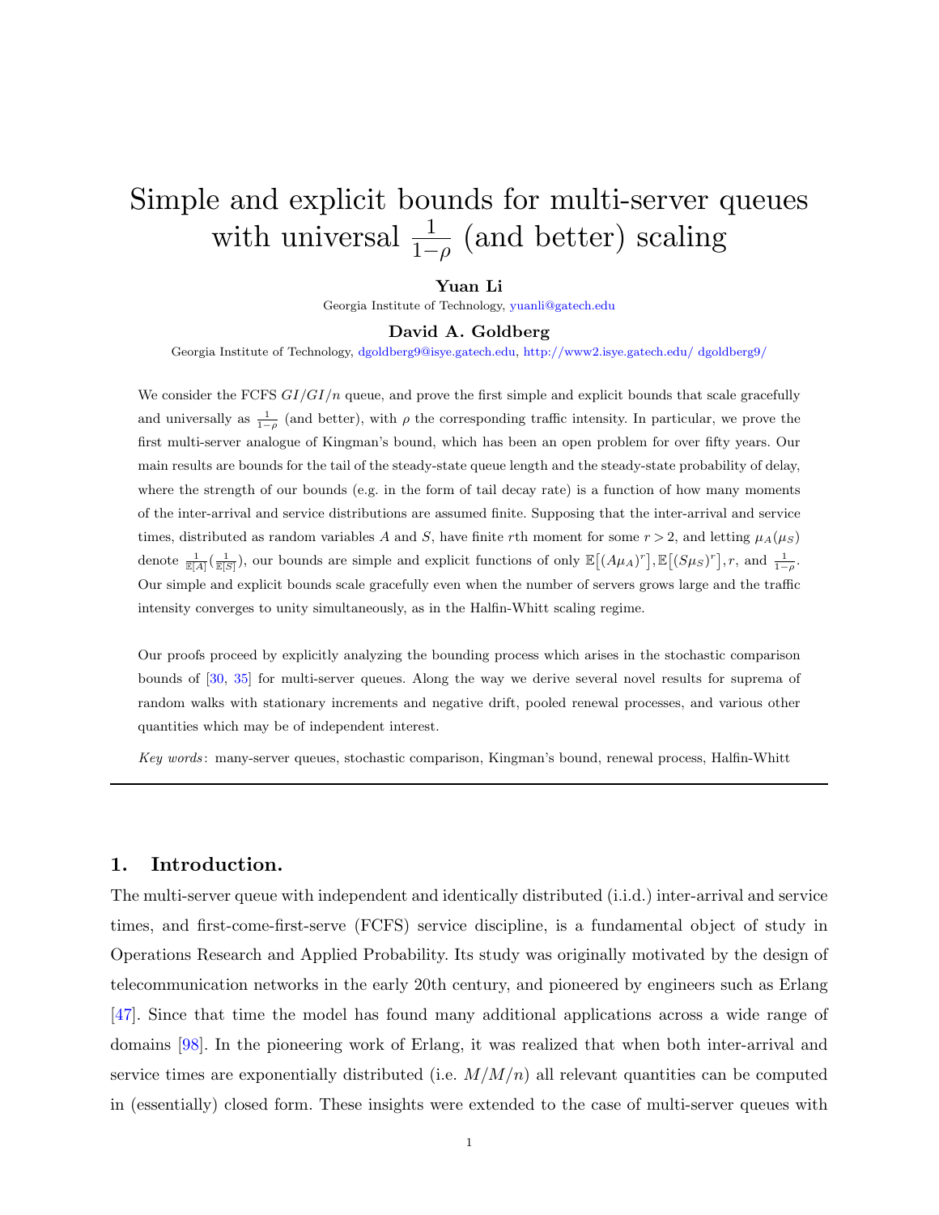# Simple and explicit bounds for multi-server queues with universal $\frac{1}{1-\rho}$ (and better) scaling

**Yuan Li**

Georgia Institute of Technology, yuanli@gatech.edu

**David A. Goldberg**

Georgia Institute of Technology, dgoldberg9@isye.gatech.edu, http://www2.isye.gatech.edu/ dgoldberg9/

We consider the FCFS $GI/GI/n$ queue, and prove the first simple and explicit bounds that scale gracefully and universally as $\frac{1}{1-\rho}$ (and better), with $\rho$ the corresponding traffic intensity. In particular, we prove the first multi-server analogue of Kingman's bound, which has been an open problem for over fifty years. Our main results are bounds for the tail of the steady-state queue length and the steady-state probability of delay, where the strength of our bounds (e.g. in the form of tail decay rate) is a function of how many moments of the inter-arrival and service distributions are assumed finite. Supposing that the inter-arrival and service times, distributed as random variables $A$ and $S$, have finite $r$th moment for some $r > 2$, and letting $\mu_A(\mu_S)$ denote $\frac{1}{\mathbb{E}[A]}(\frac{1}{\mathbb{E}[S]})$, our bounds are simple and explicit functions of only $\mathbb{E}\big[(A\mu_A)^r\big], \mathbb{E}\big[(S\mu_S)^r\big], r$, and $\frac{1}{1-\rho}$. Our simple and explicit bounds scale gracefully even when the number of servers grows large and the traffic intensity converges to unity simultaneously, as in the Halfin-Whitt scaling regime.

Our proofs proceed by explicitly analyzing the bounding process which arises in the stochastic comparison bounds of [30, 35] for multi-server queues. Along the way we derive several novel results for suprema of random walks with stationary increments and negative drift, pooled renewal processes, and various other quantities which may be of independent interest.

*Key words*: many-server queues, stochastic comparison, Kingman's bound, renewal process, Halfin-Whitt

---

## 1. Introduction.

The multi-server queue with independent and identically distributed (i.i.d.) inter-arrival and service times, and first-come-first-serve (FCFS) service discipline, is a fundamental object of study in Operations Research and Applied Probability. Its study was originally motivated by the design of telecommunication networks in the early 20th century, and pioneered by engineers such as Erlang [47]. Since that time the model has found many additional applications across a wide range of domains [98]. In the pioneering work of Erlang, it was realized that when both inter-arrival and service times are exponentially distributed (i.e. $M/M/n$) all relevant quantities can be computed in (essentially) closed form. These insights were extended to the case of multi-server queues with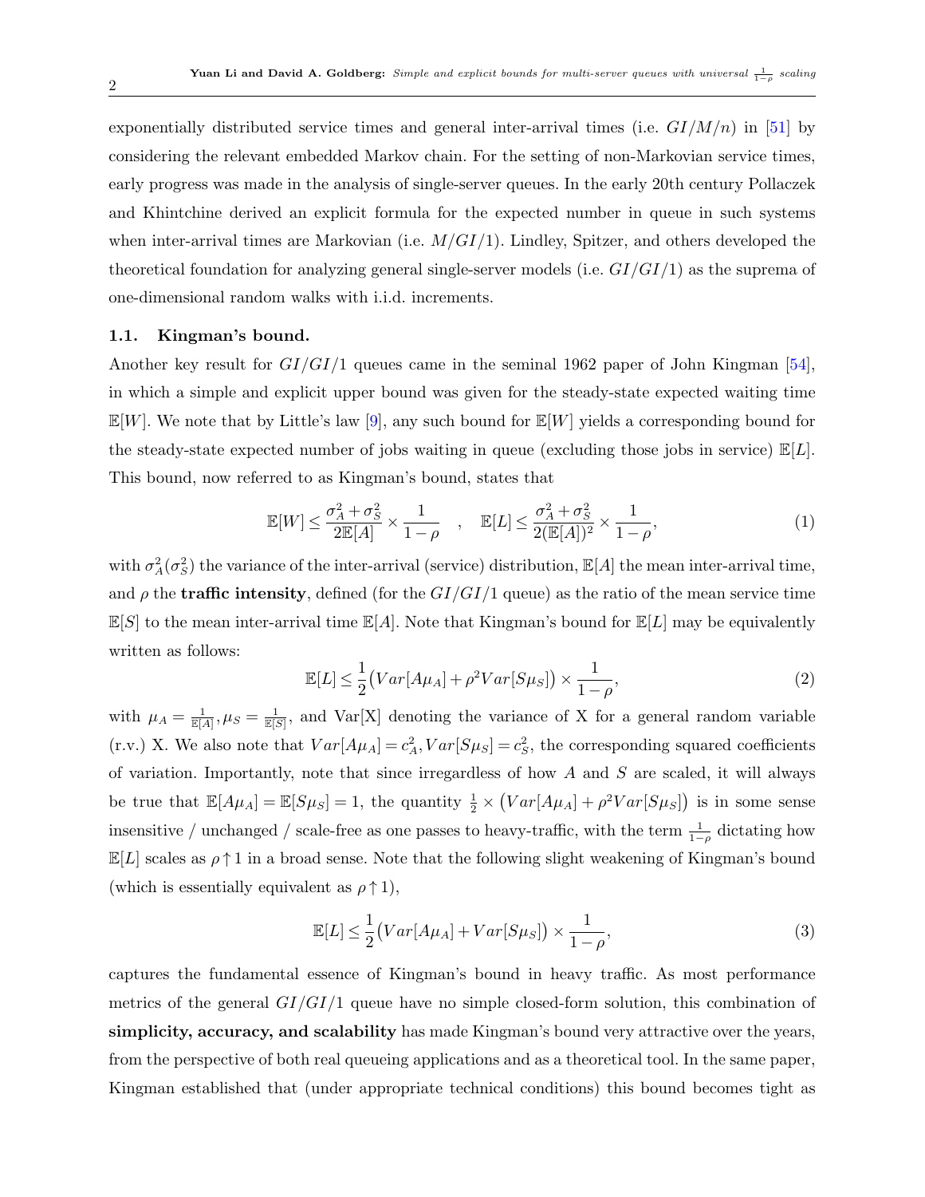exponentially distributed service times and general inter-arrival times (i.e. $GI/M/n$) in [51] by considering the relevant embedded Markov chain. For the setting of non-Markovian service times, early progress was made in the analysis of single-server queues. In the early 20th century Pollaczek and Khintchine derived an explicit formula for the expected number in queue in such systems when inter-arrival times are Markovian (i.e. $M/GI/1$). Lindley, Spitzer, and others developed the theoretical foundation for analyzing general single-server models (i.e. $GI/GI/1$) as the suprema of one-dimensional random walks with i.i.d. increments.

### 1.1. Kingman's bound.

Another key result for $GI/GI/1$ queues came in the seminal 1962 paper of John Kingman [54], in which a simple and explicit upper bound was given for the steady-state expected waiting time $\mathbb{E}[W]$. We note that by Little's law [9], any such bound for $\mathbb{E}[W]$ yields a corresponding bound for the steady-state expected number of jobs waiting in queue (excluding those jobs in service) $\mathbb{E}[L]$. This bound, now referred to as Kingman's bound, states that

$$\mathbb{E}[W] \leq \frac{\sigma_A^2 + \sigma_S^2}{2\mathbb{E}[A]} \times \frac{1}{1-\rho} \quad , \quad \mathbb{E}[L] \leq \frac{\sigma_A^2 + \sigma_S^2}{2(\mathbb{E}[A])^2} \times \frac{1}{1-\rho}, \tag{1}$$

with $\sigma_A^2(\sigma_S^2)$ the variance of the inter-arrival (service) distribution, $\mathbb{E}[A]$ the mean inter-arrival time, and $\rho$ the **traffic intensity**, defined (for the $GI/GI/1$ queue) as the ratio of the mean service time $\mathbb{E}[S]$ to the mean inter-arrival time $\mathbb{E}[A]$. Note that Kingman's bound for $\mathbb{E}[L]$ may be equivalently written as follows:

$$\mathbb{E}[L] \leq \frac{1}{2}\big(Var[A\mu_A] + \rho^2 Var[S\mu_S]\big) \times \frac{1}{1-\rho}, \tag{2}$$

with $\mu_A = \frac{1}{\mathbb{E}[A]}, \mu_S = \frac{1}{\mathbb{E}[S]}$, and Var[X] denoting the variance of X for a general random variable (r.v.) X. We also note that $Var[A\mu_A] = c_A^2, Var[S\mu_S] = c_S^2$, the corresponding squared coefficients of variation. Importantly, note that since irregardless of how $A$ and $S$ are scaled, it will always be true that $\mathbb{E}[A\mu_A] = \mathbb{E}[S\mu_S] = 1$, the quantity $\frac{1}{2} \times \big(Var[A\mu_A] + \rho^2 Var[S\mu_S]\big)$ is in some sense insensitive / unchanged / scale-free as one passes to heavy-traffic, with the term $\frac{1}{1-\rho}$ dictating how $\mathbb{E}[L]$ scales as $\rho \uparrow 1$ in a broad sense. Note that the following slight weakening of Kingman's bound (which is essentially equivalent as $\rho \uparrow 1$),

$$\mathbb{E}[L] \leq \frac{1}{2}\big(Var[A\mu_A] + Var[S\mu_S]\big) \times \frac{1}{1-\rho}, \tag{3}$$

captures the fundamental essence of Kingman's bound in heavy traffic. As most performance metrics of the general $GI/GI/1$ queue have no simple closed-form solution, this combination of **simplicity, accuracy, and scalability** has made Kingman's bound very attractive over the years, from the perspective of both real queueing applications and as a theoretical tool. In the same paper, Kingman established that (under appropriate technical conditions) this bound becomes tight as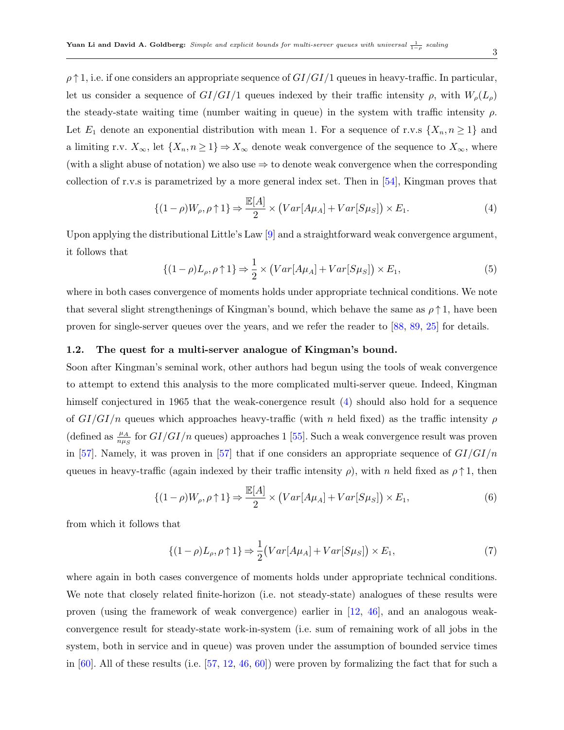$\rho \uparrow 1$, i.e. if one considers an appropriate sequence of $GI/GI/1$ queues in heavy-traffic. In particular, let us consider a sequence of $GI/GI/1$ queues indexed by their traffic intensity $\rho$, with $W_\rho(L_\rho)$ the steady-state waiting time (number waiting in queue) in the system with traffic intensity $\rho$. Let $E_1$ denote an exponential distribution with mean 1. For a sequence of r.v.s $\{X_n, n \geq 1\}$ and a limiting r.v. $X_\infty$, let $\{X_n, n \geq 1\} \Rightarrow X_\infty$ denote weak convergence of the sequence to $X_\infty$, where (with a slight abuse of notation) we also use $\Rightarrow$ to denote weak convergence when the corresponding collection of r.v.s is parametrized by a more general index set. Then in [54], Kingman proves that

$$\{(1-\rho)W_\rho, \rho \uparrow 1\} \Rightarrow \frac{\mathbb{E}[A]}{2} \times \big(Var[A\mu_A] + Var[S\mu_S]\big) \times E_1. \tag{4}$$

Upon applying the distributional Little's Law [9] and a straightforward weak convergence argument, it follows that

$$\{(1-\rho)L_\rho, \rho \uparrow 1\} \Rightarrow \frac{1}{2} \times \big(Var[A\mu_A] + Var[S\mu_S]\big) \times E_1, \tag{5}$$

where in both cases convergence of moments holds under appropriate technical conditions. We note that several slight strengthenings of Kingman's bound, which behave the same as $\rho \uparrow 1$, have been proven for single-server queues over the years, and we refer the reader to [88, 89, 25] for details.

### 1.2. The quest for a multi-server analogue of Kingman's bound.

Soon after Kingman's seminal work, other authors had begun using the tools of weak convergence to attempt to extend this analysis to the more complicated multi-server queue. Indeed, Kingman himself conjectured in 1965 that the weak-conergence result (4) should also hold for a sequence of $GI/GI/n$ queues which approaches heavy-traffic (with $n$ held fixed) as the traffic intensity $\rho$ (defined as $\frac{\mu_A}{n\mu_S}$ for $GI/GI/n$ queues) approaches 1 [55]. Such a weak convergence result was proven in [57]. Namely, it was proven in [57] that if one considers an appropriate sequence of $GI/GI/n$ queues in heavy-traffic (again indexed by their traffic intensity $\rho$), with $n$ held fixed as $\rho \uparrow 1$, then

$$\{(1-\rho)W_\rho, \rho \uparrow 1\} \Rightarrow \frac{\mathbb{E}[A]}{2} \times \big(Var[A\mu_A] + Var[S\mu_S]\big) \times E_1, \tag{6}$$

from which it follows that

$$\{(1-\rho)L_\rho, \rho \uparrow 1\} \Rightarrow \frac{1}{2}\big(Var[A\mu_A] + Var[S\mu_S]\big) \times E_1, \tag{7}$$

where again in both cases convergence of moments holds under appropriate technical conditions. We note that closely related finite-horizon (i.e. not steady-state) analogues of these results were proven (using the framework of weak convergence) earlier in [12, 46], and an analogous weak-convergence result for steady-state work-in-system (i.e. sum of remaining work of all jobs in the system, both in service and in queue) was proven under the assumption of bounded service times in [60]. All of these results (i.e. [57, 12, 46, 60]) were proven by formalizing the fact that for such a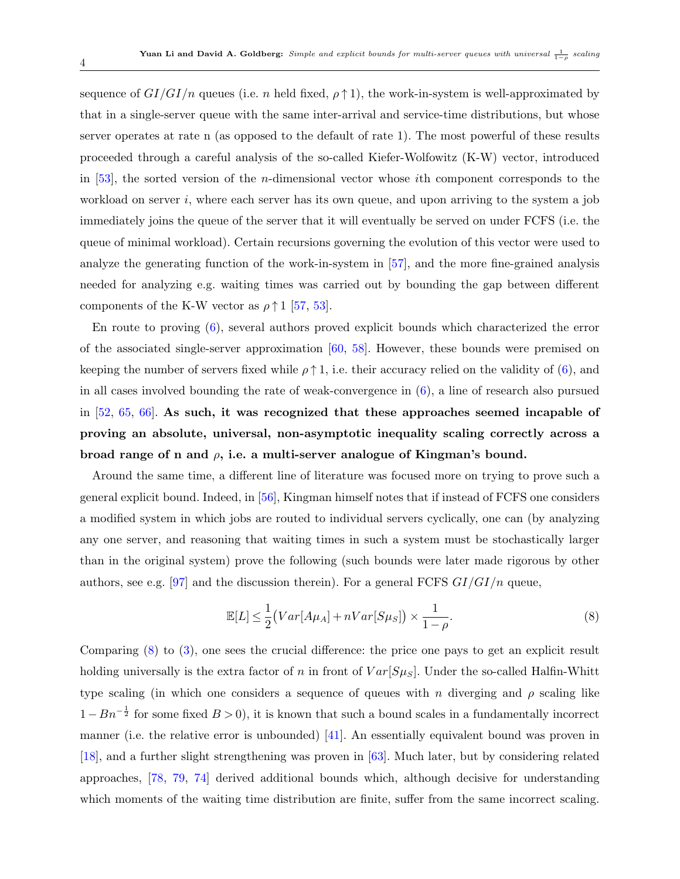sequence of $GI/GI/n$ queues (i.e. $n$ held fixed, $\rho \uparrow 1$), the work-in-system is well-approximated by that in a single-server queue with the same inter-arrival and service-time distributions, but whose server operates at rate n (as opposed to the default of rate 1). The most powerful of these results proceeded through a careful analysis of the so-called Kiefer-Wolfowitz (K-W) vector, introduced in [53], the sorted version of the $n$-dimensional vector whose $i$th component corresponds to the workload on server $i$, where each server has its own queue, and upon arriving to the system a job immediately joins the queue of the server that it will eventually be served on under FCFS (i.e. the queue of minimal workload). Certain recursions governing the evolution of this vector were used to analyze the generating function of the work-in-system in [57], and the more fine-grained analysis needed for analyzing e.g. waiting times was carried out by bounding the gap between different components of the K-W vector as $\rho \uparrow 1$ [57, 53].

En route to proving (6), several authors proved explicit bounds which characterized the error of the associated single-server approximation [60, 58]. However, these bounds were premised on keeping the number of servers fixed while $\rho \uparrow 1$, i.e. their accuracy relied on the validity of (6), and in all cases involved bounding the rate of weak-convergence in (6), a line of research also pursued in [52, 65, 66]. **As such, it was recognized that these approaches seemed incapable of proving an absolute, universal, non-asymptotic inequality scaling correctly across a broad range of n and $\rho$, i.e. a multi-server analogue of Kingman's bound.**

Around the same time, a different line of literature was focused more on trying to prove such a general explicit bound. Indeed, in [56], Kingman himself notes that if instead of FCFS one considers a modified system in which jobs are routed to individual servers cyclically, one can (by analyzing any one server, and reasoning that waiting times in such a system must be stochastically larger than in the original system) prove the following (such bounds were later made rigorous by other authors, see e.g. [97] and the discussion therein). For a general FCFS $GI/GI/n$ queue,

$$\mathbb{E}[L] \leq \frac{1}{2}\big(Var[A\mu_A] + nVar[S\mu_S]\big) \times \frac{1}{1-\rho}. \tag{8}$$

Comparing (8) to (3), one sees the crucial difference: the price one pays to get an explicit result holding universally is the extra factor of $n$ in front of $Var[S\mu_S]$. Under the so-called Halfin-Whitt type scaling (in which one considers a sequence of queues with $n$ diverging and $\rho$ scaling like $1 - Bn^{-\frac{1}{2}}$ for some fixed $B > 0$), it is known that such a bound scales in a fundamentally incorrect manner (i.e. the relative error is unbounded) [41]. An essentially equivalent bound was proven in [18], and a further slight strengthening was proven in [63]. Much later, but by considering related approaches, [78, 79, 74] derived additional bounds which, although decisive for understanding which moments of the waiting time distribution are finite, suffer from the same incorrect scaling.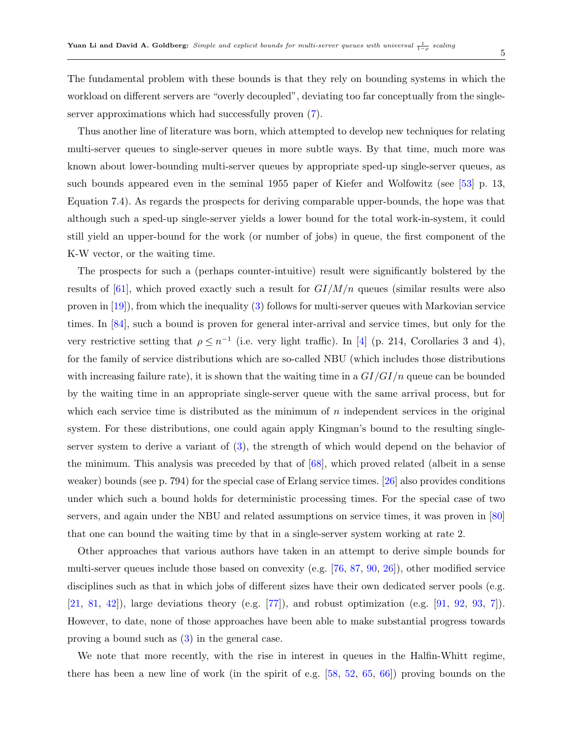The fundamental problem with these bounds is that they rely on bounding systems in which the workload on different servers are "overly decoupled", deviating too far conceptually from the single-server approximations which had successfully proven (7).

Thus another line of literature was born, which attempted to develop new techniques for relating multi-server queues to single-server queues in more subtle ways. By that time, much more was known about lower-bounding multi-server queues by appropriate sped-up single-server queues, as such bounds appeared even in the seminal 1955 paper of Kiefer and Wolfowitz (see [53] p. 13, Equation 7.4). As regards the prospects for deriving comparable upper-bounds, the hope was that although such a sped-up single-server yields a lower bound for the total work-in-system, it could still yield an upper-bound for the work (or number of jobs) in queue, the first component of the K-W vector, or the waiting time.

The prospects for such a (perhaps counter-intuitive) result were significantly bolstered by the results of [61], which proved exactly such a result for $GI/M/n$ queues (similar results were also proven in [19]), from which the inequality (3) follows for multi-server queues with Markovian service times. In [84], such a bound is proven for general inter-arrival and service times, but only for the very restrictive setting that $\rho \leq n^{-1}$ (i.e. very light traffic). In [4] (p. 214, Corollaries 3 and 4), for the family of service distributions which are so-called NBU (which includes those distributions with increasing failure rate), it is shown that the waiting time in a $GI/GI/n$ queue can be bounded by the waiting time in an appropriate single-server queue with the same arrival process, but for which each service time is distributed as the minimum of $n$ independent services in the original system. For these distributions, one could again apply Kingman's bound to the resulting single-server system to derive a variant of (3), the strength of which would depend on the behavior of the minimum. This analysis was preceded by that of [68], which proved related (albeit in a sense weaker) bounds (see p. 794) for the special case of Erlang service times. [26] also provides conditions under which such a bound holds for deterministic processing times. For the special case of two servers, and again under the NBU and related assumptions on service times, it was proven in [80] that one can bound the waiting time by that in a single-server system working at rate 2.

Other approaches that various authors have taken in an attempt to derive simple bounds for multi-server queues include those based on convexity (e.g. [76, 87, 90, 26]), other modified service disciplines such as that in which jobs of different sizes have their own dedicated server pools (e.g. [21, 81, 42]), large deviations theory (e.g. [77]), and robust optimization (e.g. [91, 92, 93, 7]). However, to date, none of those approaches have been able to make substantial progress towards proving a bound such as (3) in the general case.

We note that more recently, with the rise in interest in queues in the Halfin-Whitt regime, there has been a new line of work (in the spirit of e.g. [58, 52, 65, 66]) proving bounds on the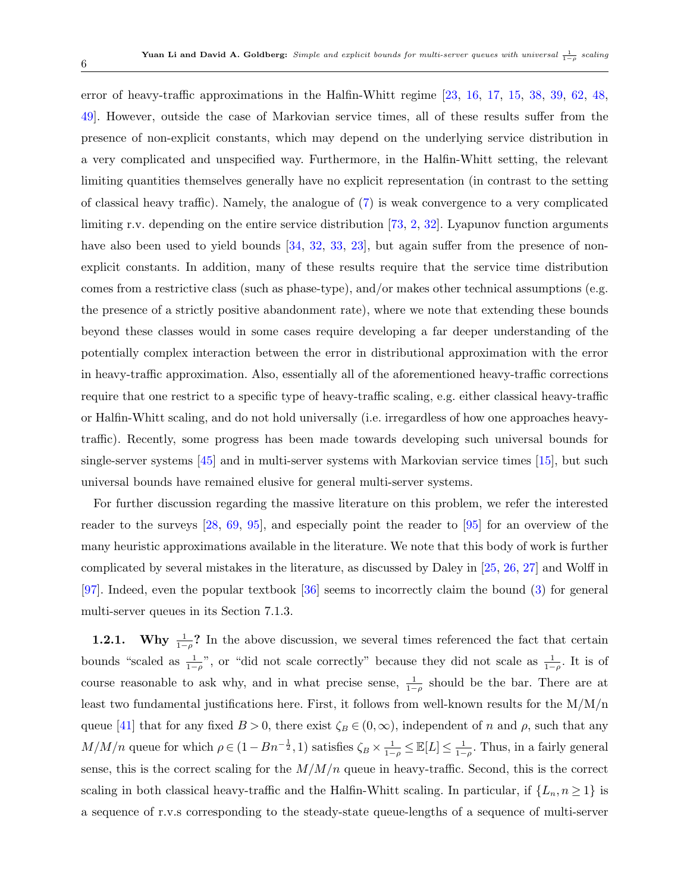error of heavy-traffic approximations in the Halfin-Whitt regime [23, 16, 17, 15, 38, 39, 62, 48, 49]. However, outside the case of Markovian service times, all of these results suffer from the presence of non-explicit constants, which may depend on the underlying service distribution in a very complicated and unspecified way. Furthermore, in the Halfin-Whitt setting, the relevant limiting quantities themselves generally have no explicit representation (in contrast to the setting of classical heavy traffic). Namely, the analogue of (7) is weak convergence to a very complicated limiting r.v. depending on the entire service distribution [73, 2, 32]. Lyapunov function arguments have also been used to yield bounds [34, 32, 33, 23], but again suffer from the presence of non-explicit constants. In addition, many of these results require that the service time distribution comes from a restrictive class (such as phase-type), and/or makes other technical assumptions (e.g. the presence of a strictly positive abandonment rate), where we note that extending these bounds beyond these classes would in some cases require developing a far deeper understanding of the potentially complex interaction between the error in distributional approximation with the error in heavy-traffic approximation. Also, essentially all of the aforementioned heavy-traffic corrections require that one restrict to a specific type of heavy-traffic scaling, e.g. either classical heavy-traffic or Halfin-Whitt scaling, and do not hold universally (i.e. irregardless of how one approaches heavy-traffic). Recently, some progress has been made towards developing such universal bounds for single-server systems [45] and in multi-server systems with Markovian service times [15], but such universal bounds have remained elusive for general multi-server systems.

For further discussion regarding the massive literature on this problem, we refer the interested reader to the surveys [28, 69, 95], and especially point the reader to [95] for an overview of the many heuristic approximations available in the literature. We note that this body of work is further complicated by several mistakes in the literature, as discussed by Daley in [25, 26, 27] and Wolff in [97]. Indeed, even the popular textbook [36] seems to incorrectly claim the bound (3) for general multi-server queues in its Section 7.1.3.

**1.2.1. Why $\frac{1}{1-\rho}$?** In the above discussion, we several times referenced the fact that certain bounds "scaled as $\frac{1}{1-\rho}$", or "did not scale correctly" because they did not scale as $\frac{1}{1-\rho}$. It is of course reasonable to ask why, and in what precise sense, $\frac{1}{1-\rho}$ should be the bar. There are at least two fundamental justifications here. First, it follows from well-known results for the M/M/n queue [41] that for any fixed $B > 0$, there exist $\zeta_B \in (0, \infty)$, independent of $n$ and $\rho$, such that any $M/M/n$ queue for which $\rho \in (1 - Bn^{-\frac{1}{2}}, 1)$ satisfies $\zeta_B \times \frac{1}{1-\rho} \leq \mathbb{E}[L] \leq \frac{1}{1-\rho}$. Thus, in a fairly general sense, this is the correct scaling for the $M/M/n$ queue in heavy-traffic. Second, this is the correct scaling in both classical heavy-traffic and the Halfin-Whitt scaling. In particular, if $\{L_n, n \geq 1\}$ is a sequence of r.v.s corresponding to the steady-state queue-lengths of a sequence of multi-server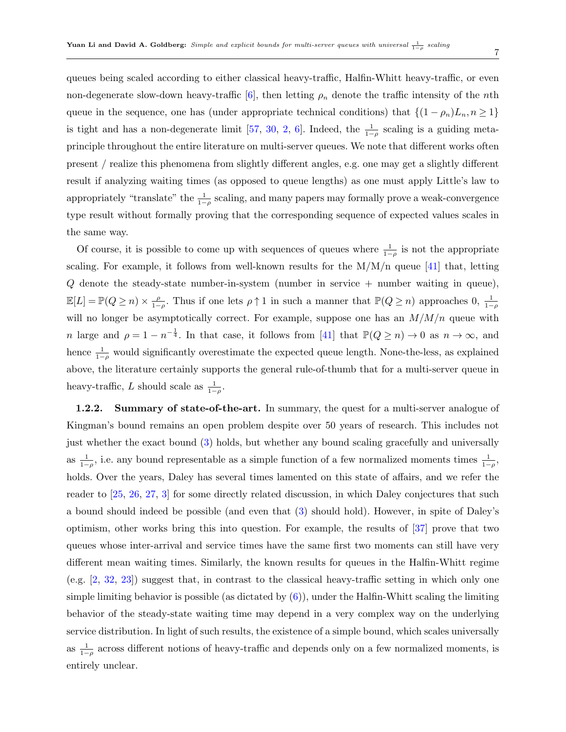queues being scaled according to either classical heavy-traffic, Halfin-Whitt heavy-traffic, or even non-degenerate slow-down heavy-traffic [6], then letting $\rho_n$ denote the traffic intensity of the $n$th queue in the sequence, one has (under appropriate technical conditions) that $\{(1-\rho_n)L_n, n \geq 1\}$ is tight and has a non-degenerate limit [57, 30, 2, 6]. Indeed, the $\frac{1}{1-\rho}$ scaling is a guiding meta-principle throughout the entire literature on multi-server queues. We note that different works often present / realize this phenomena from slightly different angles, e.g. one may get a slightly different result if analyzing waiting times (as opposed to queue lengths) as one must apply Little's law to appropriately "translate" the $\frac{1}{1-\rho}$ scaling, and many papers may formally prove a weak-convergence type result without formally proving that the corresponding sequence of expected values scales in the same way.

Of course, it is possible to come up with sequences of queues where $\frac{1}{1-\rho}$ is not the appropriate scaling. For example, it follows from well-known results for the M/M/n queue [41] that, letting $Q$ denote the steady-state number-in-system (number in service + number waiting in queue), $\mathbb{E}[L] = \mathbb{P}(Q \geq n) \times \frac{\rho}{1-\rho}$. Thus if one lets $\rho \uparrow 1$ in such a manner that $\mathbb{P}(Q \geq n)$ approaches 0, $\frac{1}{1-\rho}$ will no longer be asymptotically correct. For example, suppose one has an $M/M/n$ queue with $n$ large and $\rho = 1 - n^{-\frac{1}{4}}$. In that case, it follows from [41] that $\mathbb{P}(Q \geq n) \rightarrow 0$ as $n \rightarrow \infty$, and hence $\frac{1}{1-\rho}$ would significantly overestimate the expected queue length. None-the-less, as explained above, the literature certainly supports the general rule-of-thumb that for a multi-server queue in heavy-traffic, $L$ should scale as $\frac{1}{1-\rho}$.

**1.2.2. Summary of state-of-the-art.** In summary, the quest for a multi-server analogue of Kingman's bound remains an open problem despite over 50 years of research. This includes not just whether the exact bound (3) holds, but whether any bound scaling gracefully and universally as $\frac{1}{1-\rho}$, i.e. any bound representable as a simple function of a few normalized moments times $\frac{1}{1-\rho}$, holds. Over the years, Daley has several times lamented on this state of affairs, and we refer the reader to [25, 26, 27, 3] for some directly related discussion, in which Daley conjectures that such a bound should indeed be possible (and even that (3) should hold). However, in spite of Daley's optimism, other works bring this into question. For example, the results of [37] prove that two queues whose inter-arrival and service times have the same first two moments can still have very different mean waiting times. Similarly, the known results for queues in the Halfin-Whitt regime (e.g. [2, 32, 23]) suggest that, in contrast to the classical heavy-traffic setting in which only one simple limiting behavior is possible (as dictated by (6)), under the Halfin-Whitt scaling the limiting behavior of the steady-state waiting time may depend in a very complex way on the underlying service distribution. In light of such results, the existence of a simple bound, which scales universally as $\frac{1}{1-\rho}$ across different notions of heavy-traffic and depends only on a few normalized moments, is entirely unclear.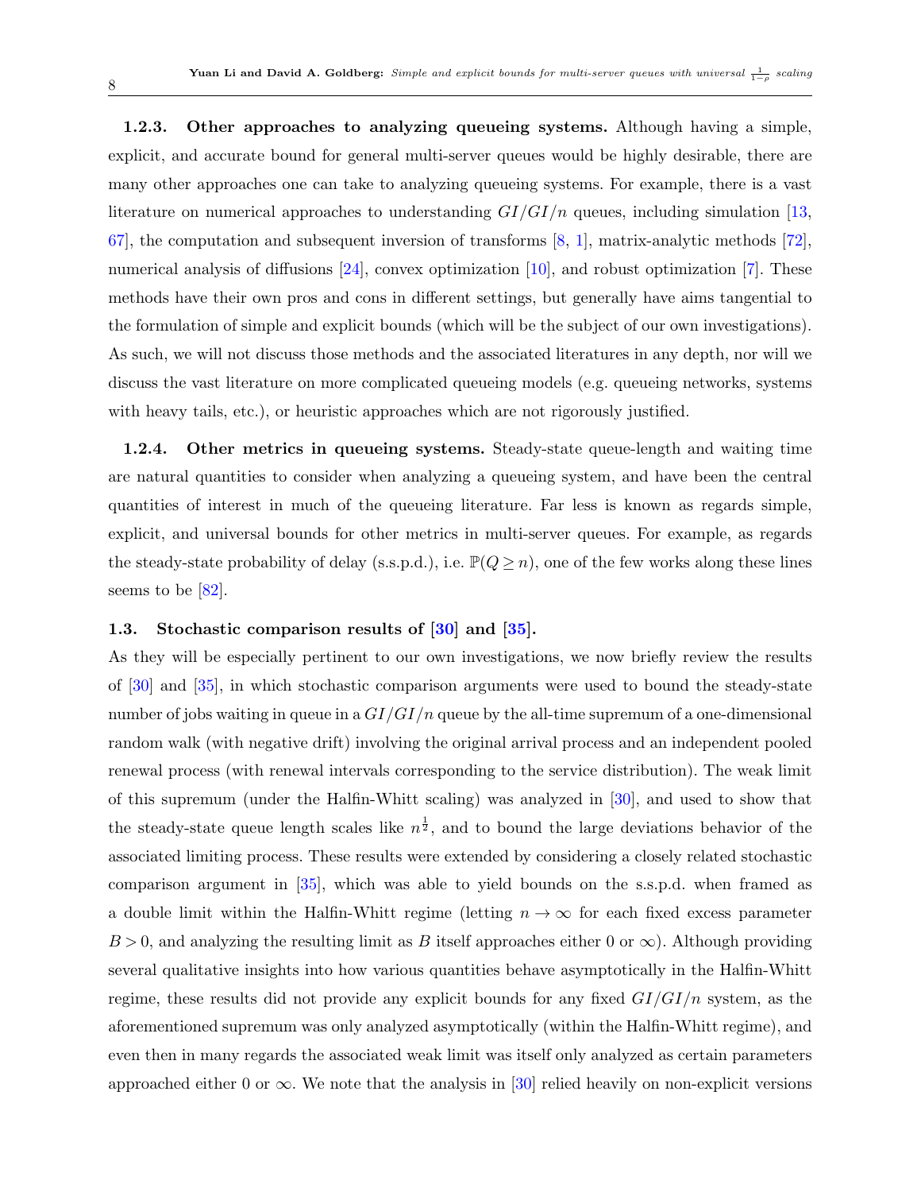**1.2.3. Other approaches to analyzing queueing systems.** Although having a simple, explicit, and accurate bound for general multi-server queues would be highly desirable, there are many other approaches one can take to analyzing queueing systems. For example, there is a vast literature on numerical approaches to understanding $GI/GI/n$ queues, including simulation [13, 67], the computation and subsequent inversion of transforms [8, 1], matrix-analytic methods [72], numerical analysis of diffusions [24], convex optimization [10], and robust optimization [7]. These methods have their own pros and cons in different settings, but generally have aims tangential to the formulation of simple and explicit bounds (which will be the subject of our own investigations). As such, we will not discuss those methods and the associated literatures in any depth, nor will we discuss the vast literature on more complicated queueing models (e.g. queueing networks, systems with heavy tails, etc.), or heuristic approaches which are not rigorously justified.

**1.2.4. Other metrics in queueing systems.** Steady-state queue-length and waiting time are natural quantities to consider when analyzing a queueing system, and have been the central quantities of interest in much of the queueing literature. Far less is known as regards simple, explicit, and universal bounds for other metrics in multi-server queues. For example, as regards the steady-state probability of delay (s.s.p.d.), i.e. $\mathbb{P}(Q \geq n)$, one of the few works along these lines seems to be [82].

### 1.3. Stochastic comparison results of [30] and [35].

As they will be especially pertinent to our own investigations, we now briefly review the results of [30] and [35], in which stochastic comparison arguments were used to bound the steady-state number of jobs waiting in queue in a $GI/GI/n$ queue by the all-time supremum of a one-dimensional random walk (with negative drift) involving the original arrival process and an independent pooled renewal process (with renewal intervals corresponding to the service distribution). The weak limit of this supremum (under the Halfin-Whitt scaling) was analyzed in [30], and used to show that the steady-state queue length scales like $n^{\frac{1}{2}}$, and to bound the large deviations behavior of the associated limiting process. These results were extended by considering a closely related stochastic comparison argument in [35], which was able to yield bounds on the s.s.p.d. when framed as a double limit within the Halfin-Whitt regime (letting $n \to \infty$ for each fixed excess parameter $B > 0$, and analyzing the resulting limit as $B$ itself approaches either 0 or $\infty$). Although providing several qualitative insights into how various quantities behave asymptotically in the Halfin-Whitt regime, these results did not provide any explicit bounds for any fixed $GI/GI/n$ system, as the aforementioned supremum was only analyzed asymptotically (within the Halfin-Whitt regime), and even then in many regards the associated weak limit was itself only analyzed as certain parameters approached either 0 or $\infty$. We note that the analysis in [30] relied heavily on non-explicit versions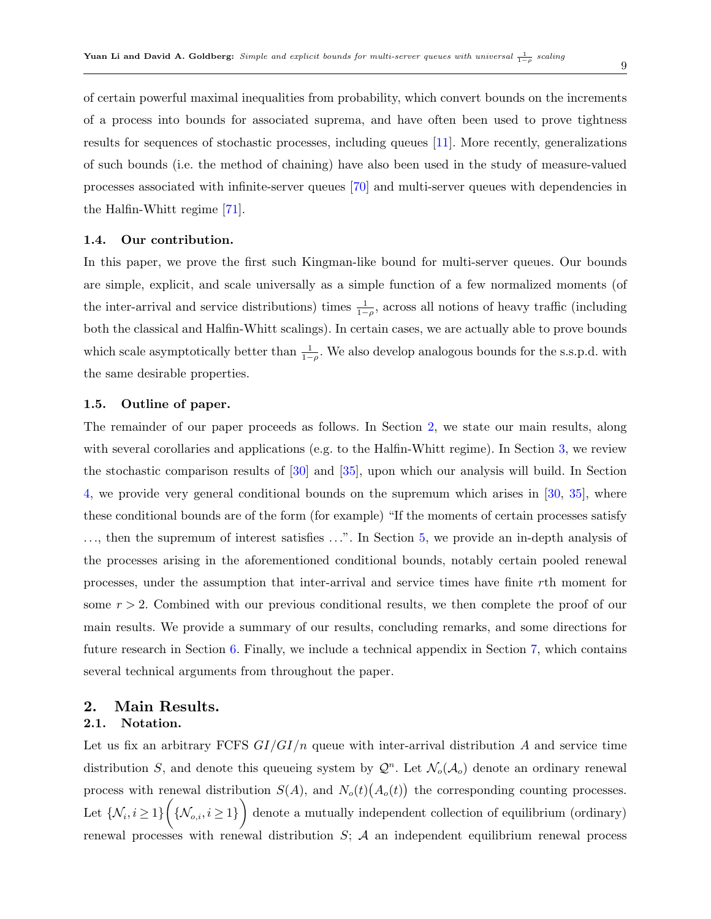of certain powerful maximal inequalities from probability, which convert bounds on the increments of a process into bounds for associated suprema, and have often been used to prove tightness results for sequences of stochastic processes, including queues [11]. More recently, generalizations of such bounds (i.e. the method of chaining) have also been used in the study of measure-valued processes associated with infinite-server queues [70] and multi-server queues with dependencies in the Halfin-Whitt regime [71].

### 1.4. Our contribution.

In this paper, we prove the first such Kingman-like bound for multi-server queues. Our bounds are simple, explicit, and scale universally as a simple function of a few normalized moments (of the inter-arrival and service distributions) times $\frac{1}{1-\rho}$, across all notions of heavy traffic (including both the classical and Halfin-Whitt scalings). In certain cases, we are actually able to prove bounds which scale asymptotically better than $\frac{1}{1-\rho}$. We also develop analogous bounds for the s.s.p.d. with the same desirable properties.

### 1.5. Outline of paper.

The remainder of our paper proceeds as follows. In Section 2, we state our main results, along with several corollaries and applications (e.g. to the Halfin-Whitt regime). In Section 3, we review the stochastic comparison results of [30] and [35], upon which our analysis will build. In Section 4, we provide very general conditional bounds on the supremum which arises in [30, 35], where these conditional bounds are of the form (for example) "If the moments of certain processes satisfy ..., then the supremum of interest satisfies ...". In Section 5, we provide an in-depth analysis of the processes arising in the aforementioned conditional bounds, notably certain pooled renewal processes, under the assumption that inter-arrival and service times have finite $r$th moment for some $r > 2$. Combined with our previous conditional results, we then complete the proof of our main results. We provide a summary of our results, concluding remarks, and some directions for future research in Section 6. Finally, we include a technical appendix in Section 7, which contains several technical arguments from throughout the paper.

## 2. Main Results.

### 2.1. Notation.

Let us fix an arbitrary FCFS $GI/GI/n$ queue with inter-arrival distribution $A$ and service time distribution $S$, and denote this queueing system by $\mathcal{Q}^n$. Let $\mathcal{N}_o(\mathcal{A}_o)$ denote an ordinary renewal process with renewal distribution $S(A)$, and $N_o(t)\big(A_o(t)\big)$ the corresponding counting processes. Let $\{\mathcal{N}_i, i \geq 1\}\left(\{\mathcal{N}_{o,i}, i \geq 1\}\right)$ denote a mutually independent collection of equilibrium (ordinary) renewal processes with renewal distribution $S$; $\mathcal{A}$ an independent equilibrium renewal process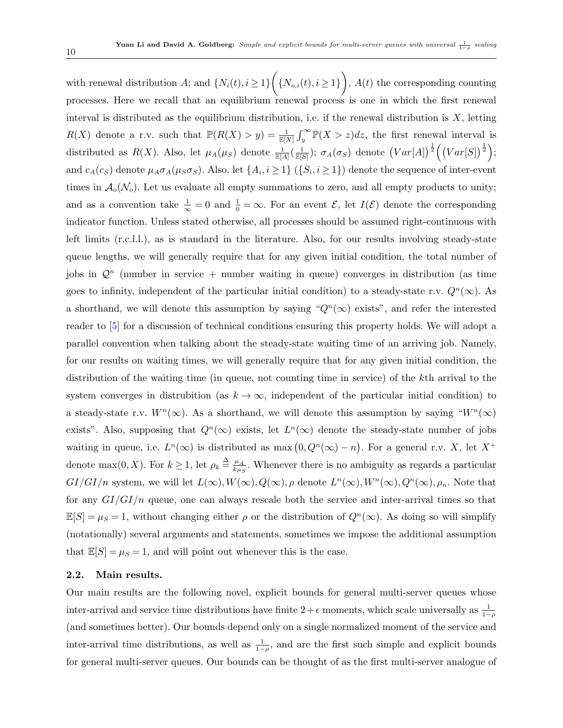with renewal distribution $A$; and $\{N_i(t), i \geq 1\}\Big(\{N_{o,i}(t), i \geq 1\}\Big)$, $A(t)$ the corresponding counting processes. Here we recall that an equilibrium renewal process is one in which the first renewal interval is distributed as the equilibrium distribution, i.e. if the renewal distribution is $X$, letting $R(X)$ denote a r.v. such that $\mathbb{P}(R(X) > y) = \frac{1}{\mathbb{E}[X]}\int_y^{\infty} \mathbb{P}(X > z)dz$, the first renewal interval is distributed as $R(X)$. Also, let $\mu_A(\mu_S)$ denote $\frac{1}{\mathbb{E}[A]}(\frac{1}{\mathbb{E}[S]})$; $\sigma_A(\sigma_S)$ denote $\big(Var[A]\big)^{\frac{1}{2}}\Big(\big(Var[S]\big)^{\frac{1}{2}}\Big)$; and $c_A(c_S)$ denote $\mu_A\sigma_A(\mu_S\sigma_S)$. Also, let $\{A_i, i \geq 1\}$ ($\{S_i, i \geq 1\}$) denote the sequence of inter-event times in $\mathcal{A}_o(\mathcal{N}_o)$. Let us evaluate all empty summations to zero, and all empty products to unity; and as a convention take $\frac{1}{\infty} = 0$ and $\frac{1}{0} = \infty$. For an event $\mathcal{E}$, let $I(\mathcal{E})$ denote the corresponding indicator function. Unless stated otherwise, all processes should be assumed right-continuous with left limits (r.c.l.l.), as is standard in the literature. Also, for our results involving steady-state queue lengths, we will generally require that for any given initial condition, the total number of jobs in $\mathcal{Q}^n$ (number in service + number waiting in queue) converges in distribution (as time goes to infinity, independent of the particular initial condition) to a steady-state r.v. $Q^n(\infty)$. As a shorthand, we will denote this assumption by saying "$Q^n(\infty)$ exists", and refer the interested reader to [5] for a discussion of technical conditions ensuring this property holds. We will adopt a parallel convention when talking about the steady-state waiting time of an arriving job. Namely, for our results on waiting times, we will generally require that for any given initial condition, the distribution of the waiting time (in queue, not counting time in service) of the $k$th arrival to the system converges in distrubition (as $k \to \infty$, independent of the particular initial condition) to a steady-state r.v. $W^n(\infty)$. As a shorthand, we will denote this assumption by saying "$W^n(\infty)$ exists". Also, supposing that $Q^n(\infty)$ exists, let $L^n(\infty)$ denote the steady-state number of jobs waiting in queue, i.e. $L^n(\infty)$ is distributed as $\max\big(0, Q^n(\infty) - n\big)$. For a general r.v. $X$, let $X^+$ denote $\max(0, X)$. For $k \geq 1$, let $\rho_k \stackrel{\Delta}{=} \frac{\mu_A}{k\mu_S}$. Whenever there is no ambiguity as regards a particular $GI/GI/n$ system, we will let $L(\infty), W(\infty), Q(\infty), \rho$ denote $L^n(\infty), W^n(\infty), Q^n(\infty), \rho_n$. Note that for any $GI/GI/n$ queue, one can always rescale both the service and inter-arrival times so that $\mathbb{E}[S] = \mu_S = 1$, without changing either $\rho$ or the distribution of $Q^n(\infty)$. As doing so will simplify (notationally) several arguments and statements, sometimes we impose the additional assumption that $\mathbb{E}[S] = \mu_S = 1$, and will point out whenever this is the case.

## 2.2. Main results.

Our main results are the following novel, explicit bounds for general multi-server queues whose inter-arrival and service time distributions have finite $2+\epsilon$ moments, which scale universally as $\frac{1}{1-\rho}$ (and sometimes better). Our bounds depend only on a single normalized moment of the service and inter-arrival time distributions, as well as $\frac{1}{1-\rho}$, and are the first such simple and explicit bounds for general multi-server queues. Our bounds can be thought of as the first multi-server analogue of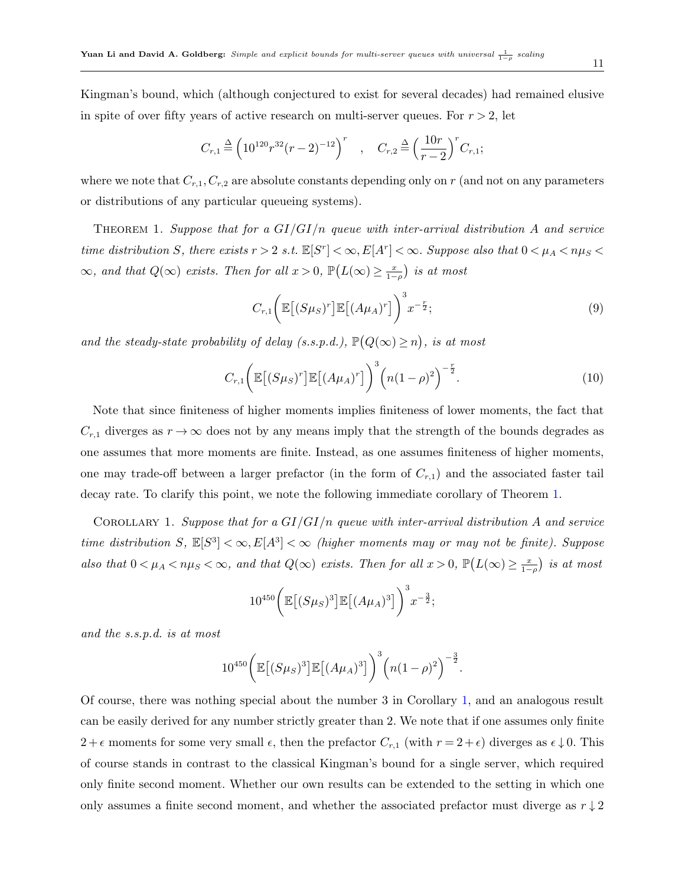Kingman's bound, which (although conjectured to exist for several decades) had remained elusive in spite of over fifty years of active research on multi-server queues. For $r > 2$, let

$$C_{r,1} \triangleq \Big(10^{120} r^{32} (r-2)^{-12}\Big)^r \quad , \quad C_{r,2} \triangleq \Big(\frac{10r}{r-2}\Big)^r C_{r,1};$$

where we note that $C_{r,1}, C_{r,2}$ are absolute constants depending only on $r$ (and not on any parameters or distributions of any particular queueing systems).

Theorem 1. *Suppose that for a $GI/GI/n$ queue with inter-arrival distribution $A$ and service time distribution $S$, there exists $r > 2$ s.t. $\mathbb{E}[S^r] < \infty, E[A^r] < \infty$. Suppose also that $0 < \mu_A < n\mu_S < \infty$, and that $Q(\infty)$ exists. Then for all $x > 0$, $\mathbb{P}\big(L(\infty) \geq \frac{x}{1-\rho}\big)$ is at most*

$$C_{r,1}\bigg(\mathbb{E}\big[(S\mu_S)^r\big]\mathbb{E}\big[(A\mu_A)^r\big]\bigg)^3 x^{-\frac{r}{2}}; \tag{9}$$

*and the steady-state probability of delay (s.s.p.d.), $\mathbb{P}\big(Q(\infty) \geq n\big)$, is at most*

$$C_{r,1}\bigg(\mathbb{E}\big[(S\mu_S)^r\big]\mathbb{E}\big[(A\mu_A)^r\big]\bigg)^3 \Big(n(1-\rho)^2\Big)^{-\frac{r}{2}}. \tag{10}$$

Note that since finiteness of higher moments implies finiteness of lower moments, the fact that $C_{r,1}$ diverges as $r \to \infty$ does not by any means imply that the strength of the bounds degrades as one assumes that more moments are finite. Instead, as one assumes finiteness of higher moments, one may trade-off between a larger prefactor (in the form of $C_{r,1}$) and the associated faster tail decay rate. To clarify this point, we note the following immediate corollary of Theorem 1.

Corollary 1. *Suppose that for a $GI/GI/n$ queue with inter-arrival distribution $A$ and service time distribution $S$, $\mathbb{E}[S^3] < \infty, E[A^3] < \infty$ (higher moments may or may not be finite). Suppose also that $0 < \mu_A < n\mu_S < \infty$, and that $Q(\infty)$ exists. Then for all $x > 0$, $\mathbb{P}\big(L(\infty) \geq \frac{x}{1-\rho}\big)$ is at most*

$$10^{450}\bigg(\mathbb{E}\big[(S\mu_S)^3\big]\mathbb{E}\big[(A\mu_A)^3\big]\bigg)^3 x^{-\frac{3}{2}};$$

*and the s.s.p.d. is at most*

$$10^{450}\bigg(\mathbb{E}\big[(S\mu_S)^3\big]\mathbb{E}\big[(A\mu_A)^3\big]\bigg)^3 \Big(n(1-\rho)^2\Big)^{-\frac{3}{2}}.$$

Of course, there was nothing special about the number 3 in Corollary 1, and an analogous result can be easily derived for any number strictly greater than 2. We note that if one assumes only finite $2+\epsilon$ moments for some very small $\epsilon$, then the prefactor $C_{r,1}$ (with $r = 2+\epsilon$) diverges as $\epsilon \downarrow 0$. This of course stands in contrast to the classical Kingman's bound for a single server, which required only finite second moment. Whether our own results can be extended to the setting in which one only assumes a finite second moment, and whether the associated prefactor must diverge as $r \downarrow 2$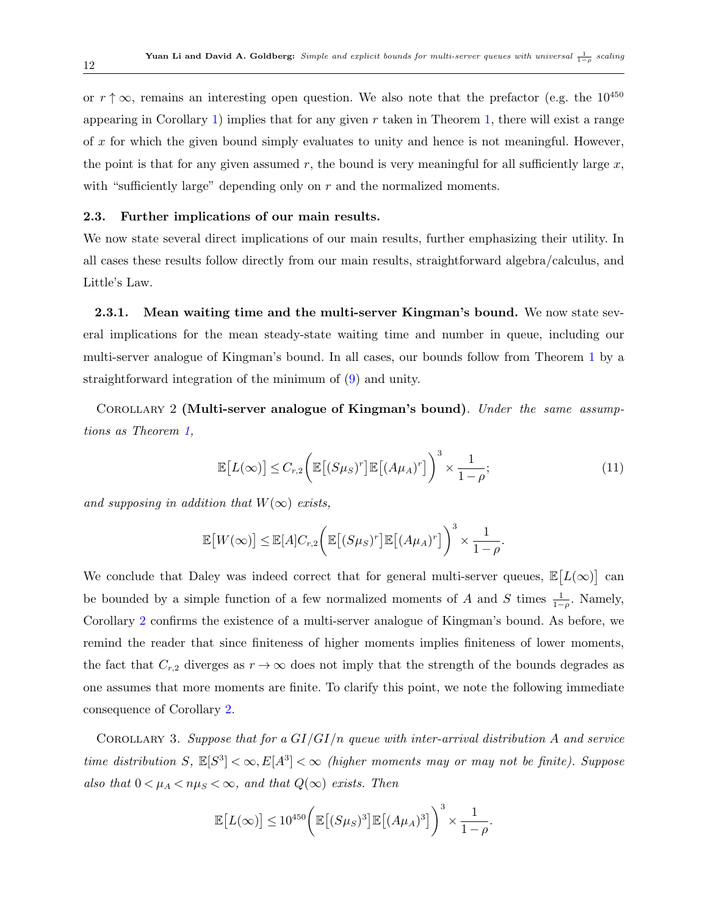or $r \uparrow \infty$, remains an interesting open question. We also note that the prefactor (e.g. the $10^{450}$ appearing in Corollary 1) implies that for any given $r$ taken in Theorem 1, there will exist a range of $x$ for which the given bound simply evaluates to unity and hence is not meaningful. However, the point is that for any given assumed $r$, the bound is very meaningful for all sufficiently large $x$, with "sufficiently large" depending only on $r$ and the normalized moments.

### 2.3. Further implications of our main results.

We now state several direct implications of our main results, further emphasizing their utility. In all cases these results follow directly from our main results, straightforward algebra/calculus, and Little's Law.

**2.3.1. Mean waiting time and the multi-server Kingman's bound.** We now state several implications for the mean steady-state waiting time and number in queue, including our multi-server analogue of Kingman's bound. In all cases, our bounds follow from Theorem 1 by a straightforward integration of the minimum of (9) and unity.

COROLLARY 2 **(Multi-server analogue of Kingman's bound)**. *Under the same assumptions as Theorem 1,*

$$\mathbb{E}\big[L(\infty)\big] \leq C_{r,2}\bigg(\mathbb{E}\big[(S\mu_S)^r\big]\mathbb{E}\big[(A\mu_A)^r\big]\bigg)^3 \times \frac{1}{1-\rho}; \tag{11}$$

*and supposing in addition that $W(\infty)$ exists,*

$$\mathbb{E}\big[W(\infty)\big] \leq \mathbb{E}[A]C_{r,2}\bigg(\mathbb{E}\big[(S\mu_S)^r\big]\mathbb{E}\big[(A\mu_A)^r\big]\bigg)^3 \times \frac{1}{1-\rho}.$$

We conclude that Daley was indeed correct that for general multi-server queues, $\mathbb{E}\big[L(\infty)\big]$ can be bounded by a simple function of a few normalized moments of $A$ and $S$ times $\frac{1}{1-\rho}$. Namely, Corollary 2 confirms the existence of a multi-server analogue of Kingman's bound. As before, we remind the reader that since finiteness of higher moments implies finiteness of lower moments, the fact that $C_{r,2}$ diverges as $r \to \infty$ does not imply that the strength of the bounds degrades as one assumes that more moments are finite. To clarify this point, we note the following immediate consequence of Corollary 2.

COROLLARY 3. *Suppose that for a $GI/GI/n$ queue with inter-arrival distribution $A$ and service time distribution $S$, $\mathbb{E}[S^3] < \infty, E[A^3] < \infty$ (higher moments may or may not be finite). Suppose also that $0 < \mu_A < n\mu_S < \infty$, and that $Q(\infty)$ exists. Then*

$$\mathbb{E}\big[L(\infty)\big] \leq 10^{450}\bigg(\mathbb{E}\big[(S\mu_S)^3\big]\mathbb{E}\big[(A\mu_A)^3\big]\bigg)^3 \times \frac{1}{1-\rho}.$$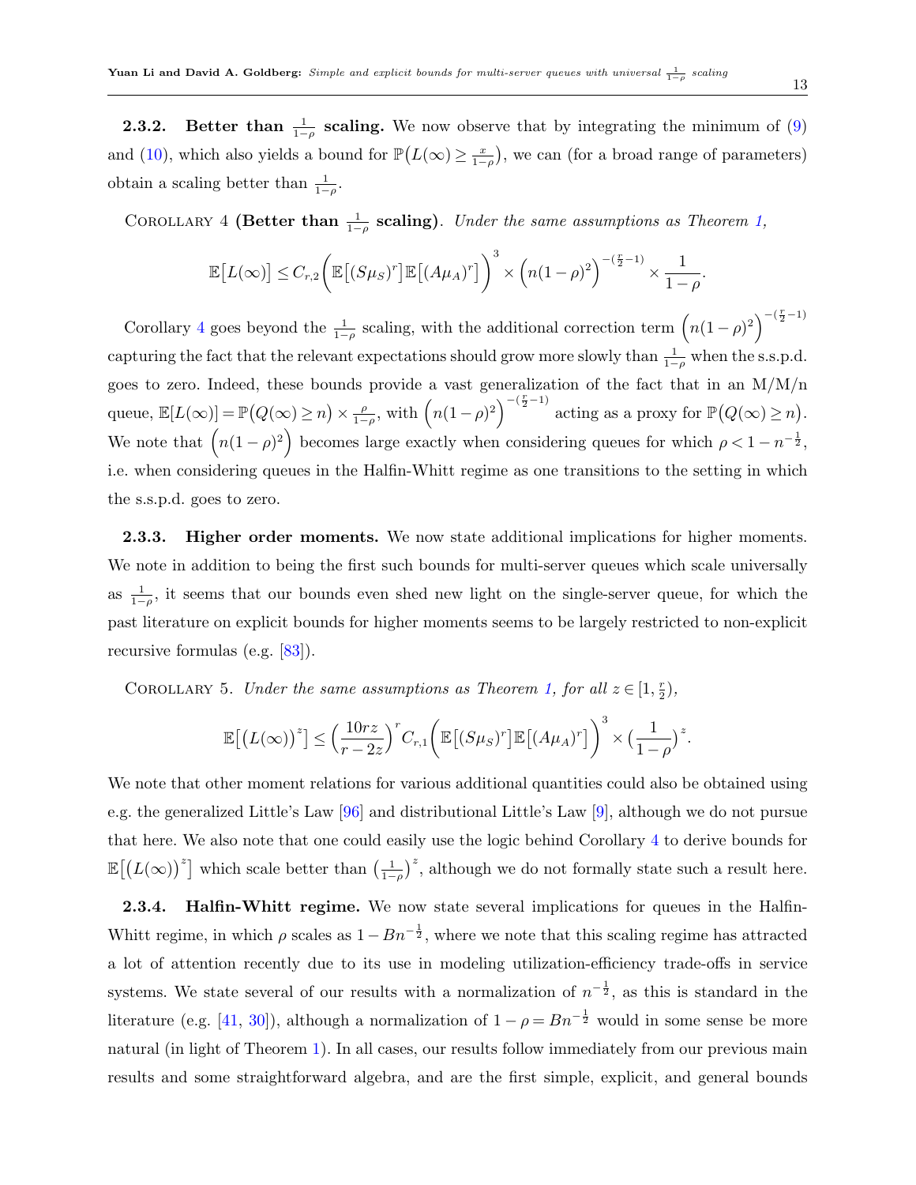**2.3.2. Better than $\frac{1}{1-\rho}$ scaling.** We now observe that by integrating the minimum of (9) and (10), which also yields a bound for $\mathbb{P}\big(L(\infty) \geq \frac{x}{1-\rho}\big)$, we can (for a broad range of parameters) obtain a scaling better than $\frac{1}{1-\rho}$.

COROLLARY 4 **(Better than $\frac{1}{1-\rho}$ scaling)**. *Under the same assumptions as Theorem 1,*

$$\mathbb{E}\big[L(\infty)\big] \leq C_{r,2}\bigg(\mathbb{E}\big[(S\mu_S)^r\big]\mathbb{E}\big[(A\mu_A)^r\big]\bigg)^3 \times \Big(n(1-\rho)^2\Big)^{-(\frac{r}{2}-1)} \times \frac{1}{1-\rho}.$$

Corollary 4 goes beyond the $\frac{1}{1-\rho}$ scaling, with the additional correction term $\Big(n(1-\rho)^2\Big)^{-(\frac{r}{2}-1)}$ capturing the fact that the relevant expectations should grow more slowly than $\frac{1}{1-\rho}$ when the s.s.p.d. goes to zero. Indeed, these bounds provide a vast generalization of the fact that in an M/M/n queue, $\mathbb{E}[L(\infty)] = \mathbb{P}\big(Q(\infty) \geq n\big) \times \frac{\rho}{1-\rho}$, with $\Big(n(1-\rho)^2\Big)^{-(\frac{r}{2}-1)}$ acting as a proxy for $\mathbb{P}\big(Q(\infty) \geq n\big)$. We note that $\Big(n(1-\rho)^2\Big)$ becomes large exactly when considering queues for which $\rho < 1 - n^{-\frac{1}{2}}$, i.e. when considering queues in the Halfin-Whitt regime as one transitions to the setting in which the s.s.p.d. goes to zero.

**2.3.3. Higher order moments.** We now state additional implications for higher moments. We note in addition to being the first such bounds for multi-server queues which scale universally as $\frac{1}{1-\rho}$, it seems that our bounds even shed new light on the single-server queue, for which the past literature on explicit bounds for higher moments seems to be largely restricted to non-explicit recursive formulas (e.g. [83]).

COROLLARY 5. *Under the same assumptions as Theorem 1, for all $z \in [1, \frac{r}{2})$,*

$$\mathbb{E}\big[\big(L(\infty)\big)^z\big] \leq \Big(\frac{10rz}{r-2z}\Big)^r C_{r,1}\bigg(\mathbb{E}\big[(S\mu_S)^r\big]\mathbb{E}\big[(A\mu_A)^r\big]\bigg)^3 \times \big(\frac{1}{1-\rho}\big)^z.$$

We note that other moment relations for various additional quantities could also be obtained using e.g. the generalized Little's Law [96] and distributional Little's Law [9], although we do not pursue that here. We also note that one could easily use the logic behind Corollary 4 to derive bounds for $\mathbb{E}\big[\big(L(\infty)\big)^z\big]$ which scale better than $\big(\frac{1}{1-\rho}\big)^z$, although we do not formally state such a result here.

**2.3.4. Halfin-Whitt regime.** We now state several implications for queues in the Halfin-Whitt regime, in which $\rho$ scales as $1 - Bn^{-\frac{1}{2}}$, where we note that this scaling regime has attracted a lot of attention recently due to its use in modeling utilization-efficiency trade-offs in service systems. We state several of our results with a normalization of $n^{-\frac{1}{2}}$, as this is standard in the literature (e.g. [41, 30]), although a normalization of $1 - \rho = Bn^{-\frac{1}{2}}$ would in some sense be more natural (in light of Theorem 1). In all cases, our results follow immediately from our previous main results and some straightforward algebra, and are the first simple, explicit, and general bounds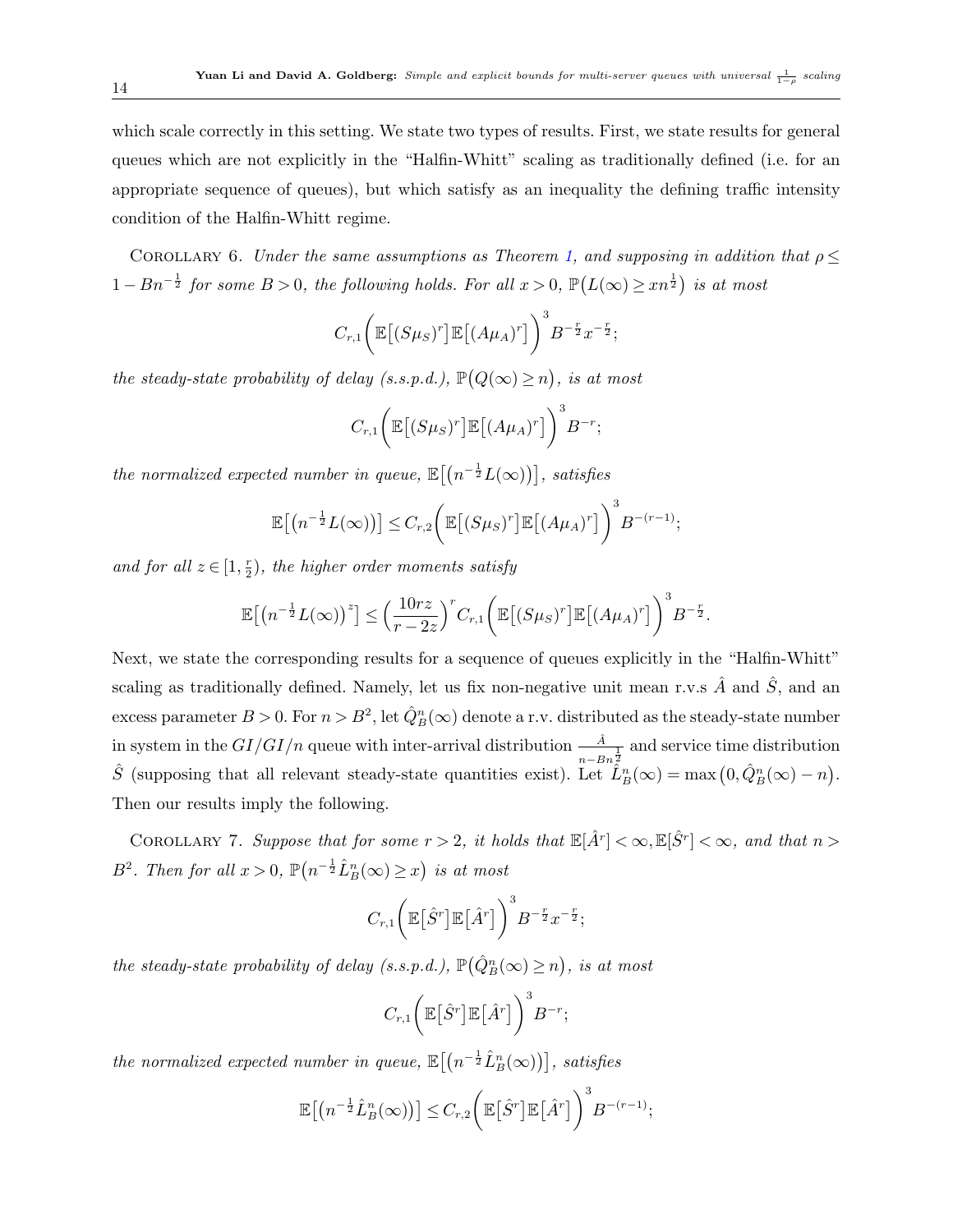which scale correctly in this setting. We state two types of results. First, we state results for general queues which are not explicitly in the "Halfin-Whitt" scaling as traditionally defined (i.e. for an appropriate sequence of queues), but which satisfy as an inequality the defining traffic intensity condition of the Halfin-Whitt regime.

Corollary 6. *Under the same assumptions as Theorem 1, and supposing in addition that $\rho \le 1 - Bn^{-\frac{1}{2}}$ for some $B > 0$, the following holds. For all $x > 0$, $\mathbb{P}\big(L(\infty) \ge xn^{\frac{1}{2}}\big)$ is at most*

$$C_{r,1}\bigg(\mathbb{E}\big[(S\mu_S)^r\big]\mathbb{E}\big[(A\mu_A)^r\big]\bigg)^3 B^{-\frac{r}{2}}x^{-\frac{r}{2}};$$

*the steady-state probability of delay (s.s.p.d.), $\mathbb{P}\big(Q(\infty) \ge n\big)$, is at most*

$$C_{r,1}\bigg(\mathbb{E}\big[(S\mu_S)^r\big]\mathbb{E}\big[(A\mu_A)^r\big]\bigg)^3 B^{-r};$$

*the normalized expected number in queue, $\mathbb{E}\big[\big(n^{-\frac{1}{2}}L(\infty)\big)\big]$, satisfies*

$$\mathbb{E}\big[\big(n^{-\frac{1}{2}}L(\infty)\big)\big] \le C_{r,2}\bigg(\mathbb{E}\big[(S\mu_S)^r\big]\mathbb{E}\big[(A\mu_A)^r\big]\bigg)^3 B^{-(r-1)};$$

*and for all $z \in [1, \frac{r}{2})$, the higher order moments satisfy*

$$\mathbb{E}\big[\big(n^{-\frac{1}{2}}L(\infty)\big)^z\big] \le \Big(\frac{10rz}{r-2z}\Big)^r C_{r,1}\bigg(\mathbb{E}\big[(S\mu_S)^r\big]\mathbb{E}\big[(A\mu_A)^r\big]\bigg)^3 B^{-\frac{r}{2}}.$$

Next, we state the corresponding results for a sequence of queues explicitly in the "Halfin-Whitt" scaling as traditionally defined. Namely, let us fix non-negative unit mean r.v.s $\hat{A}$ and $\hat{S}$, and an excess parameter $B > 0$. For $n > B^2$, let $\hat{Q}^n_B(\infty)$ denote a r.v. distributed as the steady-state number in system in the $GI/GI/n$ queue with inter-arrival distribution $\frac{\hat{A}}{n - Bn^{\frac{1}{2}}}$ and service time distribution $\hat{S}$ (supposing that all relevant steady-state quantities exist). Let $\hat{L}^n_B(\infty) = \max\big(0, \hat{Q}^n_B(\infty) - n\big)$. Then our results imply the following.

Corollary 7. *Suppose that for some $r > 2$, it holds that $\mathbb{E}[\hat{A}^r] < \infty, \mathbb{E}[\hat{S}^r] < \infty$, and that $n > B^2$. Then for all $x > 0$, $\mathbb{P}\big(n^{-\frac{1}{2}}\hat{L}^n_B(\infty) \ge x\big)$ is at most*

$$C_{r,1}\bigg(\mathbb{E}\big[\hat{S}^r\big]\mathbb{E}\big[\hat{A}^r\big]\bigg)^3 B^{-\frac{r}{2}}x^{-\frac{r}{2}};$$

*the steady-state probability of delay (s.s.p.d.), $\mathbb{P}\big(\hat{Q}^n_B(\infty) \ge n\big)$, is at most*

$$C_{r,1}\bigg(\mathbb{E}\big[\hat{S}^r\big]\mathbb{E}\big[\hat{A}^r\big]\bigg)^3 B^{-r};$$

*the normalized expected number in queue, $\mathbb{E}\big[\big(n^{-\frac{1}{2}}\hat{L}^n_B(\infty)\big)\big]$, satisfies*

$$\mathbb{E}\big[\big(n^{-\frac{1}{2}}\hat{L}^n_B(\infty)\big)\big] \le C_{r,2}\bigg(\mathbb{E}\big[\hat{S}^r\big]\mathbb{E}\big[\hat{A}^r\big]\bigg)^3 B^{-(r-1)};$$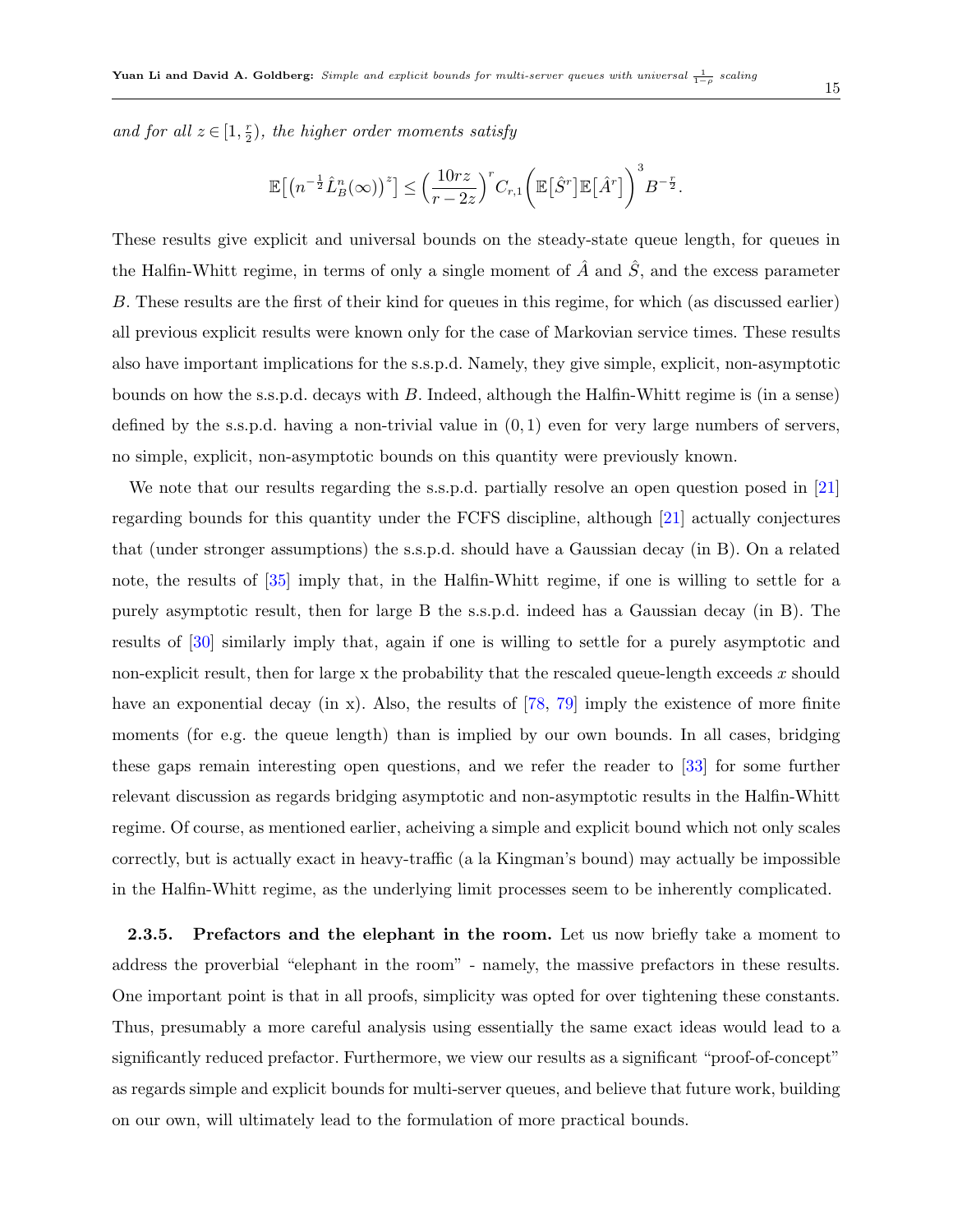*and for all $z \in [1, \frac{r}{2})$, the higher order moments satisfy*

$$\mathbb{E}\big[\big(n^{-\frac{1}{2}}\hat{L}^n_B(\infty)\big)^z\big] \leq \Big(\frac{10rz}{r-2z}\Big)^r C_{r,1}\bigg(\mathbb{E}\big[\hat{S}^r\big]\mathbb{E}\big[\hat{A}^r\big]\bigg)^3 B^{-\frac{r}{2}}.$$

These results give explicit and universal bounds on the steady-state queue length, for queues in the Halfin-Whitt regime, in terms of only a single moment of $\hat{A}$ and $\hat{S}$, and the excess parameter $B$. These results are the first of their kind for queues in this regime, for which (as discussed earlier) all previous explicit results were known only for the case of Markovian service times. These results also have important implications for the s.s.p.d. Namely, they give simple, explicit, non-asymptotic bounds on how the s.s.p.d. decays with $B$. Indeed, although the Halfin-Whitt regime is (in a sense) defined by the s.s.p.d. having a non-trivial value in $(0, 1)$ even for very large numbers of servers, no simple, explicit, non-asymptotic bounds on this quantity were previously known.

We note that our results regarding the s.s.p.d. partially resolve an open question posed in [21] regarding bounds for this quantity under the FCFS discipline, although [21] actually conjectures that (under stronger assumptions) the s.s.p.d. should have a Gaussian decay (in B). On a related note, the results of [35] imply that, in the Halfin-Whitt regime, if one is willing to settle for a purely asymptotic result, then for large B the s.s.p.d. indeed has a Gaussian decay (in B). The results of [30] similarly imply that, again if one is willing to settle for a purely asymptotic and non-explicit result, then for large x the probability that the rescaled queue-length exceeds $x$ should have an exponential decay (in x). Also, the results of [78, 79] imply the existence of more finite moments (for e.g. the queue length) than is implied by our own bounds. In all cases, bridging these gaps remain interesting open questions, and we refer the reader to [33] for some further relevant discussion as regards bridging asymptotic and non-asymptotic results in the Halfin-Whitt regime. Of course, as mentioned earlier, acheiving a simple and explicit bound which not only scales correctly, but is actually exact in heavy-traffic (a la Kingman's bound) may actually be impossible in the Halfin-Whitt regime, as the underlying limit processes seem to be inherently complicated.

**2.3.5. Prefactors and the elephant in the room.** Let us now briefly take a moment to address the proverbial "elephant in the room" - namely, the massive prefactors in these results. One important point is that in all proofs, simplicity was opted for over tightening these constants. Thus, presumably a more careful analysis using essentially the same exact ideas would lead to a significantly reduced prefactor. Furthermore, we view our results as a significant "proof-of-concept" as regards simple and explicit bounds for multi-server queues, and believe that future work, building on our own, will ultimately lead to the formulation of more practical bounds.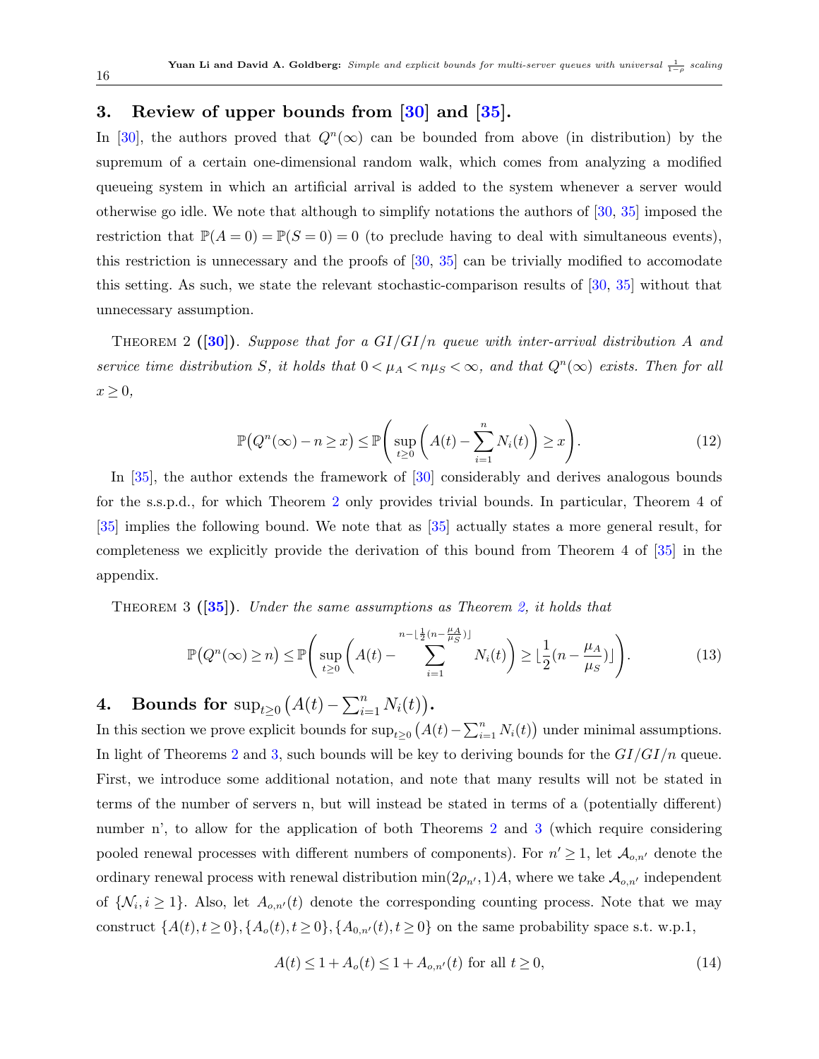## 3. Review of upper bounds from [30] and [35].

In [30], the authors proved that $Q^n(\infty)$ can be bounded from above (in distribution) by the supremum of a certain one-dimensional random walk, which comes from analyzing a modified queueing system in which an artificial arrival is added to the system whenever a server would otherwise go idle. We note that although to simplify notations the authors of [30, 35] imposed the restriction that $\mathbb{P}(A=0) = \mathbb{P}(S=0) = 0$ (to preclude having to deal with simultaneous events), this restriction is unnecessary and the proofs of [30, 35] can be trivially modified to accomodate this setting. As such, we state the relevant stochastic-comparison results of [30, 35] without that unnecessary assumption.

Theorem 2 ([30]). *Suppose that for a $GI/GI/n$ queue with inter-arrival distribution $A$ and service time distribution $S$, it holds that $0 < \mu_A < n\mu_S < \infty$, and that $Q^n(\infty)$ exists. Then for all $x \geq 0$,*

$$\mathbb{P}\big(Q^n(\infty) - n \geq x\big) \leq \mathbb{P}\Bigg(\sup_{t\geq 0}\bigg(A(t) - \sum_{i=1}^{n} N_i(t)\bigg) \geq x\Bigg). \tag{12}$$

In [35], the author extends the framework of [30] considerably and derives analogous bounds for the s.s.p.d., for which Theorem 2 only provides trivial bounds. In particular, Theorem 4 of [35] implies the following bound. We note that as [35] actually states a more general result, for completeness we explicitly provide the derivation of this bound from Theorem 4 of [35] in the appendix.

Theorem 3 ([35]). *Under the same assumptions as Theorem 2, it holds that*

$$\mathbb{P}\big(Q^n(\infty) \geq n\big) \leq \mathbb{P}\Bigg(\sup_{t\geq 0}\bigg(A(t) - \sum_{i=1}^{n - \lfloor \frac{1}{2}(n - \frac{\mu_A}{\mu_S})\rfloor} N_i(t)\bigg) \geq \lfloor \frac{1}{2}(n - \frac{\mu_A}{\mu_S})\rfloor\Bigg). \tag{13}$$

## 4. Bounds for $\sup_{t\geq 0}\big(A(t) - \sum_{i=1}^{n} N_i(t)\big)$.

In this section we prove explicit bounds for $\sup_{t\geq 0}\big(A(t) - \sum_{i=1}^{n} N_i(t)\big)$ under minimal assumptions. In light of Theorems 2 and 3, such bounds will be key to deriving bounds for the $GI/GI/n$ queue. First, we introduce some additional notation, and note that many results will not be stated in terms of the number of servers n, but will instead be stated in terms of a (potentially different) number n', to allow for the application of both Theorems 2 and 3 (which require considering pooled renewal processes with different numbers of components). For $n' \geq 1$, let $\mathcal{A}_{o,n'}$ denote the ordinary renewal process with renewal distribution $\min(2\rho_{n'}, 1)A$, where we take $\mathcal{A}_{o,n'}$ independent of $\{\mathcal{N}_i, i \geq 1\}$. Also, let $A_{o,n'}(t)$ denote the corresponding counting process. Note that we may construct $\{A(t), t\geq 0\}, \{A_o(t), t \geq 0\}, \{A_{0,n'}(t), t\geq 0\}$ on the same probability space s.t. w.p.1,

$$A(t) \leq 1 + A_o(t) \leq 1 + A_{o,n'}(t) \text{ for all } t \geq 0, \tag{14}$$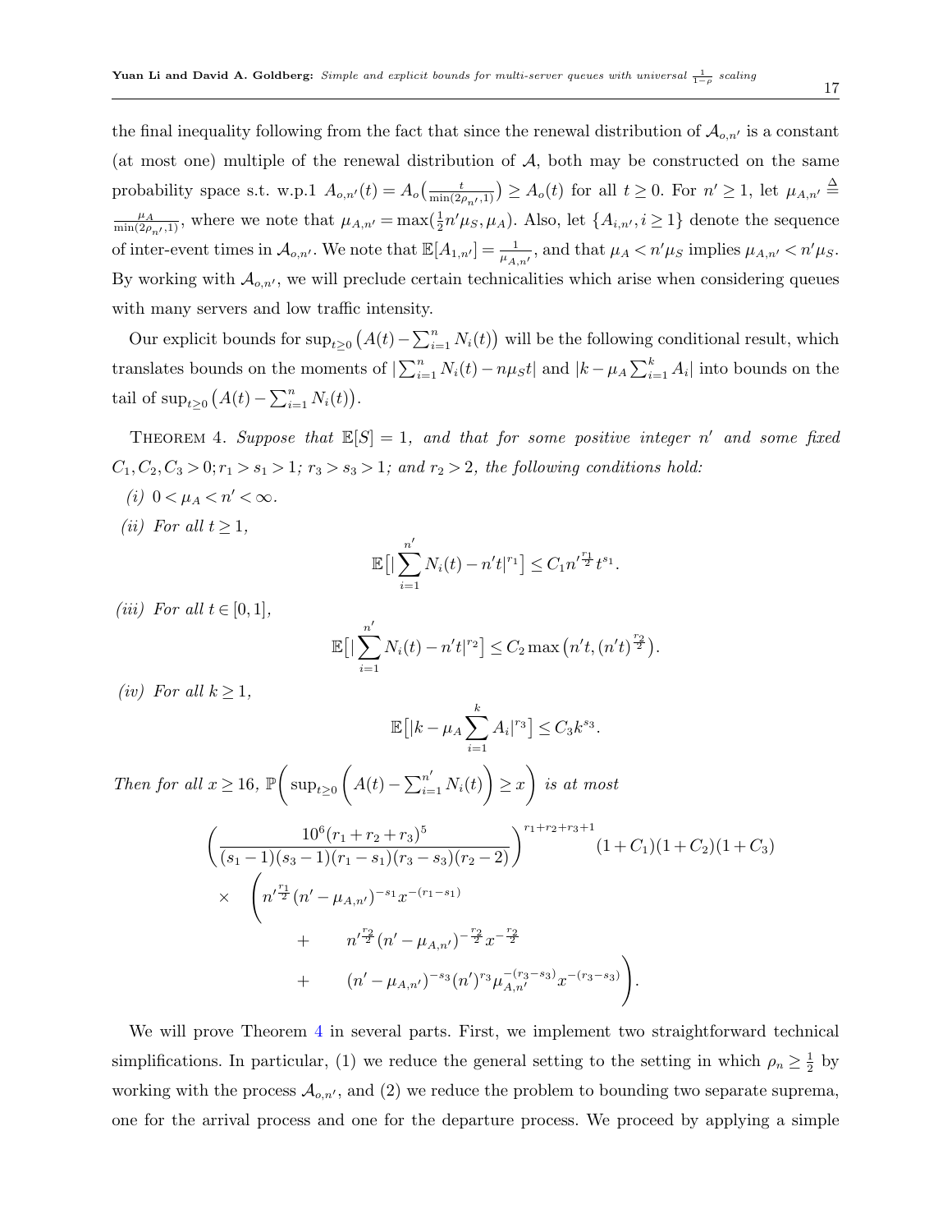the final inequality following from the fact that since the renewal distribution of $\mathcal{A}_{o,n'}$ is a constant (at most one) multiple of the renewal distribution of $\mathcal{A}$, both may be constructed on the same probability space s.t. w.p.1 $A_{o,n'}(t) = A_o\big(\frac{t}{\min(2\rho_{n'},1)}\big) \geq A_o(t)$ for all $t \geq 0$. For $n' \geq 1$, let $\mu_{A,n'} \stackrel{\Delta}{=} \frac{\mu_A}{\min(2\rho_{n'},1)}$, where we note that $\mu_{A,n'} = \max(\frac{1}{2}n'\mu_S, \mu_A)$. Also, let $\{A_{i,n'}, i \geq 1\}$ denote the sequence of inter-event times in $\mathcal{A}_{o,n'}$. We note that $\mathbb{E}[A_{1,n'}] = \frac{1}{\mu_{A,n'}}$, and that $\mu_A < n'\mu_S$ implies $\mu_{A,n'} < n'\mu_S$. By working with $\mathcal{A}_{o,n'}$, we will preclude certain technicalities which arise when considering queues with many servers and low traffic intensity.

Our explicit bounds for $\sup_{t\geq 0}\big(A(t) - \sum_{i=1}^{n} N_i(t)\big)$ will be the following conditional result, which translates bounds on the moments of $|\sum_{i=1}^{n} N_i(t) - n\mu_S t|$ and $|k - \mu_A \sum_{i=1}^{k} A_i|$ into bounds on the tail of $\sup_{t\geq 0}\big(A(t) - \sum_{i=1}^{n} N_i(t)\big)$.

Theorem 4. *Suppose that $\mathbb{E}[S] = 1$, and that for some positive integer $n'$ and some fixed $C_1, C_2, C_3 > 0; r_1 > s_1 > 1$; $r_3 > s_3 > 1$; and $r_2 > 2$, the following conditions hold:*

*(i)* $0 < \mu_A < n' < \infty$.

*(ii) For all $t \geq 1$,*

$$\mathbb{E}\Big[\big|\sum_{i=1}^{n'} N_i(t) - n't\big|^{r_1}\Big] \leq C_1 n'^{\frac{r_1}{2}} t^{s_1}.$$

*(iii) For all $t \in [0,1]$,*

$$\mathbb{E}\Big[\big|\sum_{i=1}^{n'} N_i(t) - n't\big|^{r_2}\Big] \leq C_2 \max\big(n't, (n't)^{\frac{r_2}{2}}\big).$$

*(iv) For all $k \geq 1$,*

$$\mathbb{E}\Big[\big|k - \mu_A \sum_{i=1}^{k} A_i\big|^{r_3}\Big] \leq C_3 k^{s_3}.$$

*Then for all $x \geq 16$, $\mathbb{P}\Bigg(\sup_{t\geq 0}\bigg(A(t) - \sum_{i=1}^{n'} N_i(t)\bigg) \geq x\Bigg)$ is at most*

$$\bigg(\frac{10^6(r_1+r_2+r_3)^5}{(s_1-1)(s_3-1)(r_1-s_1)(r_3-s_3)(r_2-2)}\bigg)^{r_1+r_2+r_3+1}(1+C_1)(1+C_2)(1+C_3)$$
$$\times \Bigg(n'^{\frac{r_1}{2}}(n'-\mu_{A,n'})^{-s_1}x^{-(r_1-s_1)} + n'^{\frac{r_2}{2}}(n'-\mu_{A,n'})^{-\frac{r_2}{2}}x^{-\frac{r_2}{2}} + (n'-\mu_{A,n'})^{-s_3}(n')^{r_3}\mu_{A,n'}^{-(r_3-s_3)}x^{-(r_3-s_3)}\Bigg).$$

We will prove Theorem 4 in several parts. First, we implement two straightforward technical simplifications. In particular, (1) we reduce the general setting to the setting in which $\rho_n \geq \frac{1}{2}$ by working with the process $\mathcal{A}_{o,n'}$, and (2) we reduce the problem to bounding two separate suprema, one for the arrival process and one for the departure process. We proceed by applying a simple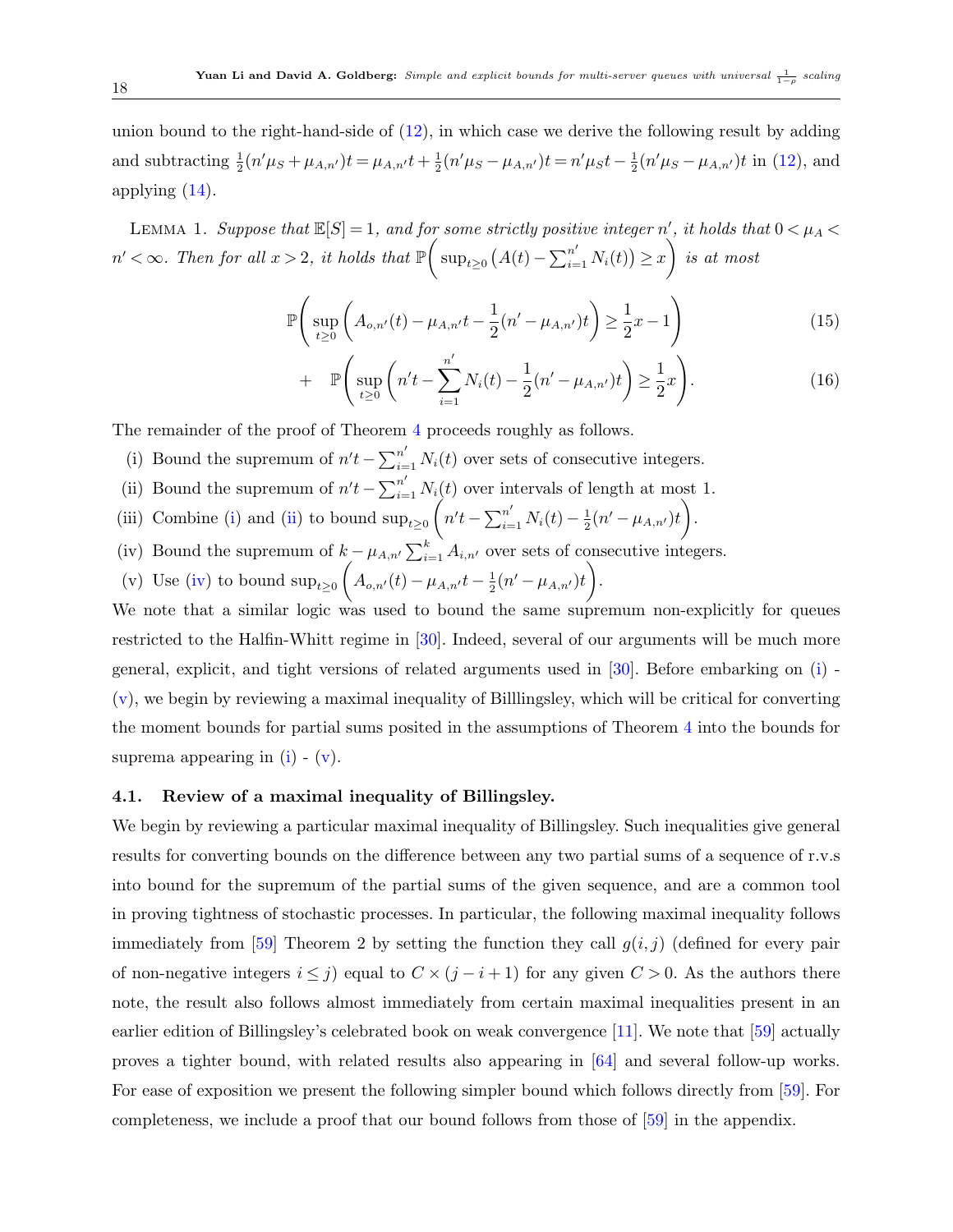union bound to the right-hand-side of (12), in which case we derive the following result by adding and subtracting $\frac{1}{2}(n'\mu_S + \mu_{A,n'})t = \mu_{A,n'}t + \frac{1}{2}(n'\mu_S - \mu_{A,n'})t = n'\mu_S t - \frac{1}{2}(n'\mu_S - \mu_{A,n'})t$ in (12), and applying (14).

Lemma 1. *Suppose that $\mathbb{E}[S] = 1$, and for some strictly positive integer $n'$, it holds that $0 < \mu_A < n' < \infty$. Then for all $x > 2$, it holds that $\mathbb{P}\bigg(\sup_{t \geq 0}\big(A(t) - \sum_{i=1}^{n'} N_i(t)\big) \geq x\bigg)$ is at most*

$$\mathbb{P}\Bigg(\sup_{t \geq 0}\bigg(A_{o,n'}(t) - \mu_{A,n'}t - \frac{1}{2}(n' - \mu_{A,n'})t\bigg) \geq \frac{1}{2}x - 1\Bigg) \tag{15}$$

$$+ \quad \mathbb{P}\Bigg(\sup_{t \geq 0}\bigg(n't - \sum_{i=1}^{n'} N_i(t) - \frac{1}{2}(n' - \mu_{A,n'})t\bigg) \geq \frac{1}{2}x\Bigg). \tag{16}$$

The remainder of the proof of Theorem 4 proceeds roughly as follows.

(i) Bound the supremum of $n't - \sum_{i=1}^{n'} N_i(t)$ over sets of consecutive integers.

(ii) Bound the supremum of $n't - \sum_{i=1}^{n'} N_i(t)$ over intervals of length at most 1.

(iii) Combine (i) and (ii) to bound $\sup_{t \geq 0}\bigg(n't - \sum_{i=1}^{n'} N_i(t) - \frac{1}{2}(n' - \mu_{A,n'})t\bigg)$.

(iv) Bound the supremum of $k - \mu_{A,n'}\sum_{i=1}^{k} A_{i,n'}$ over sets of consecutive integers.

(v) Use (iv) to bound $\sup_{t \geq 0}\bigg(A_{o,n'}(t) - \mu_{A,n'}t - \frac{1}{2}(n' - \mu_{A,n'})t\bigg)$.

We note that a similar logic was used to bound the same supremum non-explicitly for queues restricted to the Halfin-Whitt regime in [30]. Indeed, several of our arguments will be much more general, explicit, and tight versions of related arguments used in [30]. Before embarking on (i) - (v), we begin by reviewing a maximal inequality of Billlingsley, which will be critical for converting the moment bounds for partial sums posited in the assumptions of Theorem 4 into the bounds for suprema appearing in (i) - (v).

### 4.1. Review of a maximal inequality of Billingsley.

We begin by reviewing a particular maximal inequality of Billingsley. Such inequalities give general results for converting bounds on the difference between any two partial sums of a sequence of r.v.s into bound for the supremum of the partial sums of the given sequence, and are a common tool in proving tightness of stochastic processes. In particular, the following maximal inequality follows immediately from [59] Theorem 2 by setting the function they call $g(i,j)$ (defined for every pair of non-negative integers $i \leq j$) equal to $C \times (j - i + 1)$ for any given $C > 0$. As the authors there note, the result also follows almost immediately from certain maximal inequalities present in an earlier edition of Billingsley's celebrated book on weak convergence [11]. We note that [59] actually proves a tighter bound, with related results also appearing in [64] and several follow-up works. For ease of exposition we present the following simpler bound which follows directly from [59]. For completeness, we include a proof that our bound follows from those of [59] in the appendix.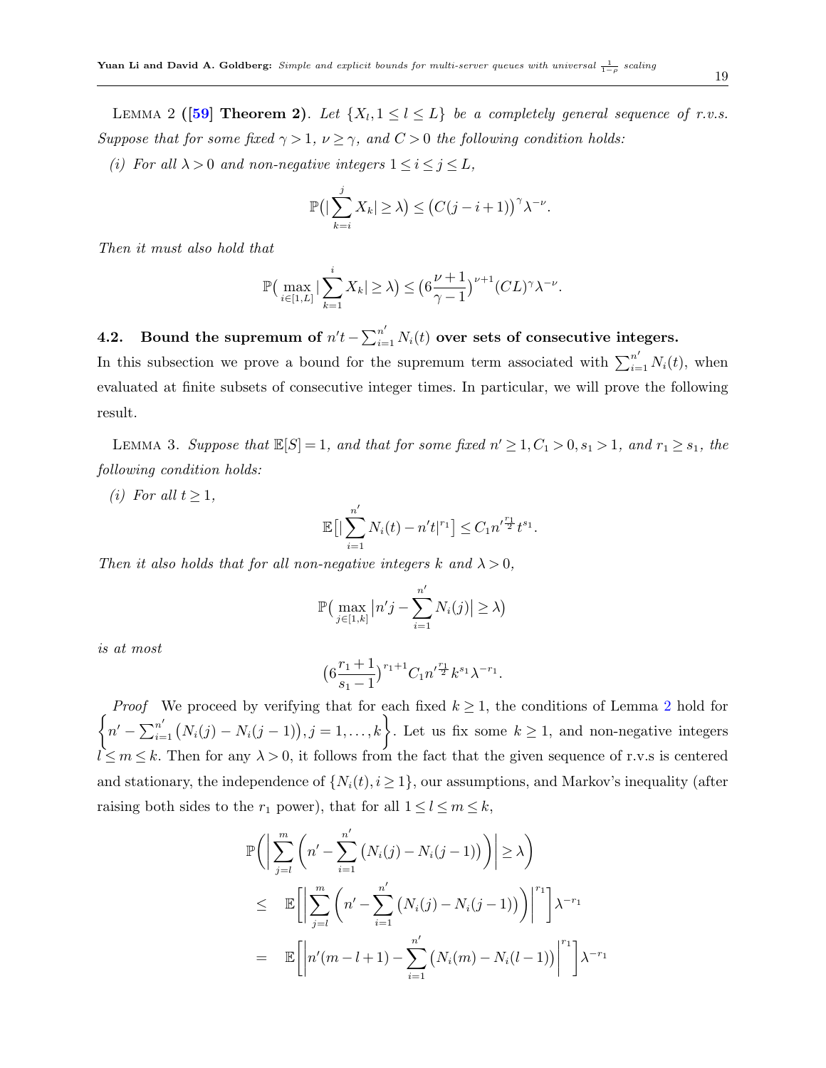Lemma 2 ([59] **Theorem 2**). *Let $\{X_l, 1 \le l \le L\}$ be a completely general sequence of r.v.s. Suppose that for some fixed $\gamma > 1$, $\nu \ge \gamma$, and $C > 0$ the following condition holds:*

*(i) For all $\lambda > 0$ and non-negative integers $1 \le i \le j \le L$,*

$$\mathbb{P}\big(|\sum_{k=i}^{j} X_k| \ge \lambda\big) \le \big(C(j-i+1)\big)^{\gamma} \lambda^{-\nu}.$$

*Then it must also hold that*

$$\mathbb{P}\big(\max_{i \in [1,L]} |\sum_{k=1}^{i} X_k| \ge \lambda\big) \le \big(6\frac{\nu+1}{\gamma-1}\big)^{\nu+1} (CL)^{\gamma} \lambda^{-\nu}.$$

## 4.2. Bound the supremum of $n't - \sum_{i=1}^{n'} N_i(t)$ over sets of consecutive integers.

In this subsection we prove a bound for the supremum term associated with $\sum_{i=1}^{n'} N_i(t)$, when evaluated at finite subsets of consecutive integer times. In particular, we will prove the following result.

Lemma 3. *Suppose that $\mathbb{E}[S] = 1$, and that for some fixed $n' \ge 1, C_1 > 0, s_1 > 1$, and $r_1 \ge s_1$, the following condition holds:*

*(i) For all $t \ge 1$,*

$$\mathbb{E}\big[|\sum_{i=1}^{n'} N_i(t) - n't|^{r_1}\big] \le C_1 n'^{\frac{r_1}{2}} t^{s_1}.$$

*Then it also holds that for all non-negative integers $k$ and $\lambda > 0$,*

$$\mathbb{P}\big(\max_{j \in [1,k]} \big|n'j - \sum_{i=1}^{n'} N_i(j)\big| \ge \lambda\big)$$

*is at most*

$$\big(6\frac{r_1+1}{s_1-1}\big)^{r_1+1} C_1 n'^{\frac{r_1}{2}} k^{s_1} \lambda^{-r_1}.$$

*Proof* We proceed by verifying that for each fixed $k \ge 1$, the conditions of Lemma 2 hold for $\left\{n' - \sum_{i=1}^{n'} \big(N_i(j) - N_i(j-1)\big), j = 1, \ldots, k\right\}$. Let us fix some $k \ge 1$, and non-negative integers $l \le m \le k$. Then for any $\lambda > 0$, it follows from the fact that the given sequence of r.v.s is centered and stationary, the independence of $\{N_i(t), i \ge 1\}$, our assumptions, and Markov's inequality (after raising both sides to the $r_1$ power), that for all $1 \le l \le m \le k$,

$$\begin{aligned}
&\mathbb{P}\bigg(\bigg|\sum_{j=l}^{m}\bigg(n' - \sum_{i=1}^{n'}\big(N_i(j) - N_i(j-1)\big)\bigg)\bigg| \ge \lambda\bigg) \\
&\le \quad \mathbb{E}\bigg[\bigg|\sum_{j=l}^{m}\bigg(n' - \sum_{i=1}^{n'}\big(N_i(j) - N_i(j-1)\big)\bigg)\bigg|^{r_1}\bigg]\lambda^{-r_1} \\
&= \quad \mathbb{E}\bigg[\bigg|n'(m-l+1) - \sum_{i=1}^{n'}\big(N_i(m) - N_i(l-1)\big)\bigg|^{r_1}\bigg]\lambda^{-r_1}
\end{aligned}$$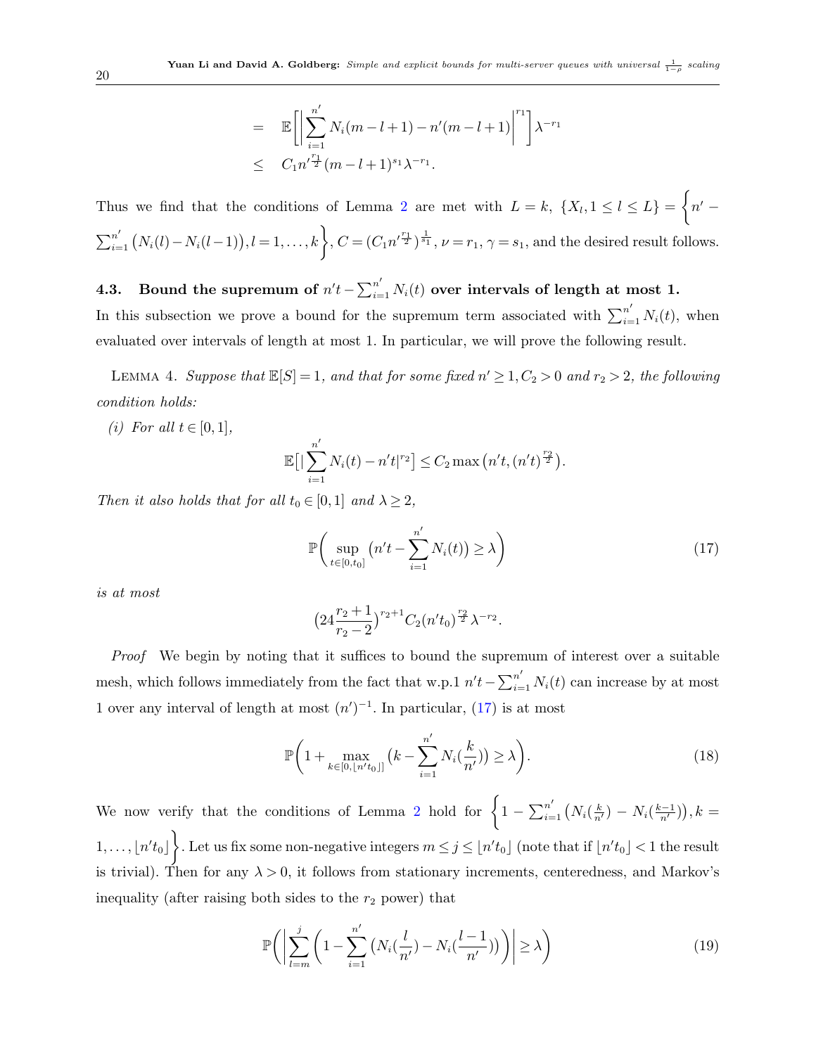$$
\begin{aligned}
&= \mathbb{E}\Big[\Big|\sum_{i=1}^{n'} N_i(m-l+1) - n'(m-l+1)\Big|^{r_1}\Big]\lambda^{-r_1} \\
&\leq C_1 n'^{\frac{r_1}{2}}(m-l+1)^{s_1}\lambda^{-r_1}.
\end{aligned}
$$

Thus we find that the conditions of Lemma 2 are met with $L = k$, $\{X_l, 1 \leq l \leq L\} = \Big\{n' - \sum_{i=1}^{n'}\big(N_i(l) - N_i(l-1)\big), l = 1,\ldots,k\Big\}$, $C = (C_1 n'^{\frac{r_1}{2}})^{\frac{1}{s_1}}$, $\nu = r_1$, $\gamma = s_1$, and the desired result follows.

### 4.3. Bound the supremum of $n't - \sum_{i=1}^{n'} N_i(t)$ over intervals of length at most 1.

In this subsection we prove a bound for the supremum term associated with $\sum_{i=1}^{n'} N_i(t)$, when evaluated over intervals of length at most 1. In particular, we will prove the following result.

Lemma 4. *Suppose that $\mathbb{E}[S] = 1$, and that for some fixed $n' \geq 1, C_2 > 0$ and $r_2 > 2$, the following condition holds:*

*(i) For all $t \in [0,1]$,*

$$
\mathbb{E}\big[|\sum_{i=1}^{n'} N_i(t) - n't|^{r_2}\big] \leq C_2 \max\big(n't, (n't)^{\frac{r_2}{2}}\big).
$$

*Then it also holds that for all $t_0 \in [0,1]$ and $\lambda \geq 2$,*

$$
\mathbb{P}\bigg(\sup_{t\in[0,t_0]}\big(n't - \sum_{i=1}^{n'} N_i(t)\big) \geq \lambda\bigg) \tag{17}
$$

*is at most*

$$
\big(24\frac{r_2+1}{r_2-2}\big)^{r_2+1} C_2 (n't_0)^{\frac{r_2}{2}}\lambda^{-r_2}.
$$

*Proof* We begin by noting that it suffices to bound the supremum of interest over a suitable mesh, which follows immediately from the fact that w.p.1 $n't - \sum_{i=1}^{n'} N_i(t)$ can increase by at most 1 over any interval of length at most $(n')^{-1}$. In particular, (17) is at most

$$
\mathbb{P}\bigg(1 + \max_{k\in[0,\lfloor n't_0\rfloor]}\big(k - \sum_{i=1}^{n'} N_i(\frac{k}{n'})\big) \geq \lambda\bigg). \tag{18}
$$

We now verify that the conditions of Lemma 2 hold for $\Big\{1 - \sum_{i=1}^{n'}\big(N_i(\frac{k}{n'}) - N_i(\frac{k-1}{n'})\big), k = 1,\ldots,\lfloor n't_0\rfloor\Big\}$. Let us fix some non-negative integers $m \leq j \leq \lfloor n't_0\rfloor$ (note that if $\lfloor n't_0\rfloor < 1$ the result is trivial). Then for any $\lambda > 0$, it follows from stationary increments, centeredness, and Markov's inequality (after raising both sides to the $r_2$ power) that

$$
\mathbb{P}\bigg(\bigg|\sum_{l=m}^{j}\bigg(1 - \sum_{i=1}^{n'}\big(N_i(\frac{l}{n'}) - N_i(\frac{l-1}{n'})\big)\bigg)\bigg| \geq \lambda\bigg) \tag{19}
$$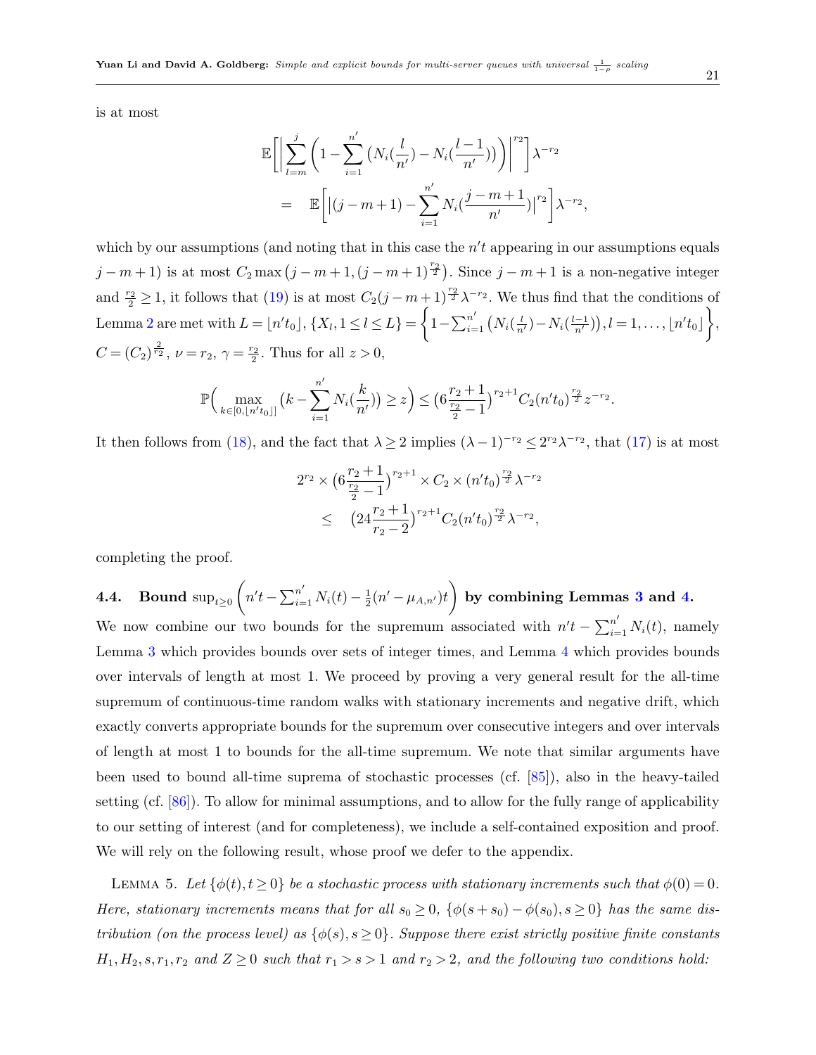is at most

$$
\mathbb{E}\Big[\Big|\sum_{l=m}^{j}\Big(1-\sum_{i=1}^{n'}\big(N_i(\frac{l}{n'})-N_i(\frac{l-1}{n'})\big)\Big)\Big|^{r_2}\Big]\lambda^{-r_2}
$$

$$
= \quad \mathbb{E}\bigg[\big|(j-m+1)-\sum_{i=1}^{n'}N_i(\frac{j-m+1}{n'})\big|^{r_2}\bigg]\lambda^{-r_2},
$$

which by our assumptions (and noting that in this case the $n't$ appearing in our assumptions equals $j-m+1$) is at most $C_2\max\big(j-m+1,(j-m+1)^{\frac{r_2}{2}}\big)$. Since $j-m+1$ is a non-negative integer and $\frac{r_2}{2}\geq 1$, it follows that (19) is at most $C_2(j-m+1)^{\frac{r_2}{2}}\lambda^{-r_2}$. We thus find that the conditions of Lemma 2 are met with $L=\lfloor n't_0\rfloor$, $\{X_l, 1\leq l\leq L\}=\bigg\{1-\sum_{i=1}^{n'}\big(N_i(\frac{l}{n'})-N_i(\frac{l-1}{n'})\big), l=1,\ldots,\lfloor n't_0\rfloor\bigg\}$, $C=(C_2)^{\frac{2}{r_2}}$, $\nu=r_2$, $\gamma=\frac{r_2}{2}$. Thus for all $z>0$,

$$
\mathbb{P}\Big(\max_{k\in[0,\lfloor n't_0\rfloor]}\big(k-\sum_{i=1}^{n'}N_i(\frac{k}{n'})\big)\geq z\Big)\leq\big(6\frac{r_2+1}{\frac{r_2}{2}-1}\big)^{r_2+1}C_2(n't_0)^{\frac{r_2}{2}}z^{-r_2}.
$$

It then follows from (18), and the fact that $\lambda\geq 2$ implies $(\lambda-1)^{-r_2}\leq 2^{r_2}\lambda^{-r_2}$, that (17) is at most

$$
2^{r_2}\times\big(6\frac{r_2+1}{\frac{r_2}{2}-1}\big)^{r_2+1}\times C_2\times(n't_0)^{\frac{r_2}{2}}\lambda^{-r_2}
$$

$$
\leq \quad \big(24\frac{r_2+1}{r_2-2}\big)^{r_2+1}C_2(n't_0)^{\frac{r_2}{2}}\lambda^{-r_2},
$$

completing the proof.

## 4.4. Bound $\sup_{t\geq 0}\bigg(n't-\sum_{i=1}^{n'}N_i(t)-\frac{1}{2}(n'-\mu_{A,n'})t\bigg)$ by combining Lemmas 3 and 4.

We now combine our two bounds for the supremum associated with $n't-\sum_{i=1}^{n'}N_i(t)$, namely Lemma 3 which provides bounds over sets of integer times, and Lemma 4 which provides bounds over intervals of length at most 1. We proceed by proving a very general result for the all-time supremum of continuous-time random walks with stationary increments and negative drift, which exactly converts appropriate bounds for the supremum over consecutive integers and over intervals of length at most 1 to bounds for the all-time supremum. We note that similar arguments have been used to bound all-time suprema of stochastic processes (cf. [85]), also in the heavy-tailed setting (cf. [86]). To allow for minimal assumptions, and to allow for the fully range of applicability to our setting of interest (and for completeness), we include a self-contained exposition and proof. We will rely on the following result, whose proof we defer to the appendix.

LEMMA 5. *Let $\{\phi(t), t\geq 0\}$ be a stochastic process with stationary increments such that $\phi(0)=0$. Here, stationary increments means that for all $s_0\geq 0$, $\{\phi(s+s_0)-\phi(s_0), s\geq 0\}$ has the same distribution (on the process level) as $\{\phi(s), s\geq 0\}$. Suppose there exist strictly positive finite constants $H_1, H_2, s, r_1, r_2$ and $Z\geq 0$ such that $r_1>s>1$ and $r_2>2$, and the following two conditions hold:*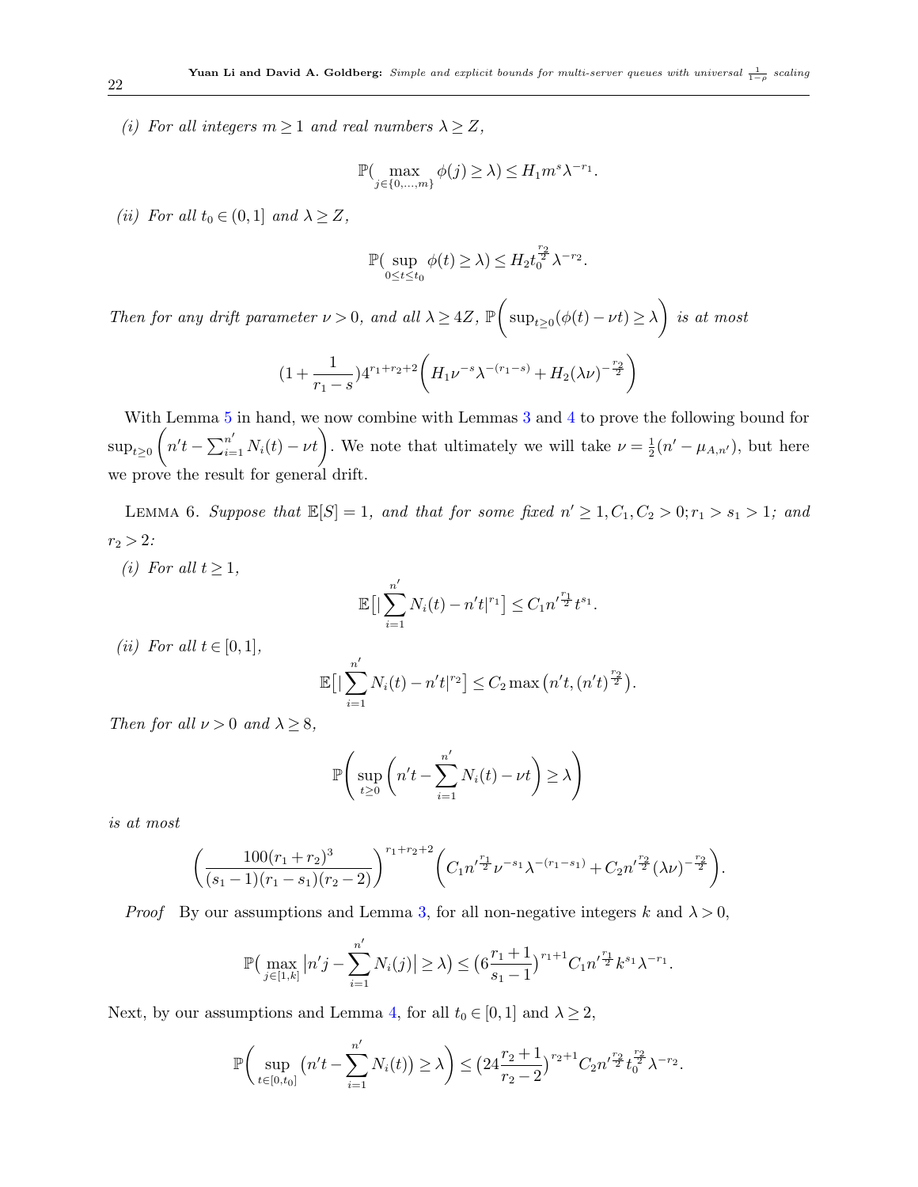*(i) For all integers $m \geq 1$ and real numbers $\lambda \geq Z$,*

$$\mathbb{P}(\max_{j \in \{0,\dots,m\}} \phi(j) \geq \lambda) \leq H_1 m^s \lambda^{-r_1}.$$

*(ii) For all $t_0 \in (0,1]$ and $\lambda \geq Z$,*

$$\mathbb{P}(\sup_{0 \leq t \leq t_0} \phi(t) \geq \lambda) \leq H_2 t_0^{\frac{r_2}{2}} \lambda^{-r_2}.$$

*Then for any drift parameter $\nu > 0$, and all $\lambda \geq 4Z$, $\mathbb{P}\bigg(\sup_{t \geq 0}(\phi(t) - \nu t) \geq \lambda\bigg)$ is at most*

$$(1 + \frac{1}{r_1 - s}) 4^{r_1 + r_2 + 2} \bigg( H_1 \nu^{-s} \lambda^{-(r_1 - s)} + H_2 (\lambda \nu)^{-\frac{r_2}{2}} \bigg)$$

With Lemma 5 in hand, we now combine with Lemmas 3 and 4 to prove the following bound for $\sup_{t \geq 0}\bigg(n't - \sum_{i=1}^{n'} N_i(t) - \nu t\bigg)$. We note that ultimately we will take $\nu = \frac{1}{2}(n' - \mu_{A,n'})$, but here we prove the result for general drift.

Lemma 6. *Suppose that $\mathbb{E}[S] = 1$, and that for some fixed $n' \geq 1, C_1, C_2 > 0; r_1 > s_1 > 1$; and $r_2 > 2$:*

*(i) For all $t \geq 1$,*

$$\mathbb{E}\big[|\sum_{i=1}^{n'} N_i(t) - n't|^{r_1}\big] \leq C_1 n'^{\frac{r_1}{2}} t^{s_1}.$$

*(ii) For all $t \in [0,1]$,*

$$\mathbb{E}\big[|\sum_{i=1}^{n'} N_i(t) - n't|^{r_2}\big] \leq C_2 \max\big(n't, (n't)^{\frac{r_2}{2}}\big).$$

*Then for all $\nu > 0$ and $\lambda \geq 8$,*

$$\mathbb{P}\Bigg(\sup_{t \geq 0}\bigg(n't - \sum_{i=1}^{n'} N_i(t) - \nu t\bigg) \geq \lambda\Bigg)$$

*is at most*

$$\bigg(\frac{100(r_1 + r_2)^3}{(s_1 - 1)(r_1 - s_1)(r_2 - 2)}\bigg)^{r_1 + r_2 + 2}\bigg(C_1 n'^{\frac{r_1}{2}} \nu^{-s_1} \lambda^{-(r_1 - s_1)} + C_2 n'^{\frac{r_2}{2}} (\lambda \nu)^{-\frac{r_2}{2}}\bigg).$$

*Proof* By our assumptions and Lemma 3, for all non-negative integers $k$ and $\lambda > 0$,

$$\mathbb{P}\big(\max_{j \in [1,k]} \big|n'j - \sum_{i=1}^{n'} N_i(j)\big| \geq \lambda\big) \leq \big(6\frac{r_1 + 1}{s_1 - 1}\big)^{r_1 + 1} C_1 n'^{\frac{r_1}{2}} k^{s_1} \lambda^{-r_1}.$$

Next, by our assumptions and Lemma 4, for all $t_0 \in [0,1]$ and $\lambda \geq 2$,

$$\mathbb{P}\bigg(\sup_{t \in [0,t_0]} \big(n't - \sum_{i=1}^{n'} N_i(t)\big) \geq \lambda\bigg) \leq \big(24\frac{r_2 + 1}{r_2 - 2}\big)^{r_2 + 1} C_2 n'^{\frac{r_2}{2}} t_0^{\frac{r_2}{2}} \lambda^{-r_2}.$$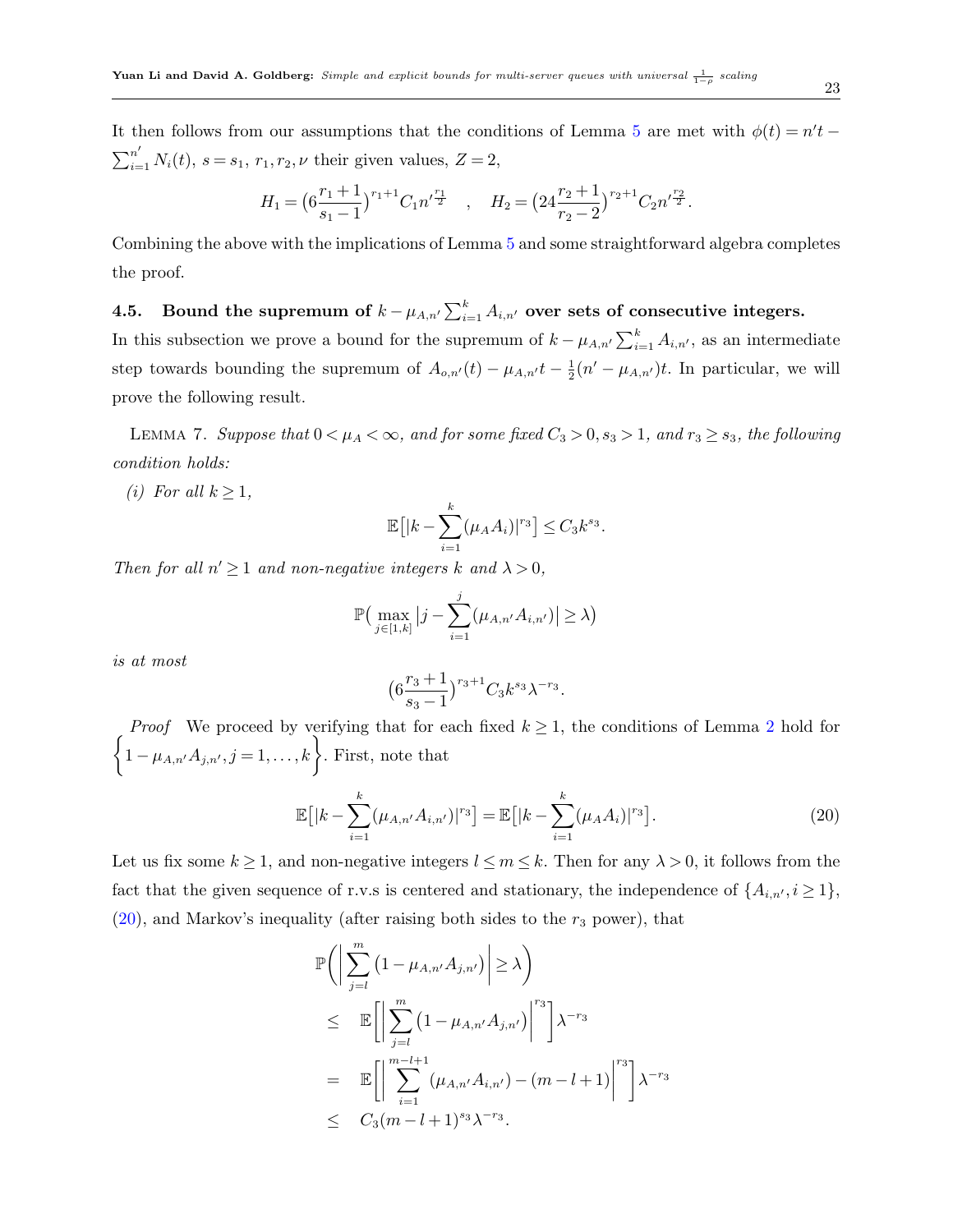It then follows from our assumptions that the conditions of Lemma 5 are met with $\phi(t) = n't - \sum_{i=1}^{n'} N_i(t)$, $s = s_1$, $r_1, r_2, \nu$ their given values, $Z = 2$,

$$H_1 = \big(6\frac{r_1+1}{s_1-1}\big)^{r_1+1} C_1 n'^{\frac{r_1}{2}} \quad , \quad H_2 = \big(24\frac{r_2+1}{r_2-2}\big)^{r_2+1} C_2 n'^{\frac{r_2}{2}}.$$

Combining the above with the implications of Lemma 5 and some straightforward algebra completes the proof.

### 4.5. Bound the supremum of $k - \mu_{A,n'} \sum_{i=1}^{k} A_{i,n'}$ over sets of consecutive integers.

In this subsection we prove a bound for the supremum of $k - \mu_{A,n'} \sum_{i=1}^{k} A_{i,n'}$, as an intermediate step towards bounding the supremum of $A_{o,n'}(t) - \mu_{A,n'}t - \frac{1}{2}(n' - \mu_{A,n'})t$. In particular, we will prove the following result.

Lemma 7. *Suppose that $0 < \mu_A < \infty$, and for some fixed $C_3 > 0, s_3 > 1$, and $r_3 \geq s_3$, the following condition holds:*

*(i) For all $k \geq 1$,*

$$\mathbb{E}\big[|k - \sum_{i=1}^{k} (\mu_A A_i)|^{r_3}\big] \leq C_3 k^{s_3}.$$

*Then for all $n' \geq 1$ and non-negative integers $k$ and $\lambda > 0$,*

$$\mathbb{P}\big(\max_{j \in [1,k]} \big|j - \sum_{i=1}^{j} (\mu_{A,n'} A_{i,n'})\big| \geq \lambda\big)$$

*is at most*

$$\big(6\frac{r_3+1}{s_3-1}\big)^{r_3+1} C_3 k^{s_3} \lambda^{-r_3}.$$

*Proof* We proceed by verifying that for each fixed $k \geq 1$, the conditions of Lemma 2 hold for $\Big\{1 - \mu_{A,n'} A_{j,n'}, j = 1, \ldots, k\Big\}$. First, note that

$$\mathbb{E}\big[|k - \sum_{i=1}^{k} (\mu_{A,n'} A_{i,n'})|^{r_3}\big] = \mathbb{E}\big[|k - \sum_{i=1}^{k} (\mu_A A_i)|^{r_3}\big]. \tag{20}$$

Let us fix some $k \geq 1$, and non-negative integers $l \leq m \leq k$. Then for any $\lambda > 0$, it follows from the fact that the given sequence of r.v.s is centered and stationary, the independence of $\{A_{i,n'}, i \geq 1\}$, (20), and Markov's inequality (after raising both sides to the $r_3$ power), that

$$\begin{aligned}
&\mathbb{P}\Big(\Big|\sum_{j=l}^{m} \big(1 - \mu_{A,n'} A_{j,n'}\big)\Big| \geq \lambda\Big) \\
&\leq \quad \mathbb{E}\Big[\Big|\sum_{j=l}^{m} \big(1 - \mu_{A,n'} A_{j,n'}\big)\Big|^{r_3}\Big] \lambda^{-r_3} \\
&= \quad \mathbb{E}\Big[\Big|\sum_{i=1}^{m-l+1} (\mu_{A,n'} A_{i,n'}) - (m-l+1)\Big|^{r_3}\Big] \lambda^{-r_3} \\
&\leq \quad C_3 (m-l+1)^{s_3} \lambda^{-r_3}.
\end{aligned}$$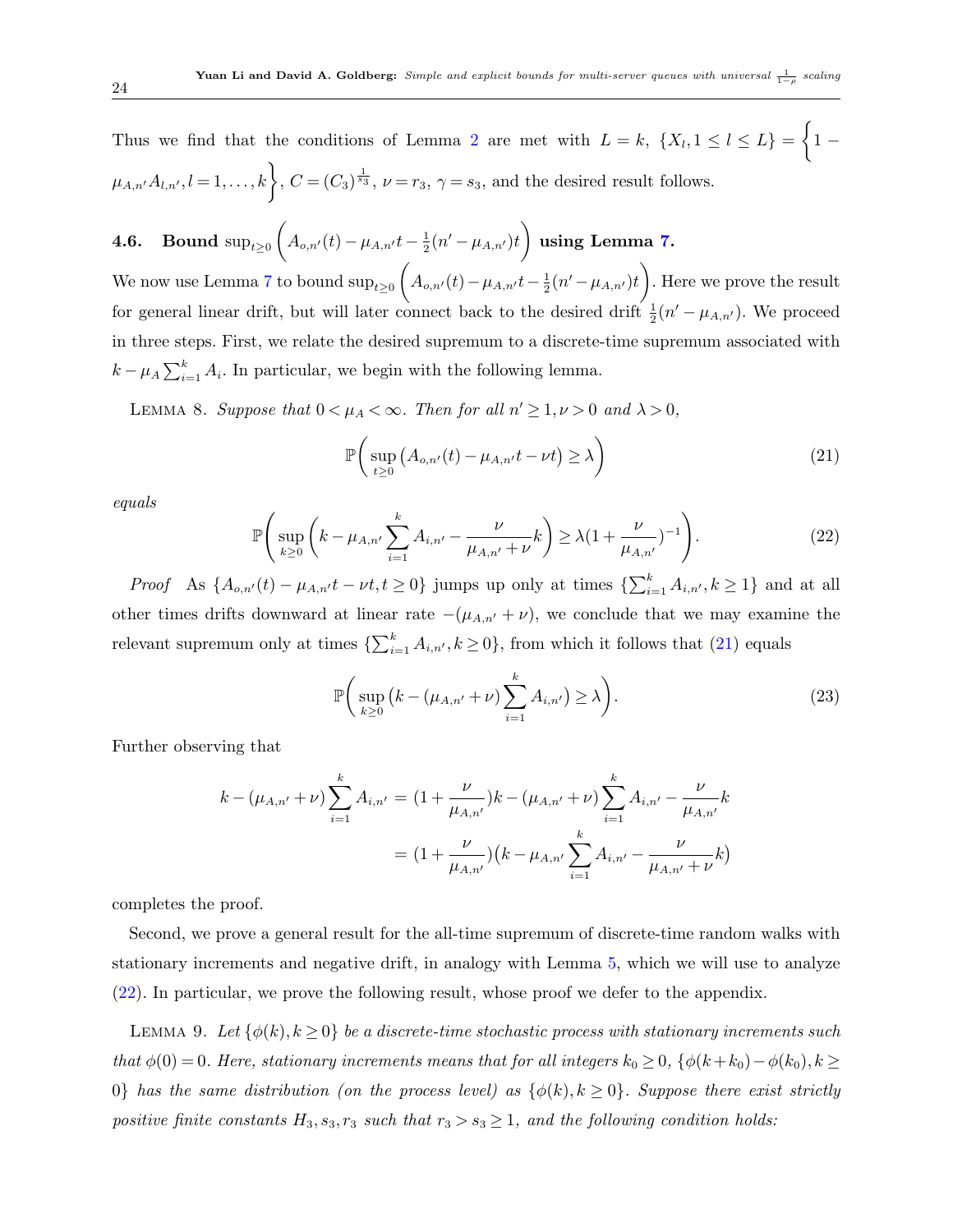Thus we find that the conditions of Lemma 2 are met with $L = k$, $\{X_l, 1 \le l \le L\} = \Big\{1 - \mu_{A,n'}A_{l,n'}, l = 1,\ldots,k\Big\}$, $C = (C_3)^{\frac{1}{s_3}}$, $\nu = r_3$, $\gamma = s_3$, and the desired result follows.

### 4.6. Bound $\sup_{t\ge 0}\Big(A_{o,n'}(t) - \mu_{A,n'}t - \frac{1}{2}(n' - \mu_{A,n'})t\Big)$ using Lemma 7.

We now use Lemma 7 to bound $\sup_{t\ge 0}\Big(A_{o,n'}(t) - \mu_{A,n'}t - \frac{1}{2}(n' - \mu_{A,n'})t\Big)$. Here we prove the result for general linear drift, but will later connect back to the desired drift $\frac{1}{2}(n' - \mu_{A,n'})$. We proceed in three steps. First, we relate the desired supremum to a discrete-time supremum associated with $k - \mu_A \sum_{i=1}^{k} A_i$. In particular, we begin with the following lemma.

Lemma 8. *Suppose that $0 < \mu_A < \infty$. Then for all $n' \ge 1, \nu > 0$ and $\lambda > 0$,*

$$\mathbb{P}\bigg(\sup_{t\ge 0}\big(A_{o,n'}(t) - \mu_{A,n'}t - \nu t\big) \ge \lambda\bigg) \tag{21}$$

*equals*

$$\mathbb{P}\Bigg(\sup_{k\ge 0}\bigg(k - \mu_{A,n'}\sum_{i=1}^{k} A_{i,n'} - \frac{\nu}{\mu_{A,n'}+\nu}k\bigg) \ge \lambda\big(1 + \frac{\nu}{\mu_{A,n'}}\big)^{-1}\Bigg). \tag{22}$$

*Proof* As $\{A_{o,n'}(t) - \mu_{A,n'}t - \nu t, t \ge 0\}$ jumps up only at times $\{\sum_{i=1}^{k} A_{i,n'}, k \ge 1\}$ and at all other times drifts downward at linear rate $-(\mu_{A,n'} + \nu)$, we conclude that we may examine the relevant supremum only at times $\{\sum_{i=1}^{k} A_{i,n'}, k \ge 0\}$, from which it follows that (21) equals

$$\mathbb{P}\bigg(\sup_{k\ge 0}\big(k - (\mu_{A,n'} + \nu)\sum_{i=1}^{k} A_{i,n'}\big) \ge \lambda\bigg). \tag{23}$$

Further observing that

$$\begin{aligned}
k - (\mu_{A,n'} + \nu)\sum_{i=1}^{k} A_{i,n'} &= (1 + \frac{\nu}{\mu_{A,n'}})k - (\mu_{A,n'} + \nu)\sum_{i=1}^{k} A_{i,n'} - \frac{\nu}{\mu_{A,n'}}k \\
&= (1 + \frac{\nu}{\mu_{A,n'}})\big(k - \mu_{A,n'}\sum_{i=1}^{k} A_{i,n'} - \frac{\nu}{\mu_{A,n'}+\nu}k\big)
\end{aligned}$$

completes the proof.

Second, we prove a general result for the all-time supremum of discrete-time random walks with stationary increments and negative drift, in analogy with Lemma 5, which we will use to analyze (22). In particular, we prove the following result, whose proof we defer to the appendix.

Lemma 9. *Let $\{\phi(k), k \ge 0\}$ be a discrete-time stochastic process with stationary increments such that $\phi(0) = 0$. Here, stationary increments means that for all integers $k_0 \ge 0$, $\{\phi(k + k_0) - \phi(k_0), k \ge 0\}$ has the same distribution (on the process level) as $\{\phi(k), k \ge 0\}$. Suppose there exist strictly positive finite constants $H_3, s_3, r_3$ such that $r_3 > s_3 \ge 1$, and the following condition holds:*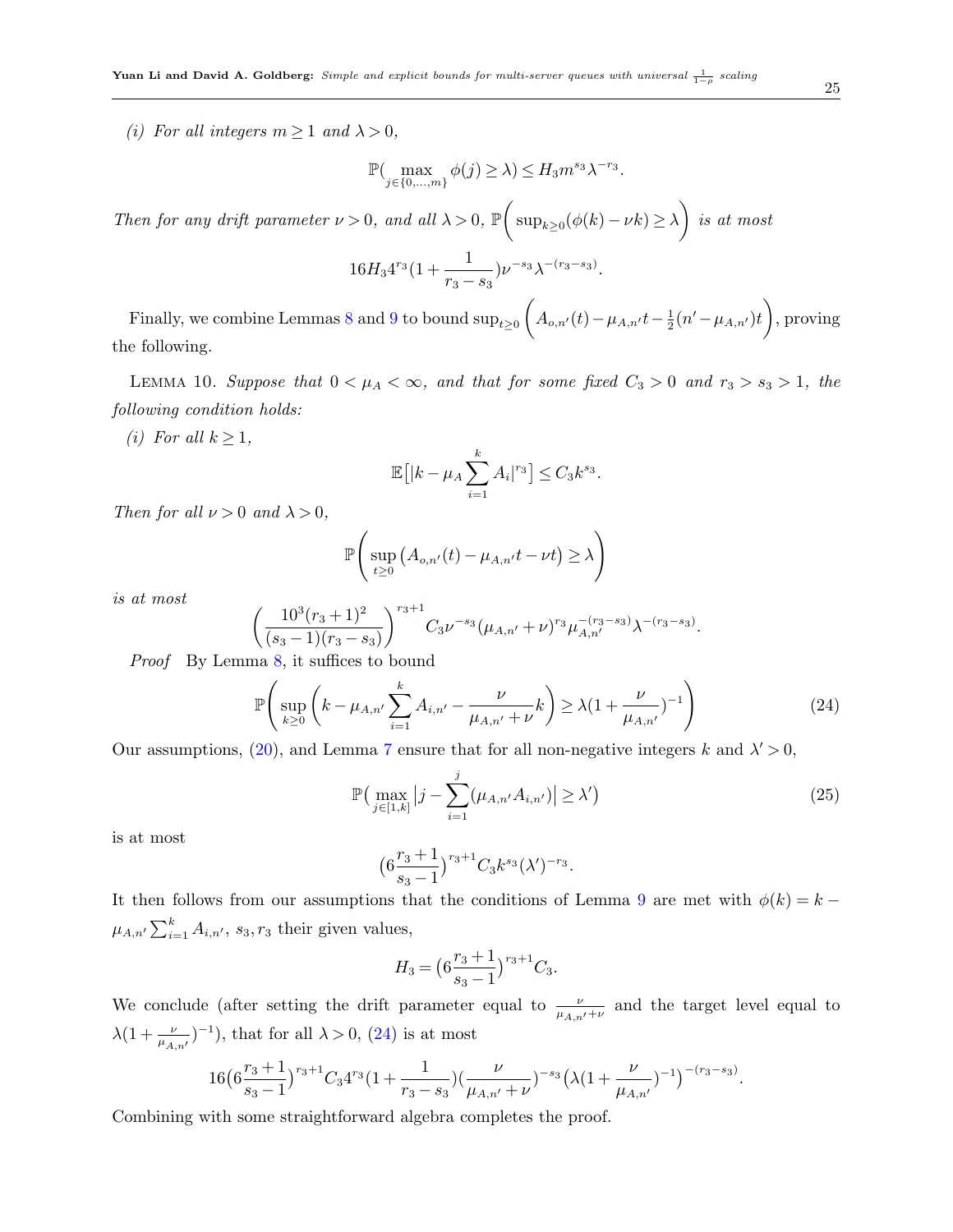*(i) For all integers $m \geq 1$ and $\lambda > 0$,*

$$\mathbb{P}(\max_{j \in \{0,\ldots,m\}} \phi(j) \geq \lambda) \leq H_3 m^{s_3} \lambda^{-r_3}.$$

*Then for any drift parameter $\nu > 0$, and all $\lambda > 0$, $\mathbb{P}\bigg(\sup_{k\geq 0}(\phi(k) - \nu k) \geq \lambda\bigg)$ is at most*

$$16 H_3 4^{r_3}(1 + \frac{1}{r_3 - s_3})\nu^{-s_3}\lambda^{-(r_3 - s_3)}.$$

Finally, we combine Lemmas 8 and 9 to bound $\sup_{t\geq 0}\bigg(A_{o,n'}(t) - \mu_{A,n'}t - \frac{1}{2}(n' - \mu_{A,n'})t\bigg)$, proving the following.

LEMMA 10. *Suppose that $0 < \mu_A < \infty$, and that for some fixed $C_3 > 0$ and $r_3 > s_3 > 1$, the following condition holds:*

*(i) For all $k \geq 1$,*

$$\mathbb{E}\big[|k - \mu_A \sum_{i=1}^{k} A_i|^{r_3}\big] \leq C_3 k^{s_3}.$$

*Then for all $\nu > 0$ and $\lambda > 0$,*

$$\mathbb{P}\Bigg(\sup_{t\geq 0}\big(A_{o,n'}(t) - \mu_{A,n'}t - \nu t\big) \geq \lambda\Bigg)$$

*is at most*

$$\bigg(\frac{10^3(r_3+1)^2}{(s_3-1)(r_3-s_3)}\bigg)^{r_3+1} C_3 \nu^{-s_3}(\mu_{A,n'}+\nu)^{r_3}\mu_{A,n'}^{-(r_3-s_3)}\lambda^{-(r_3-s_3)}.$$

*Proof* By Lemma 8, it suffices to bound

$$\mathbb{P}\Bigg(\sup_{k\geq 0}\bigg(k - \mu_{A,n'}\sum_{i=1}^{k} A_{i,n'} - \frac{\nu}{\mu_{A,n'}+\nu}k\bigg) \geq \lambda(1 + \frac{\nu}{\mu_{A,n'}})^{-1}\Bigg) \tag{24}$$

Our assumptions, (20), and Lemma 7 ensure that for all non-negative integers $k$ and $\lambda' > 0$,

$$\mathbb{P}\big(\max_{j\in[1,k]}\big|j - \sum_{i=1}^{j}(\mu_{A,n'}A_{i,n'})\big| \geq \lambda'\big) \tag{25}$$

is at most

$$\big(6\frac{r_3+1}{s_3-1}\big)^{r_3+1} C_3 k^{s_3}(\lambda')^{-r_3}.$$

It then follows from our assumptions that the conditions of Lemma 9 are met with $\phi(k) = k - \mu_{A,n'}\sum_{i=1}^{k} A_{i,n'}$, $s_3, r_3$ their given values,

$$H_3 = \big(6\frac{r_3+1}{s_3-1}\big)^{r_3+1} C_3.$$

We conclude (after setting the drift parameter equal to $\frac{\nu}{\mu_{A,n'}+\nu}$ and the target level equal to $\lambda(1 + \frac{\nu}{\mu_{A,n'}})^{-1}$), that for all $\lambda > 0$, (24) is at most

$$16\big(6\frac{r_3+1}{s_3-1}\big)^{r_3+1} C_3 4^{r_3}(1 + \frac{1}{r_3-s_3})(\frac{\nu}{\mu_{A,n'}+\nu})^{-s_3}\big(\lambda(1+\frac{\nu}{\mu_{A,n'}})^{-1}\big)^{-(r_3-s_3)}.$$

Combining with some straightforward algebra completes the proof.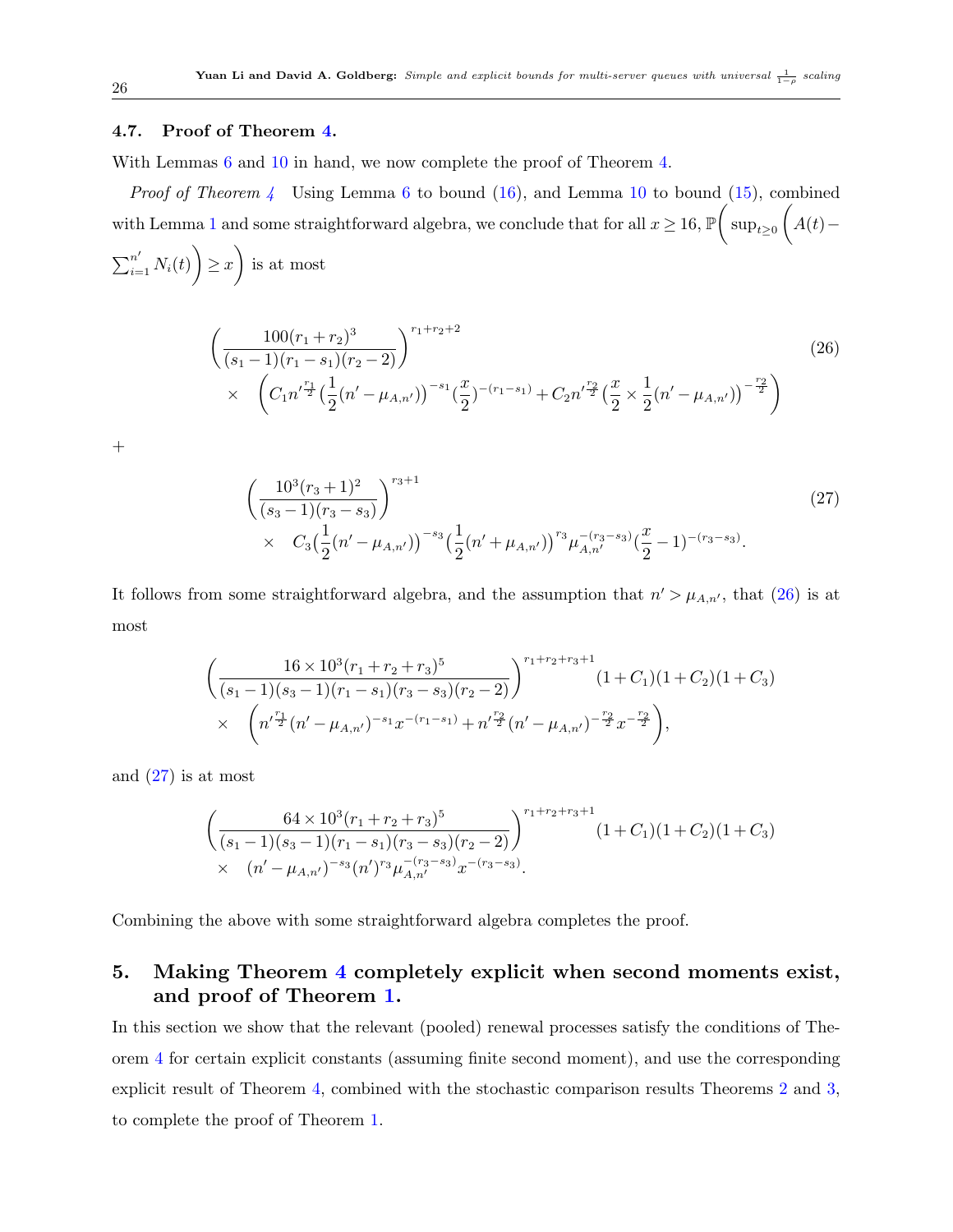### 4.7. Proof of Theorem 4.

With Lemmas 6 and 10 in hand, we now complete the proof of Theorem 4.

*Proof of Theorem 4* Using Lemma 6 to bound (16), and Lemma 10 to bound (15), combined with Lemma 1 and some straightforward algebra, we conclude that for all $x \geq 16$, $\mathbb{P}\bigg(\sup_{t\geq 0}\bigg(A(t) - \sum_{i=1}^{n'} N_i(t)\bigg) \geq x\bigg)$ is at most

$$
\bigg(\frac{100(r_1+r_2)^3}{(s_1-1)(r_1-s_1)(r_2-2)}\bigg)^{r_1+r_2+2} \times \quad \bigg(C_1 n'^{\frac{r_1}{2}}\big(\frac{1}{2}(n'-\mu_{A,n'})\big)^{-s_1}\big(\frac{x}{2}\big)^{-(r_1-s_1)} + C_2 n'^{\frac{r_2}{2}}\big(\frac{x}{2}\times\frac{1}{2}(n'-\mu_{A,n'})\big)^{-\frac{r_2}{2}}\bigg) \tag{26}
$$

+

$$
\bigg(\frac{10^3(r_3+1)^2}{(s_3-1)(r_3-s_3)}\bigg)^{r_3+1} \times \quad C_3\big(\frac{1}{2}(n'-\mu_{A,n'})\big)^{-s_3}\big(\frac{1}{2}(n'+\mu_{A,n'})\big)^{r_3}\mu_{A,n'}^{-(r_3-s_3)}\big(\frac{x}{2}-1\big)^{-(r_3-s_3)}. \tag{27}
$$

It follows from some straightforward algebra, and the assumption that $n' > \mu_{A,n'}$, that (26) is at most

$$
\bigg(\frac{16\times 10^3(r_1+r_2+r_3)^5}{(s_1-1)(s_3-1)(r_1-s_1)(r_3-s_3)(r_2-2)}\bigg)^{r_1+r_2+r_3+1}(1+C_1)(1+C_2)(1+C_3) \times \quad \bigg(n'^{\frac{r_1}{2}}(n'-\mu_{A,n'})^{-s_1}x^{-(r_1-s_1)} + n'^{\frac{r_2}{2}}(n'-\mu_{A,n'})^{-\frac{r_2}{2}}x^{-\frac{r_2}{2}}\bigg),
$$

and (27) is at most

$$
\bigg(\frac{64\times 10^3(r_1+r_2+r_3)^5}{(s_1-1)(s_3-1)(r_1-s_1)(r_3-s_3)(r_2-2)}\bigg)^{r_1+r_2+r_3+1}(1+C_1)(1+C_2)(1+C_3) \times \quad (n'-\mu_{A,n'})^{-s_3}(n')^{r_3}\mu_{A,n'}^{-(r_3-s_3)}x^{-(r_3-s_3)}.
$$

Combining the above with some straightforward algebra completes the proof.

## 5. Making Theorem 4 completely explicit when second moments exist, and proof of Theorem 1.

In this section we show that the relevant (pooled) renewal processes satisfy the conditions of Theorem 4 for certain explicit constants (assuming finite second moment), and use the corresponding explicit result of Theorem 4, combined with the stochastic comparison results Theorems 2 and 3, to complete the proof of Theorem 1.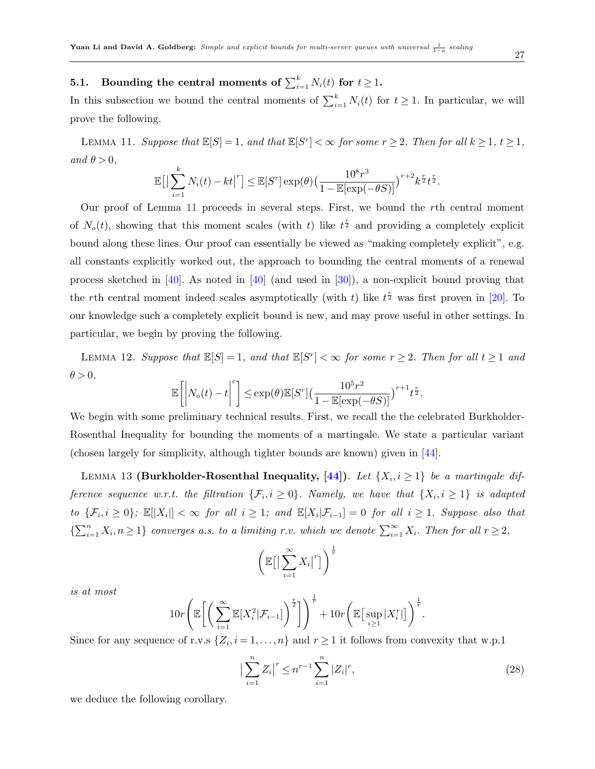### 5.1. Bounding the central moments of $\sum_{i=1}^k N_i(t)$ for $t \geq 1$.

In this subsection we bound the central moments of $\sum_{i=1}^k N_i(t)$ for $t \geq 1$. In particular, we will prove the following.

LEMMA 11. *Suppose that $\mathbb{E}[S] = 1$, and that $\mathbb{E}[S^r] < \infty$ for some $r \geq 2$. Then for all $k \geq 1$, $t \geq 1$, and $\theta > 0$,*

$$\mathbb{E}\big[\big|\sum_{i=1}^k N_i(t) - kt\big|^r\big] \leq \mathbb{E}[S^r]\exp(\theta)\Big(\frac{10^8 r^3}{1 - \mathbb{E}[\exp(-\theta S)]}\Big)^{r+2} k^{\frac{r}{2}} t^{\frac{r}{2}}.$$

Our proof of Lemma 11 proceeds in several steps. First, we bound the $r$th central moment of $N_o(t)$, showing that this moment scales (with $t$) like $t^{\frac{r}{2}}$ and providing a completely explicit bound along these lines. Our proof can essentially be viewed as "making completely explicit", e.g. all constants explicitly worked out, the approach to bounding the central moments of a renewal process sketched in [40]. As noted in [40] (and used in [30]), a non-explicit bound proving that the $r$th central moment indeed scales asymptotically (with $t$) like $t^{\frac{r}{2}}$ was first proven in [20]. To our knowledge such a completely explicit bound is new, and may prove useful in other settings. In particular, we begin by proving the following.

LEMMA 12. *Suppose that $\mathbb{E}[S] = 1$, and that $\mathbb{E}[S^r] < \infty$ for some $r \geq 2$. Then for all $t \geq 1$ and $\theta > 0$,*

$$\mathbb{E}\Bigg[\bigg|N_o(t) - t\bigg|^r\Bigg] \leq \exp(\theta)\mathbb{E}[S^r]\Big(\frac{10^5 r^2}{1 - \mathbb{E}[\exp(-\theta S)]}\Big)^{r+1} t^{\frac{r}{2}}.$$

We begin with some preliminary technical results. First, we recall the the celebrated Burkholder-Rosenthal Inequality for bounding the moments of a martingale. We state a particular variant (chosen largely for simplicity, although tighter bounds are known) given in [44].

LEMMA 13 **(Burkholder-Rosenthal Inequality, [44])**. *Let $\{X_i, i \geq 1\}$ be a martingale difference sequence w.r.t. the filtration $\{\mathcal{F}_i, i \geq 0\}$. Namely, we have that $\{X_i, i \geq 1\}$ is adapted to $\{\mathcal{F}_i, i \geq 0\}$; $\mathbb{E}[|X_i|] < \infty$ for all $i \geq 1$; and $\mathbb{E}[X_i|\mathcal{F}_{i-1}] = 0$ for all $i \geq 1$. Suppose also that $\{\sum_{i=1}^n X_i, n \geq 1\}$ converges a.s. to a limiting r.v. which we denote $\sum_{i=1}^\infty X_i$. Then for all $r \geq 2$,*

$$\Bigg(\mathbb{E}\big[\big|\sum_{i=1}^\infty X_i\big|^r\big]\Bigg)^{\frac{1}{r}}$$

*is at most*

$$10r\Bigg(\mathbb{E}\Bigg[\bigg(\sum_{i=1}^\infty \mathbb{E}[X_i^2|\mathcal{F}_{i-1}]\bigg)^{\frac{r}{2}}\Bigg]\Bigg)^{\frac{1}{r}} + 10r\Bigg(\mathbb{E}\big[\sup_{i \geq 1}|X_i^r|\big]\Bigg)^{\frac{1}{r}}.$$

Since for any sequence of r.v.s $\{Z_i, i = 1, \ldots, n\}$ and $r \geq 1$ it follows from convexity that w.p.1

$$\big|\sum_{i=1}^n Z_i\big|^r \leq n^{r-1}\sum_{i=1}^n |Z_i|^r, \tag{28}$$

we deduce the following corollary.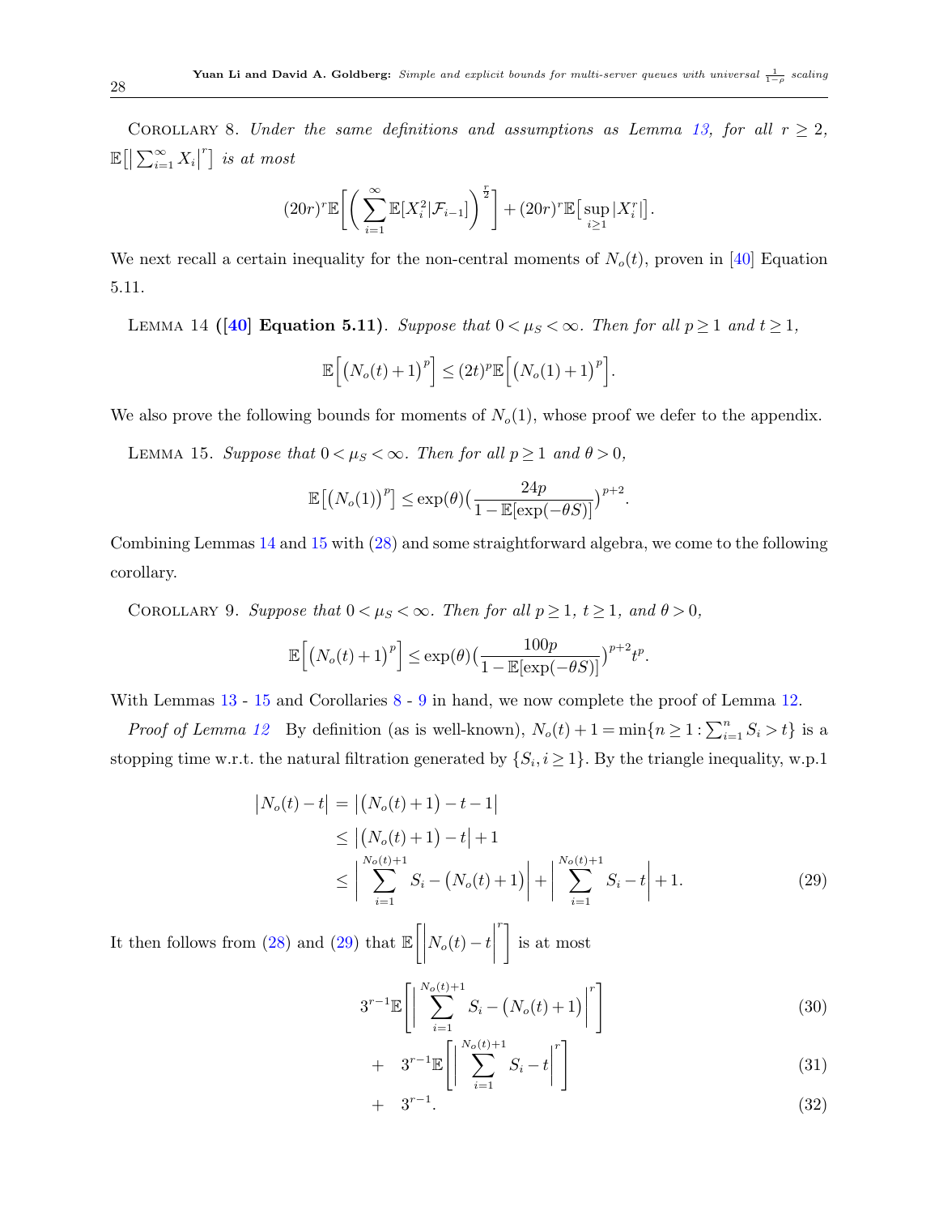Corollary 8. *Under the same definitions and assumptions as Lemma 13, for all $r \geq 2$, $\mathbb{E}\big[\big|\sum_{i=1}^{\infty} X_i\big|^r\big]$ is at most*

$$(20r)^r \mathbb{E}\bigg[\bigg(\sum_{i=1}^{\infty} \mathbb{E}[X_i^2|\mathcal{F}_{i-1}]\bigg)^{\frac{r}{2}}\bigg] + (20r)^r \mathbb{E}\big[\sup_{i\geq 1}|X_i^r|\big].$$

We next recall a certain inequality for the non-central moments of $N_o(t)$, proven in [40] Equation 5.11.

Lemma 14 (**[40] Equation 5.11**). *Suppose that $0 < \mu_S < \infty$. Then for all $p \geq 1$ and $t \geq 1$,*

$$\mathbb{E}\Big[\big(N_o(t)+1\big)^p\Big] \leq (2t)^p \mathbb{E}\Big[\big(N_o(1)+1\big)^p\Big].$$

We also prove the following bounds for moments of $N_o(1)$, whose proof we defer to the appendix.

Lemma 15. *Suppose that $0 < \mu_S < \infty$. Then for all $p \geq 1$ and $\theta > 0$,*

$$\mathbb{E}\big[\big(N_o(1)\big)^p\big] \leq \exp(\theta)\Big(\frac{24p}{1-\mathbb{E}[\exp(-\theta S)]}\Big)^{p+2}.$$

Combining Lemmas 14 and 15 with (28) and some straightforward algebra, we come to the following corollary.

Corollary 9. *Suppose that $0 < \mu_S < \infty$. Then for all $p \geq 1$, $t \geq 1$, and $\theta > 0$,*

$$\mathbb{E}\Big[\big(N_o(t)+1\big)^p\Big] \leq \exp(\theta)\Big(\frac{100p}{1-\mathbb{E}[\exp(-\theta S)]}\Big)^{p+2} t^p.$$

With Lemmas 13 - 15 and Corollaries 8 - 9 in hand, we now complete the proof of Lemma 12.

*Proof of Lemma 12* By definition (as is well-known), $N_o(t)+1 = \min\{n \geq 1 : \sum_{i=1}^n S_i > t\}$ is a stopping time w.r.t. the natural filtration generated by $\{S_i, i \geq 1\}$. By the triangle inequality, w.p.1

$$\begin{aligned}
\big|N_o(t)-t\big| &= \big|\big(N_o(t)+1\big)-t-1\big| \\
&\leq \big|\big(N_o(t)+1\big)-t\big|+1 \\
&\leq \bigg|\sum_{i=1}^{N_o(t)+1} S_i - \big(N_o(t)+1\big)\bigg| + \bigg|\sum_{i=1}^{N_o(t)+1} S_i - t\bigg| + 1. \qquad (29)
\end{aligned}$$

It then follows from (28) and (29) that $\mathbb{E}\bigg[\bigg|N_o(t)-t\bigg|^r\bigg]$ is at most

$$3^{r-1}\mathbb{E}\Bigg[\bigg|\sum_{i=1}^{N_o(t)+1} S_i - \big(N_o(t)+1\big)\bigg|^r\Bigg] \qquad (30)$$

$$+ \quad 3^{r-1}\mathbb{E}\Bigg[\bigg|\sum_{i=1}^{N_o(t)+1} S_i - t\bigg|^r\Bigg] \qquad (31)$$

$$+ \quad 3^{r-1}. \qquad (32)$$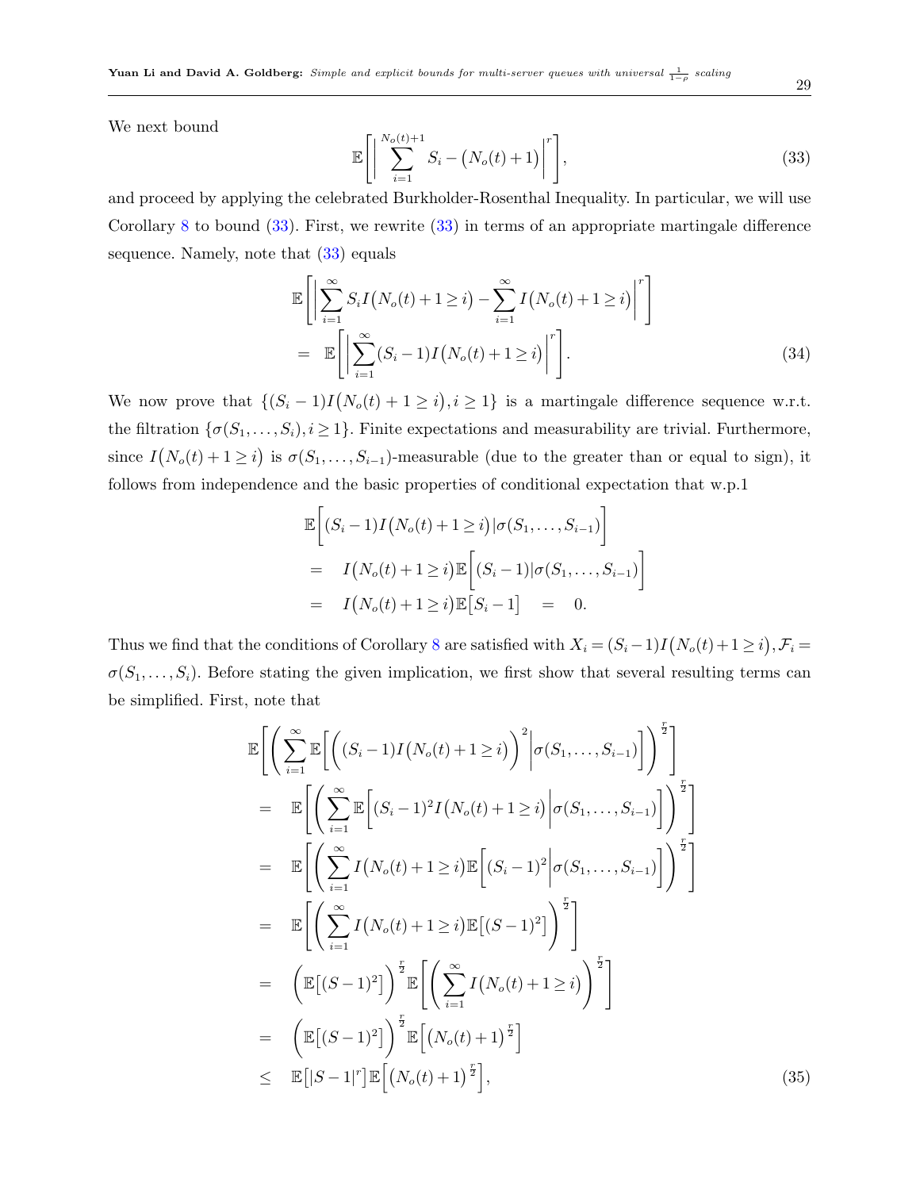We next bound

$$\mathbb{E}\bigg[\bigg|\sum_{i=1}^{N_o(t)+1} S_i - \big(N_o(t)+1\big)\bigg|^r\bigg], \tag{33}$$

and proceed by applying the celebrated Burkholder-Rosenthal Inequality. In particular, we will use Corollary 8 to bound (33). First, we rewrite (33) in terms of an appropriate martingale difference sequence. Namely, note that (33) equals

$$\begin{aligned}
&\mathbb{E}\bigg[\bigg|\sum_{i=1}^{\infty} S_i I\big(N_o(t)+1 \geq i\big) - \sum_{i=1}^{\infty} I\big(N_o(t)+1 \geq i\big)\bigg|^r\bigg] \\
&= \mathbb{E}\bigg[\bigg|\sum_{i=1}^{\infty} (S_i - 1) I\big(N_o(t)+1 \geq i\big)\bigg|^r\bigg].
\end{aligned} \tag{34}$$

We now prove that $\{(S_i - 1)I\big(N_o(t)+1 \geq i\big), i \geq 1\}$ is a martingale difference sequence w.r.t. the filtration $\{\sigma(S_1,\ldots,S_i), i \geq 1\}$. Finite expectations and measurability are trivial. Furthermore, since $I\big(N_o(t)+1 \geq i\big)$ is $\sigma(S_1,\ldots,S_{i-1})$-measurable (due to the greater than or equal to sign), it follows from independence and the basic properties of conditional expectation that w.p.1

$$\begin{aligned}
&\mathbb{E}\Big[(S_i - 1)I\big(N_o(t)+1 \geq i\big) | \sigma(S_1,\ldots,S_{i-1})\Big] \\
&= I\big(N_o(t)+1 \geq i\big)\mathbb{E}\Big[(S_i - 1)|\sigma(S_1,\ldots,S_{i-1})\Big] \\
&= I\big(N_o(t)+1 \geq i\big)\mathbb{E}\big[S_i - 1\big] \quad = \quad 0.
\end{aligned}$$

Thus we find that the conditions of Corollary 8 are satisfied with $X_i = (S_i - 1)I\big(N_o(t)+1 \geq i\big), \mathcal{F}_i = \sigma(S_1,\ldots,S_i)$. Before stating the given implication, we first show that several resulting terms can be simplified. First, note that

$$\begin{aligned}
&\mathbb{E}\Bigg[\bigg(\sum_{i=1}^{\infty} \mathbb{E}\Big[\Big((S_i - 1)I\big(N_o(t)+1 \geq i\big)\Big)^2\Big|\sigma(S_1,\ldots,S_{i-1})\Big]\bigg)^{\frac{r}{2}}\Bigg] \\
&= \mathbb{E}\Bigg[\bigg(\sum_{i=1}^{\infty} \mathbb{E}\Big[(S_i - 1)^2 I\big(N_o(t)+1 \geq i\big)\Big|\sigma(S_1,\ldots,S_{i-1})\Big]\bigg)^{\frac{r}{2}}\Bigg] \\
&= \mathbb{E}\Bigg[\bigg(\sum_{i=1}^{\infty} I\big(N_o(t)+1 \geq i\big)\mathbb{E}\Big[(S_i - 1)^2\Big|\sigma(S_1,\ldots,S_{i-1})\Big]\bigg)^{\frac{r}{2}}\Bigg] \\
&= \mathbb{E}\Bigg[\bigg(\sum_{i=1}^{\infty} I\big(N_o(t)+1 \geq i\big)\mathbb{E}\big[(S-1)^2\big]\bigg)^{\frac{r}{2}}\Bigg] \\
&= \Big(\mathbb{E}\big[(S-1)^2\big]\Big)^{\frac{r}{2}}\mathbb{E}\Bigg[\bigg(\sum_{i=1}^{\infty} I\big(N_o(t)+1 \geq i\big)\bigg)^{\frac{r}{2}}\Bigg] \\
&= \Big(\mathbb{E}\big[(S-1)^2\big]\Big)^{\frac{r}{2}}\mathbb{E}\Big[\big(N_o(t)+1\big)^{\frac{r}{2}}\Big] \\
&\leq \mathbb{E}\big[|S-1|^r\big]\mathbb{E}\Big[\big(N_o(t)+1\big)^{\frac{r}{2}}\Big],
\end{aligned} \tag{35}$$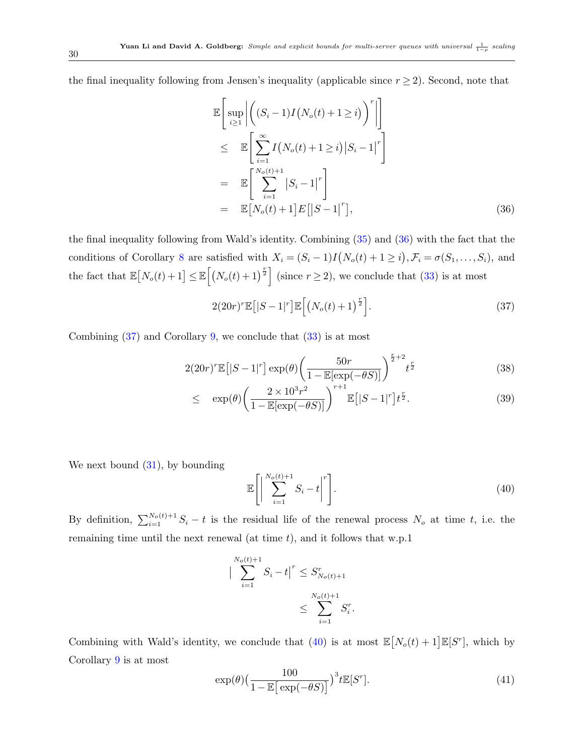the final inequality following from Jensen's inequality (applicable since $r \geq 2$). Second, note that

$$
\begin{aligned}
& \mathbb{E}\left[\sup_{i\geq 1}\left|\left((S_i - 1)I\big(N_o(t)+1 \geq i\big)\right)^r\right|\right] \\
\leq \quad & \mathbb{E}\left[\sum_{i=1}^{\infty} I\big(N_o(t)+1\geq i\big)\big|S_i - 1\big|^r\right] \\
= \quad & \mathbb{E}\left[\sum_{i=1}^{N_o(t)+1} \big|S_i - 1\big|^r\right] \\
= \quad & \mathbb{E}\big[N_o(t)+1\big]E\big[\big|S-1\big|^r\big], \qquad (36)
\end{aligned}
$$

the final inequality following from Wald's identity. Combining (35) and (36) with the fact that the conditions of Corollary 8 are satisfied with $X_i = (S_i - 1)I\big(N_o(t)+1 \geq i\big), \mathcal{F}_i = \sigma(S_1,\ldots,S_i)$, and the fact that $\mathbb{E}\big[N_o(t)+1\big] \leq \mathbb{E}\Big[\big(N_o(t)+1\big)^{\frac{r}{2}}\Big]$ (since $r \geq 2$), we conclude that (33) is at most

$$
2(20r)^r \mathbb{E}\big[|S-1|^r\big]\mathbb{E}\Big[\big(N_o(t)+1\big)^{\frac{r}{2}}\Big]. \qquad (37)
$$

Combining (37) and Corollary 9, we conclude that (33) is at most

$$
\begin{aligned}
& 2(20r)^r \mathbb{E}\big[|S-1|^r\big]\exp(\theta)\left(\frac{50r}{1-\mathbb{E}[\exp(-\theta S)]}\right)^{\frac{r}{2}+2} t^{\frac{r}{2}} \qquad (38) \\
\leq \quad & \exp(\theta)\left(\frac{2\times 10^3 r^2}{1-\mathbb{E}[\exp(-\theta S)]}\right)^{r+1}\mathbb{E}\big[|S-1|^r\big]t^{\frac{r}{2}}. \qquad (39)
\end{aligned}
$$

We next bound (31), by bounding

$$
\mathbb{E}\left[\left|\sum_{i=1}^{N_o(t)+1} S_i - t\right|^r\right]. \qquad (40)
$$

By definition, $\sum_{i=1}^{N_o(t)+1} S_i - t$ is the residual life of the renewal process $N_o$ at time $t$, i.e. the remaining time until the next renewal (at time $t$), and it follows that w.p.1

$$
\begin{aligned}
\left|\sum_{i=1}^{N_o(t)+1} S_i - t\right|^r &\leq S^r_{N_o(t)+1} \\
&\leq \sum_{i=1}^{N_o(t)+1} S_i^r.
\end{aligned}
$$

Combining with Wald's identity, we conclude that (40) is at most $\mathbb{E}\big[N_o(t)+1\big]\mathbb{E}[S^r]$, which by Corollary 9 is at most

$$
\exp(\theta)\big(\frac{100}{1-\mathbb{E}\big[\exp(-\theta S)\big]}\big)^3 t\mathbb{E}[S^r]. \qquad (41)
$$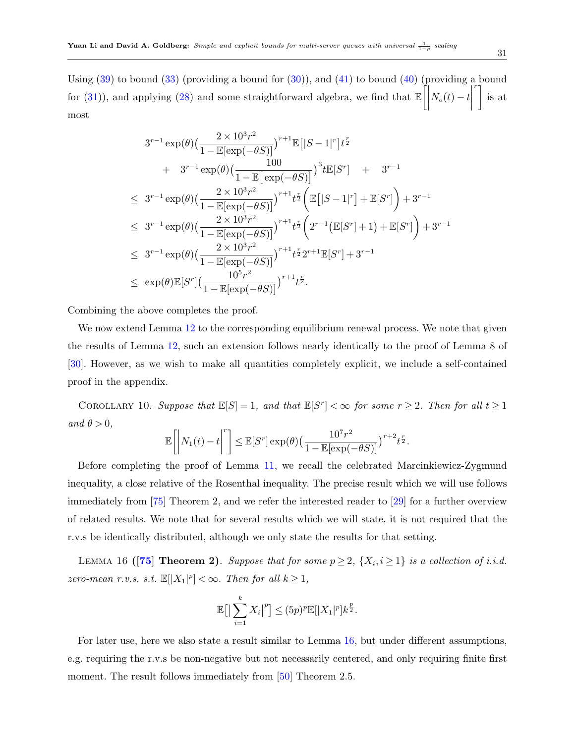Using (39) to bound (33) (providing a bound for (30)), and (41) to bound (40) (providing a bound for (31)), and applying (28) and some straightforward algebra, we find that $\mathbb{E}\Big[\Big|N_o(t)-t\Big|^r\Big]$ is at most

$$
\begin{aligned}
& 3^{r-1}\exp(\theta)\big(\frac{2\times 10^3 r^2}{1-\mathbb{E}[\exp(-\theta S)]}\big)^{r+1}\mathbb{E}\big[|S-1|^r\big]t^{\frac{r}{2}} \\
& \quad + \quad 3^{r-1}\exp(\theta)\big(\frac{100}{1-\mathbb{E}\big[\exp(-\theta S)\big]}\big)^3 t\mathbb{E}[S^r] \quad + \quad 3^{r-1} \\
\leq \; & 3^{r-1}\exp(\theta)\big(\frac{2\times 10^3 r^2}{1-\mathbb{E}[\exp(-\theta S)]}\big)^{r+1}t^{\frac{r}{2}}\Big(\mathbb{E}\big[|S-1|^r\big]+\mathbb{E}[S^r]\Big)+3^{r-1} \\
\leq \; & 3^{r-1}\exp(\theta)\big(\frac{2\times 10^3 r^2}{1-\mathbb{E}[\exp(-\theta S)]}\big)^{r+1}t^{\frac{r}{2}}\Big(2^{r-1}\big(\mathbb{E}[S^r]+1\big)+\mathbb{E}[S^r]\Big)+3^{r-1} \\
\leq \; & 3^{r-1}\exp(\theta)\big(\frac{2\times 10^3 r^2}{1-\mathbb{E}[\exp(-\theta S)]}\big)^{r+1}t^{\frac{r}{2}}2^{r+1}\mathbb{E}[S^r]+3^{r-1} \\
\leq \; & \exp(\theta)\mathbb{E}[S^r]\big(\frac{10^5 r^2}{1-\mathbb{E}[\exp(-\theta S)]}\big)^{r+1}t^{\frac{r}{2}}.
\end{aligned}
$$

Combining the above completes the proof.

We now extend Lemma 12 to the corresponding equilibrium renewal process. We note that given the results of Lemma 12, such an extension follows nearly identically to the proof of Lemma 8 of [30]. However, as we wish to make all quantities completely explicit, we include a self-contained proof in the appendix.

Corollary 10. *Suppose that $\mathbb{E}[S]=1$, and that $\mathbb{E}[S^r]<\infty$ for some $r\geq 2$. Then for all $t\geq 1$ and $\theta>0$,*

$$
\mathbb{E}\Big[\Big|N_1(t)-t\Big|^r\Big]\leq \mathbb{E}[S^r]\exp(\theta)\big(\frac{10^7 r^2}{1-\mathbb{E}[\exp(-\theta S)]}\big)^{r+2}t^{\frac{r}{2}}.
$$

Before completing the proof of Lemma 11, we recall the celebrated Marcinkiewicz-Zygmund inequality, a close relative of the Rosenthal inequality. The precise result which we will use follows immediately from [75] Theorem 2, and we refer the interested reader to [29] for a further overview of related results. We note that for several results which we will state, it is not required that the r.v.s be identically distributed, although we only state the results for that setting.

Lemma 16 **([75] Theorem 2)**. *Suppose that for some $p\geq 2$, $\{X_i, i\geq 1\}$ is a collection of i.i.d. zero-mean r.v.s. s.t. $\mathbb{E}[|X_1|^p]<\infty$. Then for all $k\geq 1$,*

$$
\mathbb{E}\big[\big|\sum_{i=1}^{k}X_i\big|^p\big]\leq (5p)^p\mathbb{E}[|X_1|^p]k^{\frac{p}{2}}.
$$

For later use, here we also state a result similar to Lemma 16, but under different assumptions, e.g. requiring the r.v.s be non-negative but not necessarily centered, and only requiring finite first moment. The result follows immediately from [50] Theorem 2.5.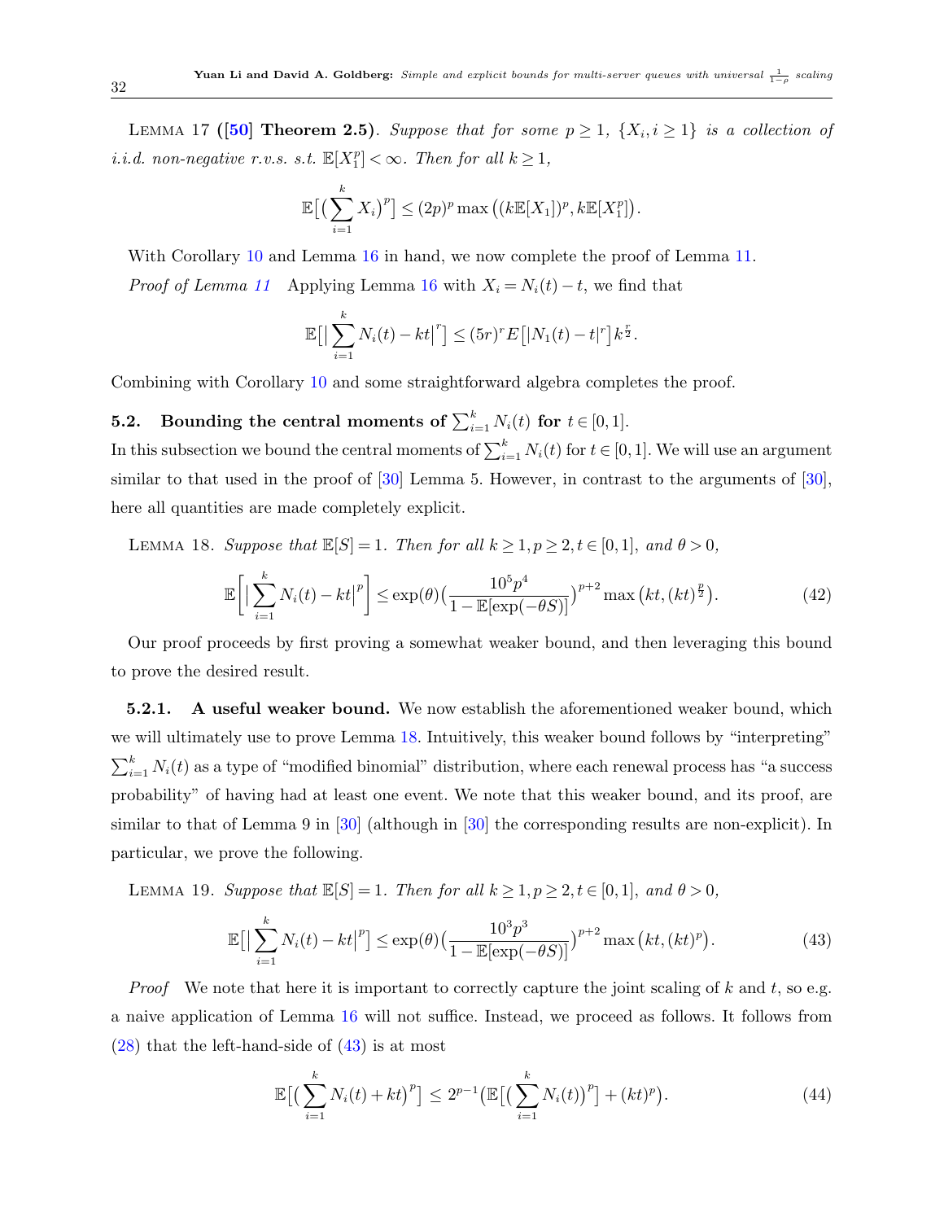LEMMA 17 (**[50] Theorem 2.5**). *Suppose that for some $p \ge 1$, $\{X_i, i \ge 1\}$ is a collection of i.i.d. non-negative r.v.s. s.t. $\mathbb{E}[X_1^p] < \infty$. Then for all $k \ge 1$,*

$$\mathbb{E}\big[\big(\sum_{i=1}^{k} X_i\big)^p\big] \le (2p)^p \max\big((k\mathbb{E}[X_1])^p, k\mathbb{E}[X_1^p]\big).$$

With Corollary 10 and Lemma 16 in hand, we now complete the proof of Lemma 11.

*Proof of Lemma 11* Applying Lemma 16 with $X_i = N_i(t) - t$, we find that

$$\mathbb{E}\big[\big|\sum_{i=1}^{k} N_i(t) - kt\big|^r\big] \le (5r)^r E\big[|N_1(t) - t|^r\big] k^{\frac{r}{2}}.$$

Combining with Corollary 10 and some straightforward algebra completes the proof.

### 5.2. Bounding the central moments of $\sum_{i=1}^{k} N_i(t)$ for $t \in [0,1]$.

In this subsection we bound the central moments of $\sum_{i=1}^{k} N_i(t)$ for $t \in [0,1]$. We will use an argument similar to that used in the proof of [30] Lemma 5. However, in contrast to the arguments of [30], here all quantities are made completely explicit.

LEMMA 18. *Suppose that $\mathbb{E}[S] = 1$. Then for all $k \ge 1, p \ge 2, t \in [0,1]$, and $\theta > 0$,*

$$\mathbb{E}\Big[\big|\sum_{i=1}^{k} N_i(t) - kt\big|^p\Big] \le \exp(\theta)\big(\frac{10^5 p^4}{1 - \mathbb{E}[\exp(-\theta S)]}\big)^{p+2} \max\big(kt, (kt)^{\frac{p}{2}}\big). \tag{42}$$

Our proof proceeds by first proving a somewhat weaker bound, and then leveraging this bound to prove the desired result.

#### 5.2.1. A useful weaker bound.

We now establish the aforementioned weaker bound, which we will ultimately use to prove Lemma 18. Intuitively, this weaker bound follows by "interpreting" $\sum_{i=1}^{k} N_i(t)$ as a type of "modified binomial" distribution, where each renewal process has "a success probability" of having had at least one event. We note that this weaker bound, and its proof, are similar to that of Lemma 9 in [30] (although in [30] the corresponding results are non-explicit). In particular, we prove the following.

LEMMA 19. *Suppose that $\mathbb{E}[S] = 1$. Then for all $k \ge 1, p \ge 2, t \in [0,1]$, and $\theta > 0$,*

$$\mathbb{E}\big[\big|\sum_{i=1}^{k} N_i(t) - kt\big|^p\big] \le \exp(\theta)\big(\frac{10^3 p^3}{1 - \mathbb{E}[\exp(-\theta S)]}\big)^{p+2} \max\big(kt, (kt)^p\big). \tag{43}$$

*Proof* We note that here it is important to correctly capture the joint scaling of $k$ and $t$, so e.g. a naive application of Lemma 16 will not suffice. Instead, we proceed as follows. It follows from (28) that the left-hand-side of (43) is at most

$$\mathbb{E}\big[\big(\sum_{i=1}^{k} N_i(t) + kt\big)^p\big] \le 2^{p-1}\big(\mathbb{E}\big[\big(\sum_{i=1}^{k} N_i(t)\big)^p\big] + (kt)^p\big). \tag{44}$$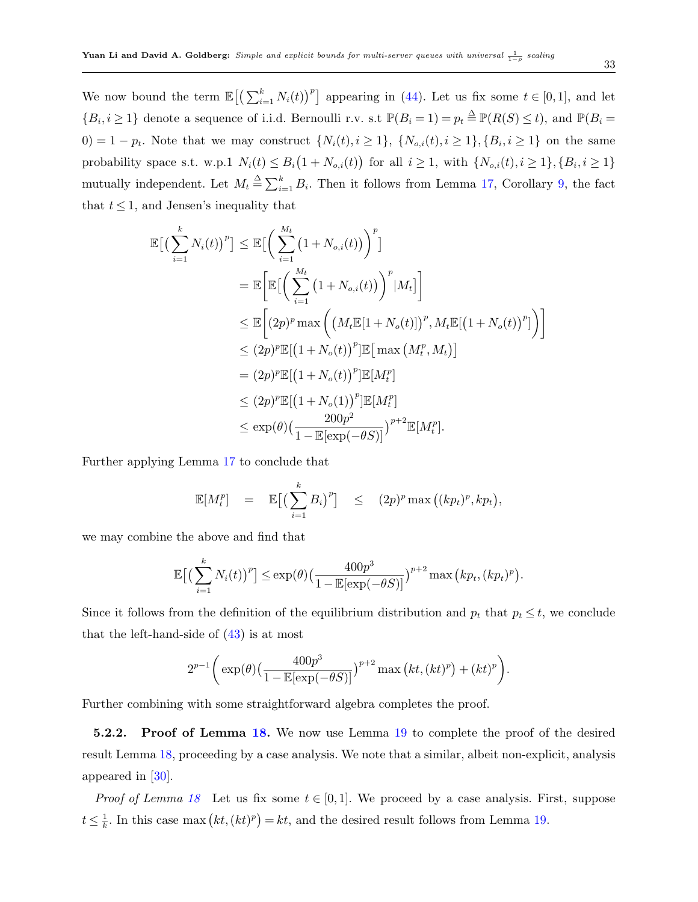We now bound the term $\mathbb{E}\big[\big(\sum_{i=1}^k N_i(t)\big)^p\big]$ appearing in (44). Let us fix some $t \in [0,1]$, and let $\{B_i, i \geq 1\}$ denote a sequence of i.i.d. Bernoulli r.v. s.t $\mathbb{P}(B_i = 1) = p_t \triangleq \mathbb{P}(R(S) \leq t)$, and $\mathbb{P}(B_i = 0) = 1 - p_t$. Note that we may construct $\{N_i(t), i \geq 1\}$, $\{N_{o,i}(t), i \geq 1\}, \{B_i, i \geq 1\}$ on the same probability space s.t. w.p.1 $N_i(t) \leq B_i\big(1 + N_{o,i}(t)\big)$ for all $i \geq 1$, with $\{N_{o,i}(t), i \geq 1\}, \{B_i, i \geq 1\}$ mutually independent. Let $M_t \triangleq \sum_{i=1}^k B_i$. Then it follows from Lemma 17, Corollary 9, the fact that $t \leq 1$, and Jensen's inequality that

$$
\begin{aligned}
\mathbb{E}\big[\big(\sum_{i=1}^k N_i(t)\big)^p\big] &\leq \mathbb{E}\Big[\Big(\sum_{i=1}^{M_t}\big(1 + N_{o,i}(t)\big)\Big)^p\Big] \\
&= \mathbb{E}\bigg[\mathbb{E}\Big[\Big(\sum_{i=1}^{M_t}\big(1 + N_{o,i}(t)\big)\Big)^p |M_t\Big]\bigg] \\
&\leq \mathbb{E}\bigg[(2p)^p \max\Big(\big(M_t\mathbb{E}[1 + N_o(t)]\big)^p, M_t\mathbb{E}\big[\big(1 + N_o(t)\big)^p\big]\Big)\bigg] \\
&\leq (2p)^p\mathbb{E}\big[\big(1 + N_o(t)\big)^p\big]\mathbb{E}\big[\max\big(M_t^p, M_t\big)\big] \\
&= (2p)^p\mathbb{E}\big[\big(1 + N_o(t)\big)^p\big]\mathbb{E}[M_t^p] \\
&\leq (2p)^p\mathbb{E}\big[\big(1 + N_o(1)\big)^p\big]\mathbb{E}[M_t^p] \\
&\leq \exp(\theta)\big(\frac{200p^2}{1 - \mathbb{E}[\exp(-\theta S)]}\big)^{p+2}\mathbb{E}[M_t^p].
\end{aligned}
$$

Further applying Lemma 17 to conclude that

$$
\mathbb{E}[M_t^p] \quad = \quad \mathbb{E}\big[\big(\sum_{i=1}^k B_i\big)^p\big] \quad \leq \quad (2p)^p \max\big((kp_t)^p, kp_t\big),
$$

we may combine the above and find that

$$
\mathbb{E}\big[\big(\sum_{i=1}^k N_i(t)\big)^p\big] \leq \exp(\theta)\big(\frac{400p^3}{1 - \mathbb{E}[\exp(-\theta S)]}\big)^{p+2}\max\big(kp_t, (kp_t)^p\big).
$$

Since it follows from the definition of the equilibrium distribution and $p_t$ that $p_t \leq t$, we conclude that the left-hand-side of (43) is at most

$$
2^{p-1}\bigg(\exp(\theta)\big(\frac{400p^3}{1 - \mathbb{E}[\exp(-\theta S)]}\big)^{p+2}\max\big(kt, (kt)^p\big) + (kt)^p\bigg).
$$

Further combining with some straightforward algebra completes the proof.

### 5.2.2. Proof of Lemma 18.

We now use Lemma 19 to complete the proof of the desired result Lemma 18, proceeding by a case analysis. We note that a similar, albeit non-explicit, analysis appeared in [30].

*Proof of Lemma 18* Let us fix some $t \in [0,1]$. We proceed by a case analysis. First, suppose $t \leq \frac{1}{k}$. In this case $\max\big(kt, (kt)^p\big) = kt$, and the desired result follows from Lemma 19.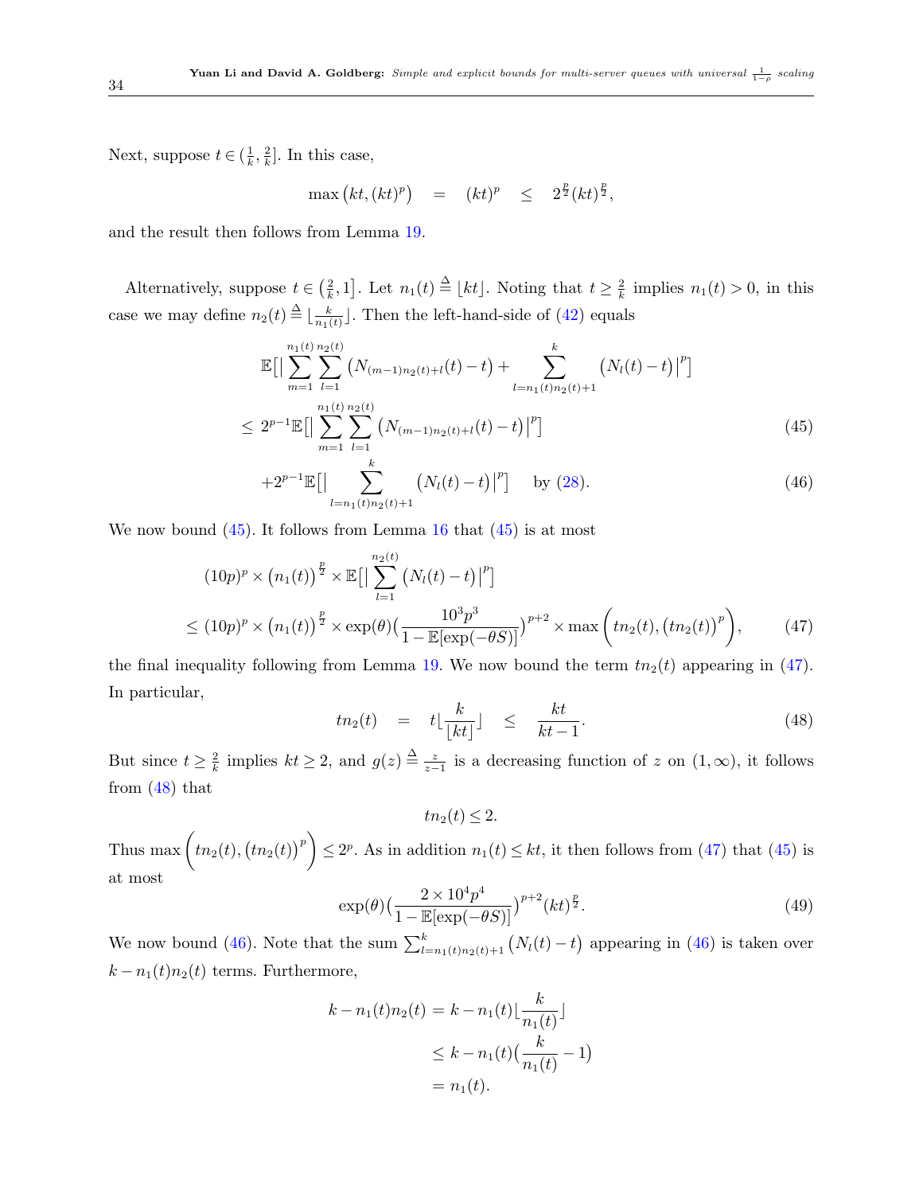Next, suppose $t \in (\frac{1}{k}, \frac{2}{k}]$. In this case,

$$\max\big(kt, (kt)^p\big) \quad = \quad (kt)^p \quad \leq \quad 2^{\frac{p}{2}}(kt)^{\frac{p}{2}},$$

and the result then follows from Lemma 19.

Alternatively, suppose $t \in \big(\frac{2}{k}, 1\big]$. Let $n_1(t) \stackrel{\Delta}{=} \lfloor kt \rfloor$. Noting that $t \geq \frac{2}{k}$ implies $n_1(t) > 0$, in this case we may define $n_2(t) \stackrel{\Delta}{=} \lfloor \frac{k}{n_1(t)} \rfloor$. Then the left-hand-side of (42) equals

$$\mathbb{E}\big[\big|\sum_{m=1}^{n_1(t)}\sum_{l=1}^{n_2(t)}\big(N_{(m-1)n_2(t)+l}(t) - t\big) + \sum_{l=n_1(t)n_2(t)+1}^{k}\big(N_l(t)-t\big)\big|^p\big]$$

$$\leq\ 2^{p-1}\mathbb{E}\big[\big|\sum_{m=1}^{n_1(t)}\sum_{l=1}^{n_2(t)}\big(N_{(m-1)n_2(t)+l}(t) - t\big)\big|^p\big] \tag{45}$$

$$+2^{p-1}\mathbb{E}\big[\big|\sum_{l=n_1(t)n_2(t)+1}^{k}\big(N_l(t)-t\big)\big|^p\big] \quad \text{by (28)}. \tag{46}$$

We now bound (45). It follows from Lemma 16 that (45) is at most

$$(10p)^p \times \big(n_1(t)\big)^{\frac{p}{2}} \times \mathbb{E}\big[\big|\sum_{l=1}^{n_2(t)}\big(N_l(t)-t\big)\big|^p\big]$$

$$\leq (10p)^p \times \big(n_1(t)\big)^{\frac{p}{2}} \times \exp(\theta)\big(\frac{10^3p^3}{1-\mathbb{E}[\exp(-\theta S)]}\big)^{p+2} \times \max\bigg(tn_2(t), \big(tn_2(t)\big)^p\bigg), \tag{47}$$

the final inequality following from Lemma 19. We now bound the term $tn_2(t)$ appearing in (47). In particular,

$$tn_2(t) \quad = \quad t\lfloor\frac{k}{\lfloor kt \rfloor}\rfloor \quad \leq \quad \frac{kt}{kt-1}. \tag{48}$$

But since $t \geq \frac{2}{k}$ implies $kt \geq 2$, and $g(z) \stackrel{\Delta}{=} \frac{z}{z-1}$ is a decreasing function of $z$ on $(1, \infty)$, it follows from (48) that

$$tn_2(t) \leq 2.$$

Thus $\max\bigg(tn_2(t), \big(tn_2(t)\big)^p\bigg) \leq 2^p$. As in addition $n_1(t) \leq kt$, it then follows from (47) that (45) is at most

$$\exp(\theta)\big(\frac{2\times 10^4p^4}{1-\mathbb{E}[\exp(-\theta S)]}\big)^{p+2}(kt)^{\frac{p}{2}}. \tag{49}$$

We now bound (46). Note that the sum $\sum_{l=n_1(t)n_2(t)+1}^{k}\big(N_l(t)-t\big)$ appearing in (46) is taken over $k - n_1(t)n_2(t)$ terms. Furthermore,

$$\begin{aligned}
k - n_1(t)n_2(t) &= k - n_1(t)\lfloor\frac{k}{n_1(t)}\rfloor \\
&\leq k - n_1(t)\big(\frac{k}{n_1(t)} - 1\big) \\
&= n_1(t).
\end{aligned}$$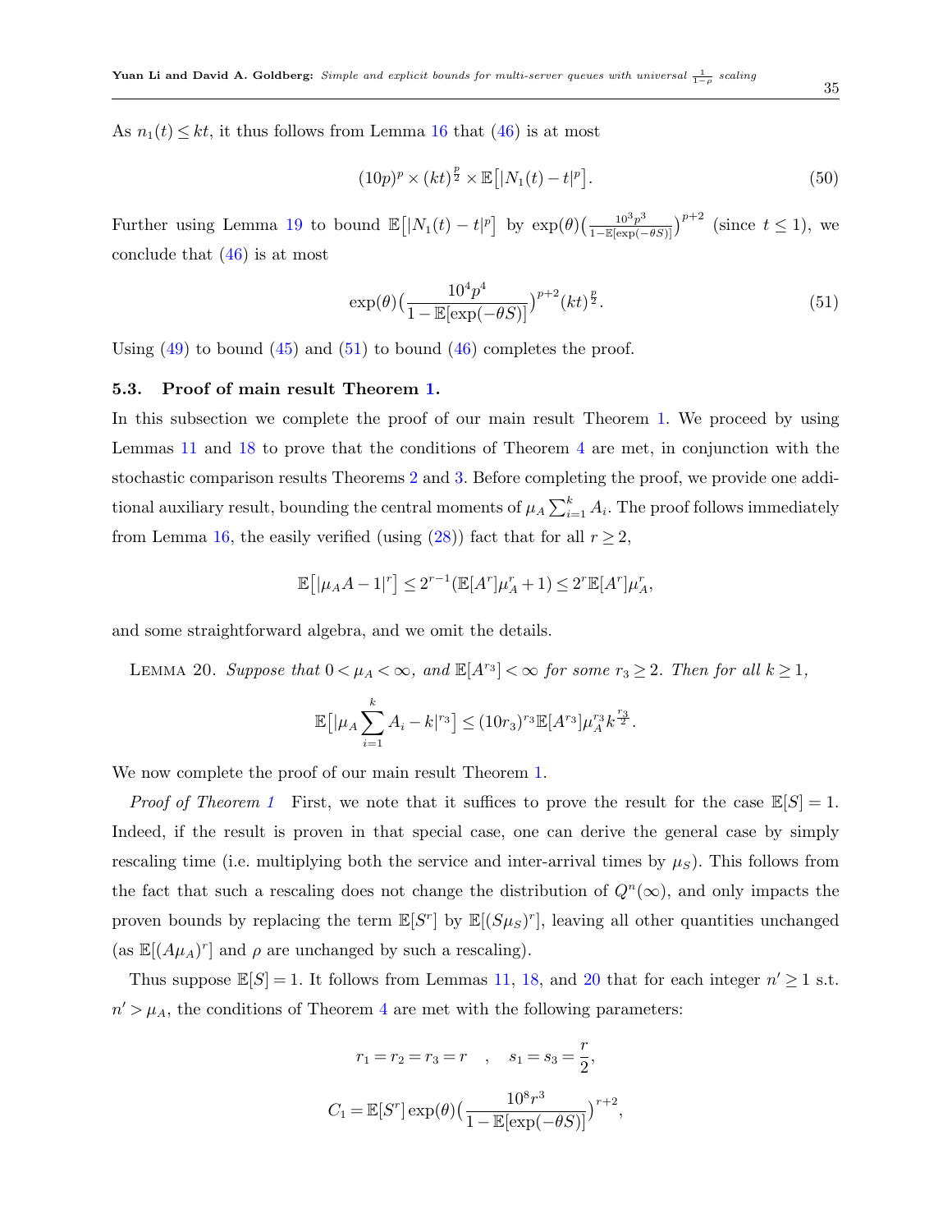As $n_1(t) \leq kt$, it thus follows from Lemma 16 that (46) is at most

$$(10p)^p \times (kt)^{\frac{p}{2}} \times \mathbb{E}\big[|N_1(t) - t|^p\big]. \tag{50}$$

Further using Lemma 19 to bound $\mathbb{E}\big[|N_1(t) - t|^p\big]$ by $\exp(\theta)\big(\frac{10^3 p^3}{1-\mathbb{E}[\exp(-\theta S)]}\big)^{p+2}$ (since $t \leq 1$), we conclude that (46) is at most

$$\exp(\theta)\big(\frac{10^4 p^4}{1-\mathbb{E}[\exp(-\theta S)]}\big)^{p+2}(kt)^{\frac{p}{2}}. \tag{51}$$

Using (49) to bound (45) and (51) to bound (46) completes the proof.

### 5.3. Proof of main result Theorem 1.

In this subsection we complete the proof of our main result Theorem 1. We proceed by using Lemmas 11 and 18 to prove that the conditions of Theorem 4 are met, in conjunction with the stochastic comparison results Theorems 2 and 3. Before completing the proof, we provide one additional auxiliary result, bounding the central moments of $\mu_A \sum_{i=1}^k A_i$. The proof follows immediately from Lemma 16, the easily verified (using (28)) fact that for all $r \geq 2$,

$$\mathbb{E}\big[|\mu_A A - 1|^r\big] \leq 2^{r-1}(\mathbb{E}[A^r]\mu_A^r + 1) \leq 2^r \mathbb{E}[A^r]\mu_A^r,$$

and some straightforward algebra, and we omit the details.

LEMMA 20. *Suppose that $0 < \mu_A < \infty$, and $\mathbb{E}[A^{r_3}] < \infty$ for some $r_3 \geq 2$. Then for all $k \geq 1$,*

$$\mathbb{E}\big[|\mu_A \sum_{i=1}^k A_i - k|^{r_3}\big] \leq (10r_3)^{r_3}\mathbb{E}[A^{r_3}]\mu_A^{r_3} k^{\frac{r_3}{2}}.$$

We now complete the proof of our main result Theorem 1.

*Proof of Theorem 1* First, we note that it suffices to prove the result for the case $\mathbb{E}[S] = 1$. Indeed, if the result is proven in that special case, one can derive the general case by simply rescaling time (i.e. multiplying both the service and inter-arrival times by $\mu_S$). This follows from the fact that such a rescaling does not change the distribution of $Q^n(\infty)$, and only impacts the proven bounds by replacing the term $\mathbb{E}[S^r]$ by $\mathbb{E}[(S\mu_S)^r]$, leaving all other quantities unchanged (as $\mathbb{E}[(A\mu_A)^r]$ and $\rho$ are unchanged by such a rescaling).

Thus suppose $\mathbb{E}[S] = 1$. It follows from Lemmas 11, 18, and 20 that for each integer $n' \geq 1$ s.t. $n' > \mu_A$, the conditions of Theorem 4 are met with the following parameters:

$$r_1 = r_2 = r_3 = r \quad , \quad s_1 = s_3 = \frac{r}{2},$$

$$C_1 = \mathbb{E}[S^r]\exp(\theta)\big(\frac{10^8 r^3}{1-\mathbb{E}[\exp(-\theta S)]}\big)^{r+2},$$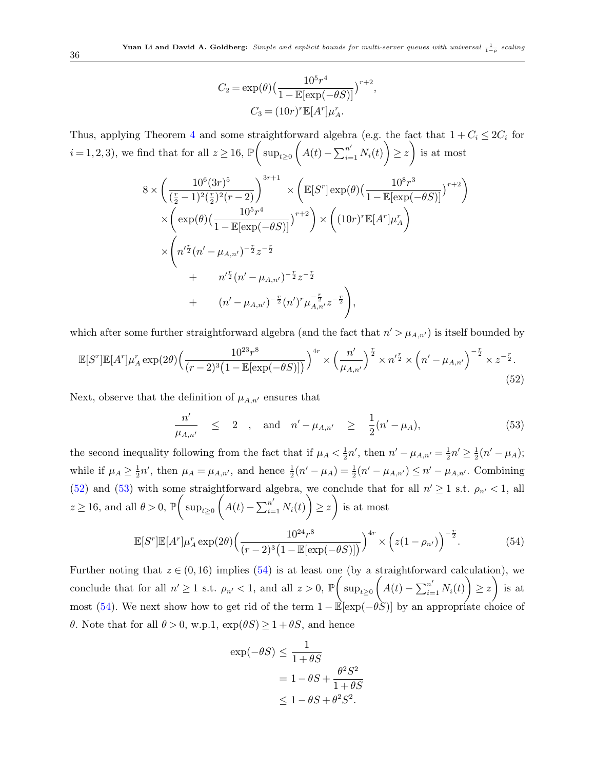$$C_2 = \exp(\theta)\Big(\frac{10^5 r^4}{1-\mathbb{E}[\exp(-\theta S)]}\Big)^{r+2},$$
$$C_3 = (10r)^r \mathbb{E}[A^r]\mu_A^r.$$

Thus, applying Theorem 4 and some straightforward algebra (e.g. the fact that $1+C_i \leq 2C_i$ for $i=1,2,3$), we find that for all $z \geq 16$, $\mathbb{P}\Bigg(\sup_{t\geq 0}\Bigg(A(t) - \sum_{i=1}^{n'} N_i(t)\Bigg) \geq z\Bigg)$ is at most

$$
\begin{aligned}
8 \times \Bigg(\frac{10^6(3r)^5}{(\frac{r}{2}-1)^2(\frac{r}{2})^2(r-2)}\Bigg)^{3r+1} &\times \Bigg(\mathbb{E}[S^r]\exp(\theta)\Big(\frac{10^8 r^3}{1-\mathbb{E}[\exp(-\theta S)]}\Big)^{r+2}\Bigg) \\
\times \Bigg(\exp(\theta)\Big(\frac{10^5 r^4}{1-\mathbb{E}[\exp(-\theta S)]}\Big)^{r+2}\Bigg) &\times \Bigg((10r)^r \mathbb{E}[A^r]\mu_A^r\Bigg) \\
\times \Bigg( n'^{\frac{r}{2}}(n'-\mu_{A,n'})^{-\frac{r}{2}} z^{-\frac{r}{2}} & \\
+ \quad n'^{\frac{r}{2}}(n'-\mu_{A,n'})^{-\frac{r}{2}} z^{-\frac{r}{2}} & \\
+ \quad (n'-\mu_{A,n'})^{-\frac{r}{2}}(n')^r \mu_{A,n'}^{-\frac{r}{2}} z^{-\frac{r}{2}} \Bigg), &
\end{aligned}
$$

which after some further straightforward algebra (and the fact that $n' > \mu_{A,n'}$) is itself bounded by

$$\mathbb{E}[S^r]\mathbb{E}[A^r]\mu_A^r\exp(2\theta)\Big(\frac{10^{23}r^8}{(r-2)^3\big(1-\mathbb{E}[\exp(-\theta S)]\big)}\Big)^{4r} \times \Big(\frac{n'}{\mu_{A,n'}}\Big)^{\frac{r}{2}} \times n'^{\frac{r}{2}} \times \Big(n'-\mu_{A,n'}\Big)^{-\frac{r}{2}} \times z^{-\frac{r}{2}}. \tag{52}$$

Next, observe that the definition of $\mu_{A,n'}$ ensures that

$$\frac{n'}{\mu_{A,n'}} \quad \leq \quad 2 \quad , \quad \text{and} \quad n'-\mu_{A,n'} \quad \geq \quad \frac{1}{2}(n'-\mu_A), \tag{53}$$

the second inequality following from the fact that if $\mu_A < \frac{1}{2}n'$, then $n'-\mu_{A,n'} = \frac{1}{2}n' \geq \frac{1}{2}(n'-\mu_A)$; while if $\mu_A \geq \frac{1}{2}n'$, then $\mu_A = \mu_{A,n'}$, and hence $\frac{1}{2}(n'-\mu_A) = \frac{1}{2}(n'-\mu_{A,n'}) \leq n'-\mu_{A,n'}$. Combining (52) and (53) with some straightforward algebra, we conclude that for all $n' \geq 1$ s.t. $\rho_{n'} < 1$, all $z \geq 16$, and all $\theta > 0$, $\mathbb{P}\Bigg(\sup_{t\geq 0}\Bigg(A(t) - \sum_{i=1}^{n'} N_i(t)\Bigg) \geq z\Bigg)$ is at most

$$\mathbb{E}[S^r]\mathbb{E}[A^r]\mu_A^r\exp(2\theta)\Big(\frac{10^{24}r^8}{(r-2)^3\big(1-\mathbb{E}[\exp(-\theta S)]\big)}\Big)^{4r} \times \Big(z(1-\rho_{n'})\Big)^{-\frac{r}{2}}. \tag{54}$$

Further noting that $z \in (0,16)$ implies (54) is at least one (by a straightforward calculation), we conclude that for all $n' \geq 1$ s.t. $\rho_{n'} < 1$, and all $z > 0$, $\mathbb{P}\Bigg(\sup_{t\geq 0}\Bigg(A(t) - \sum_{i=1}^{n'} N_i(t)\Bigg) \geq z\Bigg)$ is at most (54). We next show how to get rid of the term $1-\mathbb{E}[\exp(-\theta S)]$ by an appropriate choice of $\theta$. Note that for all $\theta > 0$, w.p.1, $\exp(\theta S) \geq 1+\theta S$, and hence

$$
\begin{aligned}
\exp(-\theta S) &\leq \frac{1}{1+\theta S} \\
&= 1 - \theta S + \frac{\theta^2 S^2}{1+\theta S} \\
&\leq 1 - \theta S + \theta^2 S^2.
\end{aligned}
$$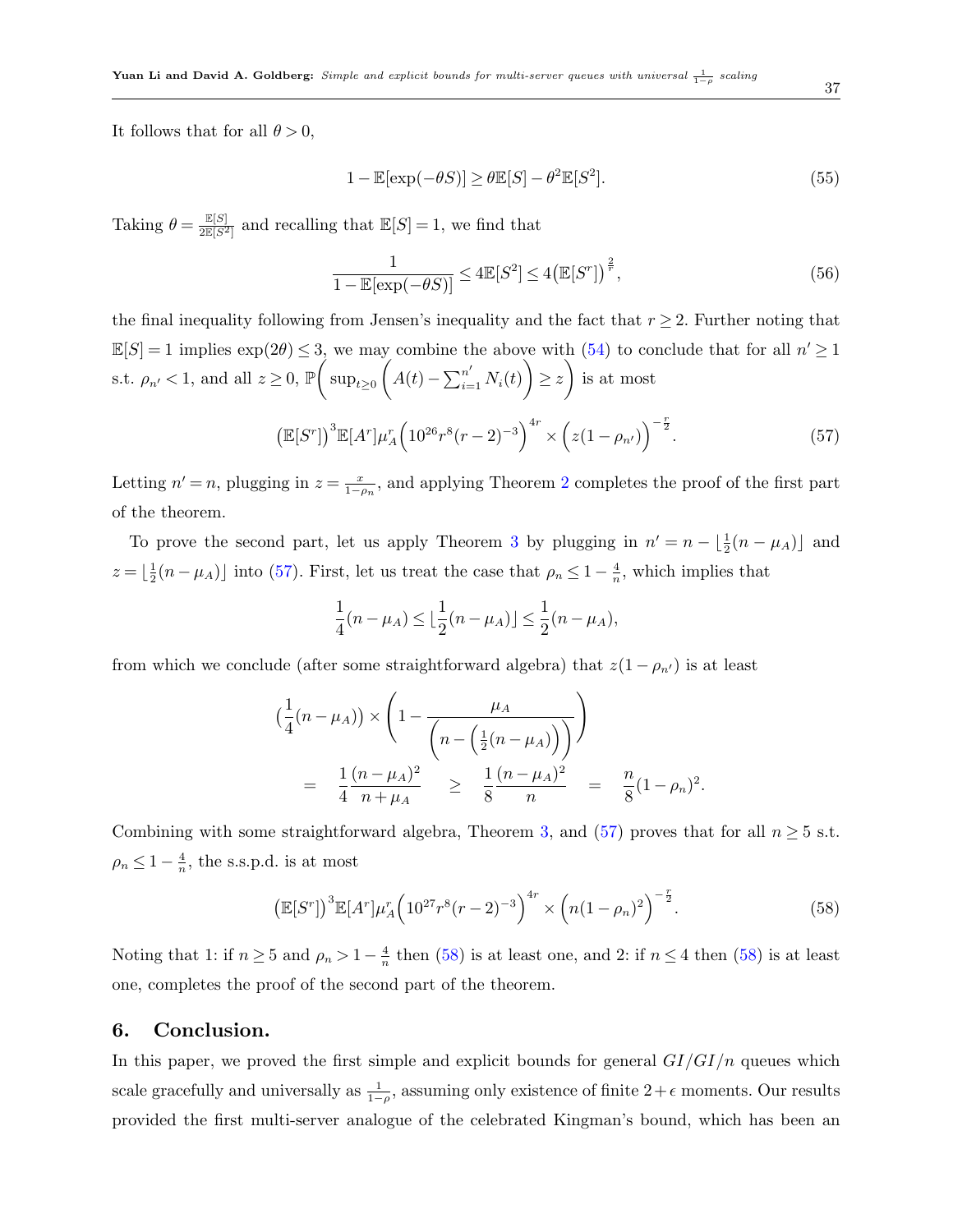It follows that for all $\theta > 0$,

$$1 - \mathbb{E}[\exp(-\theta S)] \geq \theta \mathbb{E}[S] - \theta^2 \mathbb{E}[S^2]. \tag{55}$$

Taking $\theta = \frac{\mathbb{E}[S]}{2\mathbb{E}[S^2]}$ and recalling that $\mathbb{E}[S] = 1$, we find that

$$\frac{1}{1 - \mathbb{E}[\exp(-\theta S)]} \leq 4\mathbb{E}[S^2] \leq 4\big(\mathbb{E}[S^r]\big)^{\frac{2}{r}}, \tag{56}$$

the final inequality following from Jensen's inequality and the fact that $r \geq 2$. Further noting that $\mathbb{E}[S] = 1$ implies $\exp(2\theta) \leq 3$, we may combine the above with (54) to conclude that for all $n' \geq 1$ s.t. $\rho_{n'} < 1$, and all $z \geq 0$, $\mathbb{P}\Bigg(\sup_{t \geq 0}\bigg(A(t) - \sum_{i=1}^{n'} N_i(t)\bigg) \geq z\Bigg)$ is at most

$$\big(\mathbb{E}[S^r]\big)^3 \mathbb{E}[A^r] \mu_A^r \Big(10^{26} r^8 (r-2)^{-3}\Big)^{4r} \times \Big(z(1 - \rho_{n'})\Big)^{-\frac{r}{2}}. \tag{57}$$

Letting $n' = n$, plugging in $z = \frac{x}{1-\rho_n}$, and applying Theorem 2 completes the proof of the first part of the theorem.

To prove the second part, let us apply Theorem 3 by plugging in $n' = n - \lfloor \frac{1}{2}(n - \mu_A) \rfloor$ and $z = \lfloor \frac{1}{2}(n - \mu_A) \rfloor$ into (57). First, let us treat the case that $\rho_n \leq 1 - \frac{4}{n}$, which implies that

$$\frac{1}{4}(n - \mu_A) \leq \lfloor \frac{1}{2}(n - \mu_A) \rfloor \leq \frac{1}{2}(n - \mu_A),$$

from which we conclude (after some straightforward algebra) that $z(1 - \rho_{n'})$ is at least

$$\begin{aligned}
&\big(\frac{1}{4}(n - \mu_A)\big) \times \left(1 - \frac{\mu_A}{\Big(n - \big(\frac{1}{2}(n - \mu_A)\big)\Big)}\right) \\
&= \quad \frac{1}{4}\frac{(n - \mu_A)^2}{n + \mu_A} \quad \geq \quad \frac{1}{8}\frac{(n - \mu_A)^2}{n} \quad = \quad \frac{n}{8}(1 - \rho_n)^2.
\end{aligned}$$

Combining with some straightforward algebra, Theorem 3, and (57) proves that for all $n \geq 5$ s.t. $\rho_n \leq 1 - \frac{4}{n}$, the s.s.p.d. is at most

$$\big(\mathbb{E}[S^r]\big)^3 \mathbb{E}[A^r] \mu_A^r \Big(10^{27} r^8 (r-2)^{-3}\Big)^{4r} \times \Big(n(1 - \rho_n)^2\Big)^{-\frac{r}{2}}. \tag{58}$$

Noting that 1: if $n \geq 5$ and $\rho_n > 1 - \frac{4}{n}$ then (58) is at least one, and 2: if $n \leq 4$ then (58) is at least one, completes the proof of the second part of the theorem.

## 6. Conclusion.

In this paper, we proved the first simple and explicit bounds for general $GI/GI/n$ queues which scale gracefully and universally as $\frac{1}{1-\rho}$, assuming only existence of finite $2 + \epsilon$ moments. Our results provided the first multi-server analogue of the celebrated Kingman's bound, which has been an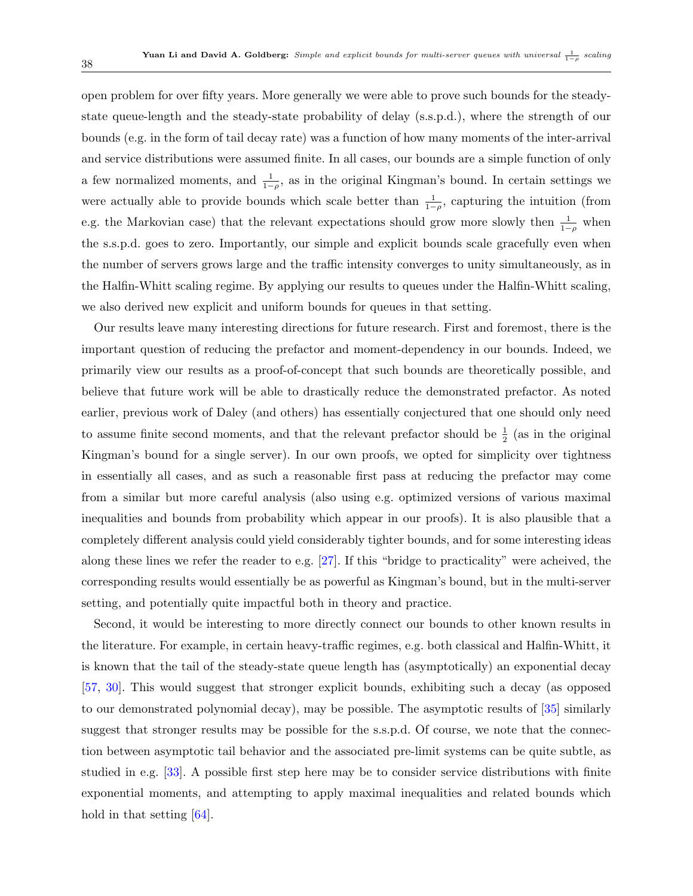open problem for over fifty years. More generally we were able to prove such bounds for the steady-state queue-length and the steady-state probability of delay (s.s.p.d.), where the strength of our bounds (e.g. in the form of tail decay rate) was a function of how many moments of the inter-arrival and service distributions were assumed finite. In all cases, our bounds are a simple function of only a few normalized moments, and $\frac{1}{1-\rho}$, as in the original Kingman's bound. In certain settings we were actually able to provide bounds which scale better than $\frac{1}{1-\rho}$, capturing the intuition (from e.g. the Markovian case) that the relevant expectations should grow more slowly then $\frac{1}{1-\rho}$ when the s.s.p.d. goes to zero. Importantly, our simple and explicit bounds scale gracefully even when the number of servers grows large and the traffic intensity converges to unity simultaneously, as in the Halfin-Whitt scaling regime. By applying our results to queues under the Halfin-Whitt scaling, we also derived new explicit and uniform bounds for queues in that setting.

Our results leave many interesting directions for future research. First and foremost, there is the important question of reducing the prefactor and moment-dependency in our bounds. Indeed, we primarily view our results as a proof-of-concept that such bounds are theoretically possible, and believe that future work will be able to drastically reduce the demonstrated prefactor. As noted earlier, previous work of Daley (and others) has essentially conjectured that one should only need to assume finite second moments, and that the relevant prefactor should be $\frac{1}{2}$ (as in the original Kingman's bound for a single server). In our own proofs, we opted for simplicity over tightness in essentially all cases, and as such a reasonable first pass at reducing the prefactor may come from a similar but more careful analysis (also using e.g. optimized versions of various maximal inequalities and bounds from probability which appear in our proofs). It is also plausible that a completely different analysis could yield considerably tighter bounds, and for some interesting ideas along these lines we refer the reader to e.g. [27]. If this "bridge to practicality" were acheived, the corresponding results would essentially be as powerful as Kingman's bound, but in the multi-server setting, and potentially quite impactful both in theory and practice.

Second, it would be interesting to more directly connect our bounds to other known results in the literature. For example, in certain heavy-traffic regimes, e.g. both classical and Halfin-Whitt, it is known that the tail of the steady-state queue length has (asymptotically) an exponential decay [57, 30]. This would suggest that stronger explicit bounds, exhibiting such a decay (as opposed to our demonstrated polynomial decay), may be possible. The asymptotic results of [35] similarly suggest that stronger results may be possible for the s.s.p.d. Of course, we note that the connection between asymptotic tail behavior and the associated pre-limit systems can be quite subtle, as studied in e.g. [33]. A possible first step here may be to consider service distributions with finite exponential moments, and attempting to apply maximal inequalities and related bounds which hold in that setting [64].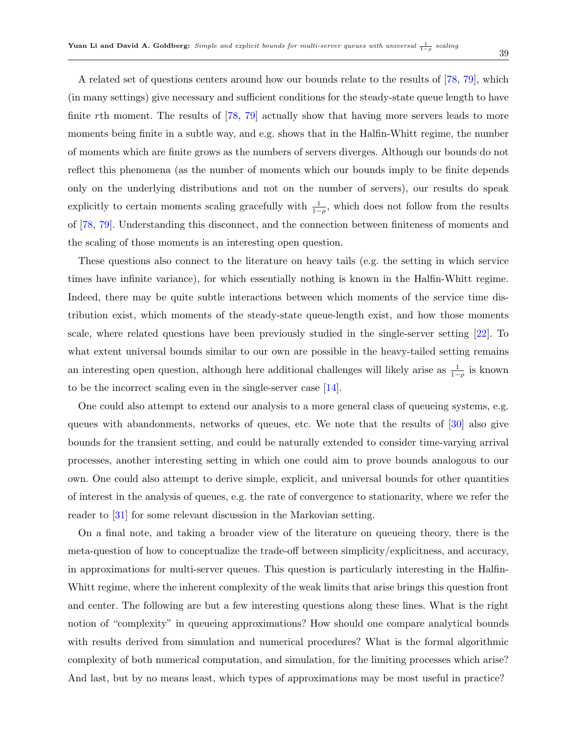A related set of questions centers around how our bounds relate to the results of [78, 79], which (in many settings) give necessary and sufficient conditions for the steady-state queue length to have finite $r$th moment. The results of [78, 79] actually show that having more servers leads to more moments being finite in a subtle way, and e.g. shows that in the Halfin-Whitt regime, the number of moments which are finite grows as the numbers of servers diverges. Although our bounds do not reflect this phenomena (as the number of moments which our bounds imply to be finite depends only on the underlying distributions and not on the number of servers), our results do speak explicitly to certain moments scaling gracefully with $\frac{1}{1-\rho}$, which does not follow from the results of [78, 79]. Understanding this disconnect, and the connection between finiteness of moments and the scaling of those moments is an interesting open question.

These questions also connect to the literature on heavy tails (e.g. the setting in which service times have infinite variance), for which essentially nothing is known in the Halfin-Whitt regime. Indeed, there may be quite subtle interactions between which moments of the service time distribution exist, which moments of the steady-state queue-length exist, and how those moments scale, where related questions have been previously studied in the single-server setting [22]. To what extent universal bounds similar to our own are possible in the heavy-tailed setting remains an interesting open question, although here additional challenges will likely arise as $\frac{1}{1-\rho}$ is known to be the incorrect scaling even in the single-server case [14].

One could also attempt to extend our analysis to a more general class of queueing systems, e.g. queues with abandonments, networks of queues, etc. We note that the results of [30] also give bounds for the transient setting, and could be naturally extended to consider time-varying arrival processes, another interesting setting in which one could aim to prove bounds analogous to our own. One could also attempt to derive simple, explicit, and universal bounds for other quantities of interest in the analysis of queues, e.g. the rate of convergence to stationarity, where we refer the reader to [31] for some relevant discussion in the Markovian setting.

On a final note, and taking a broader view of the literature on queueing theory, there is the meta-question of how to conceptualize the trade-off between simplicity/explicitness, and accuracy, in approximations for multi-server queues. This question is particularly interesting in the Halfin-Whitt regime, where the inherent complexity of the weak limits that arise brings this question front and center. The following are but a few interesting questions along these lines. What is the right notion of "complexity" in queueing approximations? How should one compare analytical bounds with results derived from simulation and numerical procedures? What is the formal algorithmic complexity of both numerical computation, and simulation, for the limiting processes which arise? And last, but by no means least, which types of approximations may be most useful in practice?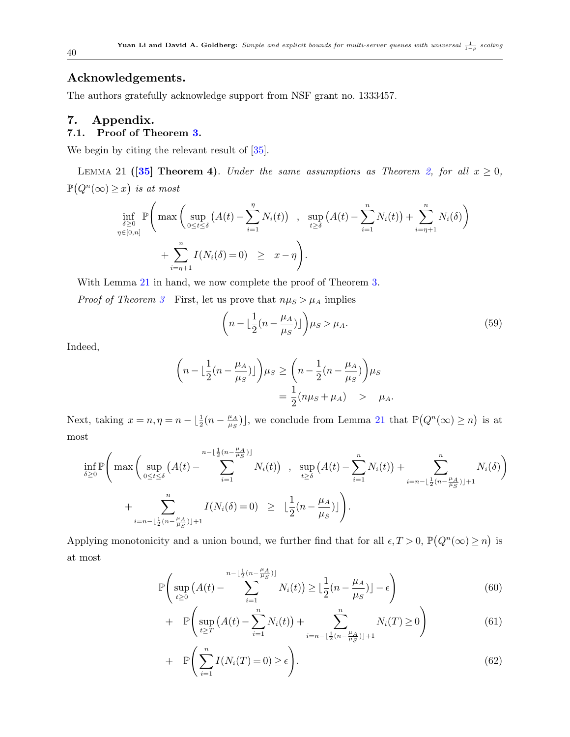## Acknowledgements.

The authors gratefully acknowledge support from NSF grant no. 1333457.

# 7. Appendix.

## 7.1. Proof of Theorem 3.

We begin by citing the relevant result of [35].

LEMMA 21 (**[35] Theorem 4**). *Under the same assumptions as Theorem 2, for all $x \geq 0$, $\mathbb{P}\big(Q^n(\infty) \geq x\big)$ is at most*

$$
\inf_{\substack{\delta \geq 0 \\ \eta \in [0,n]}} \mathbb{P}\Bigg( \max\bigg( \sup_{0 \leq t \leq \delta} \big(A(t) - \sum_{i=1}^{\eta} N_i(t)\big) \quad , \quad \sup_{t \geq \delta} \big(A(t) - \sum_{i=1}^{n} N_i(t)\big) + \sum_{i=\eta+1}^{n} N_i(\delta) \bigg)
$$
$$
+ \sum_{i=\eta+1}^{n} I(N_i(\delta) = 0) \quad \geq \quad x - \eta \Bigg).
$$

With Lemma 21 in hand, we now complete the proof of Theorem 3.

*Proof of Theorem 3* First, let us prove that $n\mu_S > \mu_A$ implies

$$
\bigg( n - \lfloor \frac{1}{2}(n - \frac{\mu_A}{\mu_S}) \rfloor \bigg) \mu_S > \mu_A. \tag{59}
$$

Indeed,

$$
\begin{aligned}
\bigg( n - \lfloor \frac{1}{2}(n - \frac{\mu_A}{\mu_S}) \rfloor \bigg) \mu_S &\geq \bigg( n - \frac{1}{2}(n - \frac{\mu_A}{\mu_S}) \bigg) \mu_S \\
&= \frac{1}{2}(n\mu_S + \mu_A) \quad > \quad \mu_A.
\end{aligned}
$$

Next, taking $x = n, \eta = n - \lfloor \frac{1}{2}(n - \frac{\mu_A}{\mu_S}) \rfloor$, we conclude from Lemma 21 that $\mathbb{P}\big(Q^n(\infty) \geq n\big)$ is at most

$$
\inf_{\delta \geq 0} \mathbb{P}\Bigg( \max\bigg( \sup_{0 \leq t \leq \delta} \big(A(t) - \sum_{i=1}^{n - \lfloor \frac{1}{2}(n - \frac{\mu_A}{\mu_S}) \rfloor} N_i(t)\big) \quad , \quad \sup_{t \geq \delta} \big(A(t) - \sum_{i=1}^{n} N_i(t)\big) + \sum_{i=n-\lfloor \frac{1}{2}(n - \frac{\mu_A}{\mu_S}) \rfloor + 1}^{n} N_i(\delta) \bigg)
$$
$$
+ \sum_{i=n-\lfloor \frac{1}{2}(n - \frac{\mu_A}{\mu_S}) \rfloor + 1}^{n} I(N_i(\delta) = 0) \quad \geq \quad \lfloor \frac{1}{2}(n - \frac{\mu_A}{\mu_S}) \rfloor \Bigg).
$$

Applying monotonicity and a union bound, we further find that for all $\epsilon, T > 0$, $\mathbb{P}\big(Q^n(\infty) \geq n\big)$ is at most

$$
\mathbb{P}\Bigg( \sup_{t \geq 0} \big(A(t) - \sum_{i=1}^{n - \lfloor \frac{1}{2}(n - \frac{\mu_A}{\mu_S}) \rfloor} N_i(t)\big) \geq \lfloor \frac{1}{2}(n - \frac{\mu_A}{\mu_S}) \rfloor - \epsilon \Bigg) \tag{60}
$$

$$
+ \quad \mathbb{P}\Bigg( \sup_{t \geq T} \big(A(t) - \sum_{i=1}^{n} N_i(t)\big) + \sum_{i=n-\lfloor \frac{1}{2}(n - \frac{\mu_A}{\mu_S}) \rfloor + 1}^{n} N_i(T) \geq 0 \Bigg) \tag{61}
$$

$$
+ \quad \mathbb{P}\Bigg( \sum_{i=1}^{n} I(N_i(T) = 0) \geq \epsilon \Bigg). \tag{62}
$$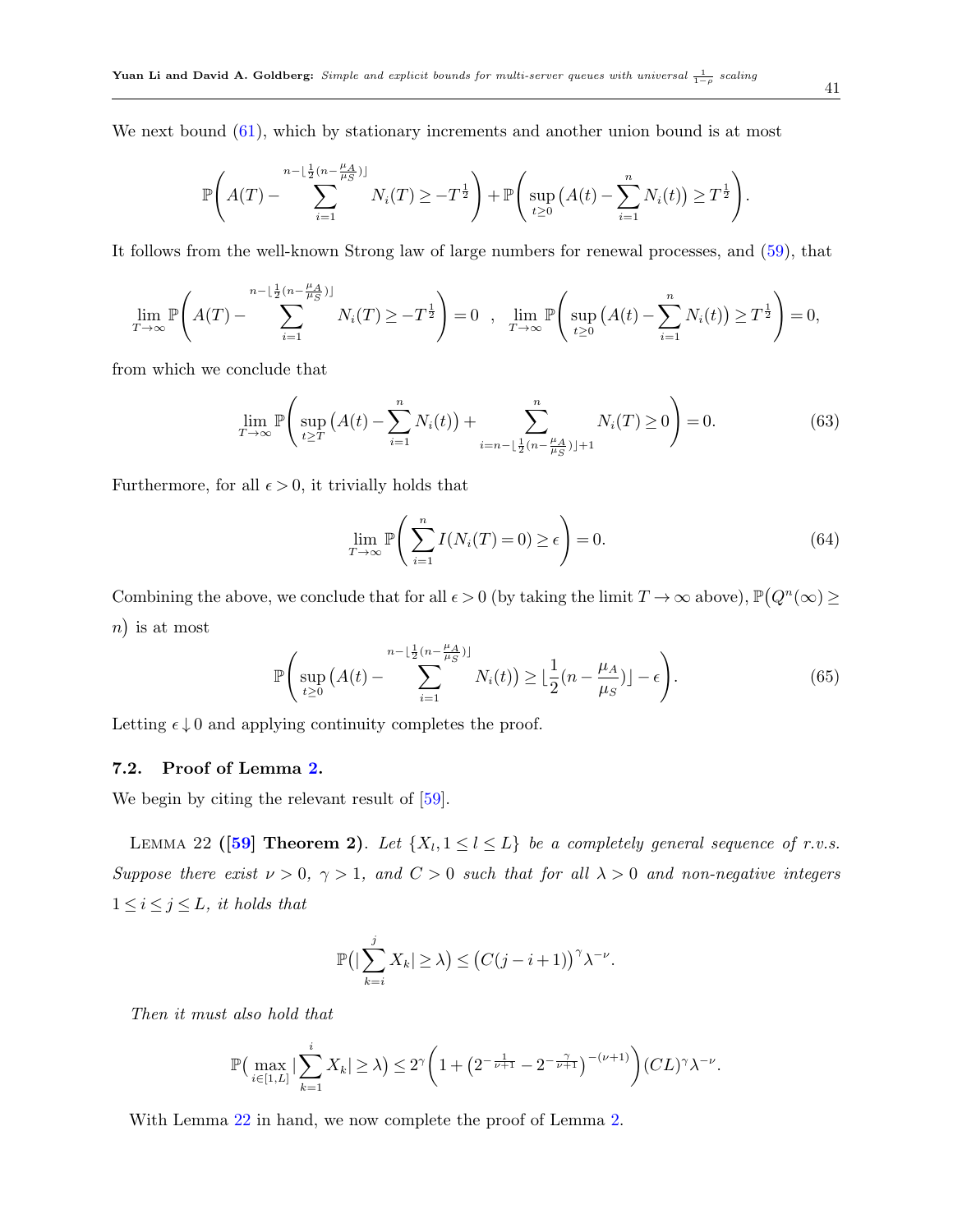We next bound (61), which by stationary increments and another union bound is at most

$$\mathbb{P}\Bigg(A(T) - \sum_{i=1}^{n-\lfloor\frac{1}{2}(n-\frac{\mu_A}{\mu_S})\rfloor} N_i(T) \geq -T^{\frac{1}{2}}\Bigg) + \mathbb{P}\Bigg(\sup_{t\geq 0}\big(A(t) - \sum_{i=1}^{n} N_i(t)\big) \geq T^{\frac{1}{2}}\Bigg).$$

It follows from the well-known Strong law of large numbers for renewal processes, and (59), that

$$\lim_{T\to\infty}\mathbb{P}\Bigg(A(T) - \sum_{i=1}^{n-\lfloor\frac{1}{2}(n-\frac{\mu_A}{\mu_S})\rfloor} N_i(T) \geq -T^{\frac{1}{2}}\Bigg) = 0 \quad , \quad \lim_{T\to\infty}\mathbb{P}\Bigg(\sup_{t\geq 0}\big(A(t) - \sum_{i=1}^{n} N_i(t)\big) \geq T^{\frac{1}{2}}\Bigg) = 0,$$

from which we conclude that

$$\lim_{T\to\infty}\mathbb{P}\Bigg(\sup_{t\geq T}\big(A(t) - \sum_{i=1}^{n} N_i(t)\big) + \sum_{i=n-\lfloor\frac{1}{2}(n-\frac{\mu_A}{\mu_S})\rfloor+1}^{n} N_i(T) \geq 0\Bigg) = 0. \tag{63}$$

Furthermore, for all $\epsilon > 0$, it trivially holds that

$$\lim_{T\to\infty}\mathbb{P}\Bigg(\sum_{i=1}^{n} I(N_i(T) = 0) \geq \epsilon\Bigg) = 0. \tag{64}$$

Combining the above, we conclude that for all $\epsilon > 0$ (by taking the limit $T \to \infty$ above), $\mathbb{P}\big(Q^n(\infty) \geq n\big)$ is at most

$$\mathbb{P}\Bigg(\sup_{t\geq 0}\big(A(t) - \sum_{i=1}^{n-\lfloor\frac{1}{2}(n-\frac{\mu_A}{\mu_S})\rfloor} N_i(t)\big) \geq \lfloor\frac{1}{2}(n - \frac{\mu_A}{\mu_S})\rfloor - \epsilon\Bigg). \tag{65}$$

Letting $\epsilon \downarrow 0$ and applying continuity completes the proof.

## 7.2. Proof of Lemma 2.

We begin by citing the relevant result of [59].

Lemma 22 (**[59] Theorem 2**). *Let $\{X_l, 1 \leq l \leq L\}$ be a completely general sequence of r.v.s. Suppose there exist $\nu > 0$, $\gamma > 1$, and $C > 0$ such that for all $\lambda > 0$ and non-negative integers $1 \leq i \leq j \leq L$, it holds that*

$$\mathbb{P}\big(|\sum_{k=i}^{j} X_k| \geq \lambda\big) \leq \big(C(j-i+1)\big)^{\gamma}\lambda^{-\nu}.$$

*Then it must also hold that*

$$\mathbb{P}\big(\max_{i\in[1,L]}|\sum_{k=1}^{i} X_k| \geq \lambda\big) \leq 2^{\gamma}\Bigg(1 + \big(2^{-\frac{1}{\nu+1}} - 2^{-\frac{\gamma}{\nu+1}}\big)^{-(\nu+1)}\Bigg)(CL)^{\gamma}\lambda^{-\nu}.$$

With Lemma 22 in hand, we now complete the proof of Lemma 2.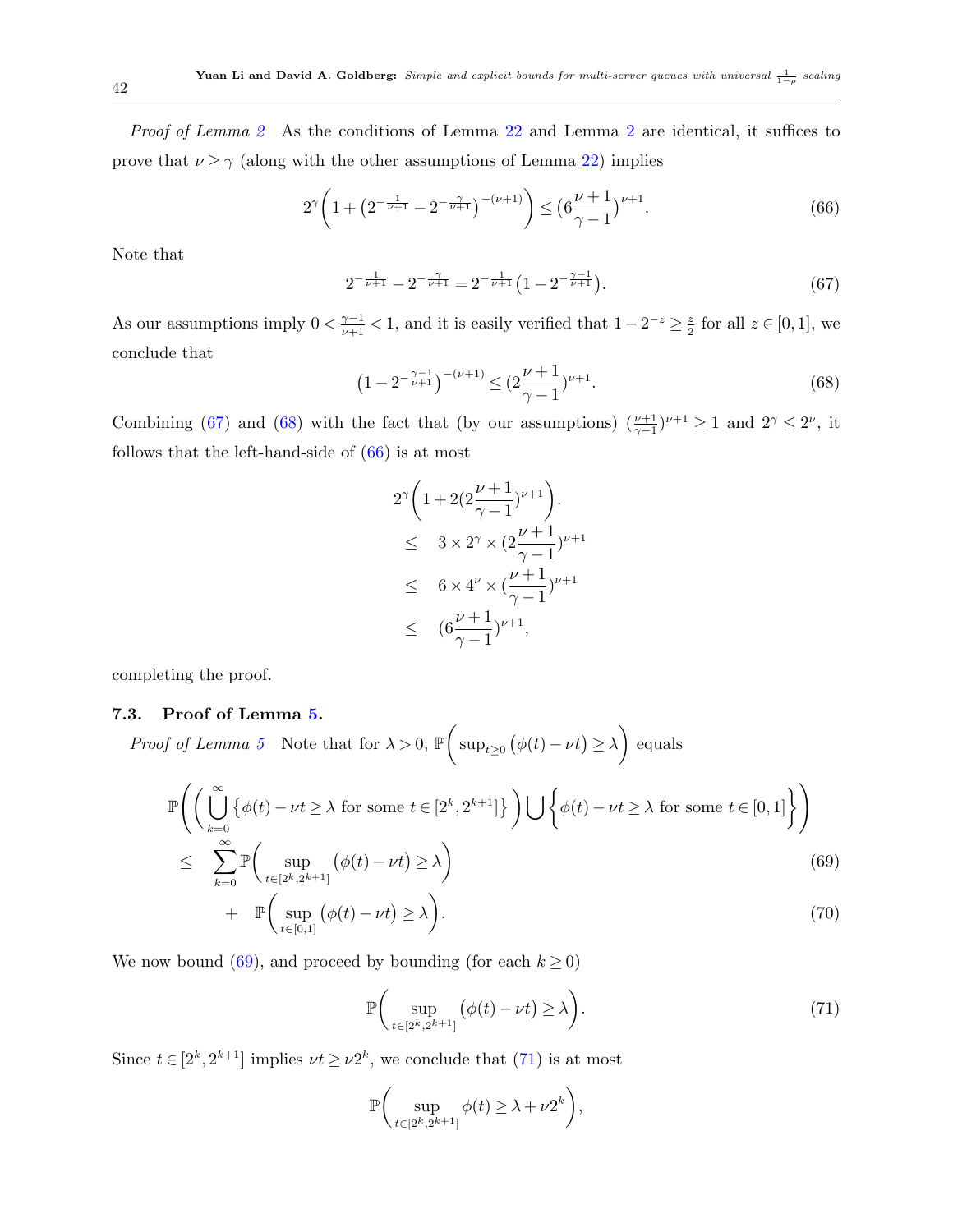*Proof of Lemma 2* As the conditions of Lemma 22 and Lemma 2 are identical, it suffices to prove that $\nu \geq \gamma$ (along with the other assumptions of Lemma 22) implies

$$2^{\gamma}\bigg(1+\big(2^{-\frac{1}{\nu+1}}-2^{-\frac{\gamma}{\nu+1}}\big)^{-(\nu+1)}\bigg) \leq \big(6\frac{\nu+1}{\gamma-1}\big)^{\nu+1}. \tag{66}$$

Note that

$$2^{-\frac{1}{\nu+1}}-2^{-\frac{\gamma}{\nu+1}} = 2^{-\frac{1}{\nu+1}}\big(1-2^{-\frac{\gamma-1}{\nu+1}}\big). \tag{67}$$

As our assumptions imply $0<\frac{\gamma-1}{\nu+1}<1$, and it is easily verified that $1-2^{-z} \geq \frac{z}{2}$ for all $z \in [0,1]$, we conclude that

$$\big(1-2^{-\frac{\gamma-1}{\nu+1}}\big)^{-(\nu+1)} \leq \big(2\frac{\nu+1}{\gamma-1}\big)^{\nu+1}. \tag{68}$$

Combining (67) and (68) with the fact that (by our assumptions) $(\frac{\nu+1}{\gamma-1})^{\nu+1} \geq 1$ and $2^{\gamma} \leq 2^{\nu}$, it follows that the left-hand-side of (66) is at most

$$\begin{aligned}
& 2^{\gamma}\bigg(1+2\big(2\frac{\nu+1}{\gamma-1}\big)^{\nu+1}\bigg). \\
\leq \quad & 3 \times 2^{\gamma} \times \big(2\frac{\nu+1}{\gamma-1}\big)^{\nu+1} \\
\leq \quad & 6 \times 4^{\nu} \times \big(\frac{\nu+1}{\gamma-1}\big)^{\nu+1} \\
\leq \quad & \big(6\frac{\nu+1}{\gamma-1}\big)^{\nu+1},
\end{aligned}$$

completing the proof.

### 7.3. Proof of Lemma 5.

*Proof of Lemma 5* Note that for $\lambda>0$, $\mathbb{P}\bigg(\sup_{t \geq 0}\big(\phi(t)-\nu t\big) \geq \lambda\bigg)$ equals

$$\begin{aligned}
& \mathbb{P}\Bigg(\bigg(\bigcup_{k=0}^{\infty}\big\{\phi(t)-\nu t \geq \lambda \text{ for some } t \in [2^k,2^{k+1}]\big\}\bigg)\bigcup\bigg\{\phi(t)-\nu t \geq \lambda \text{ for some } t \in [0,1]\bigg\}\Bigg) \\
\leq \quad & \sum_{k=0}^{\infty}\mathbb{P}\bigg(\sup_{t \in [2^k,2^{k+1}]}\big(\phi(t)-\nu t\big) \geq \lambda\bigg) \qquad (69) \\
+ \quad & \mathbb{P}\bigg(\sup_{t \in [0,1]}\big(\phi(t)-\nu t\big) \geq \lambda\bigg). \qquad (70)
\end{aligned}$$

We now bound (69), and proceed by bounding (for each $k \geq 0$)

$$\mathbb{P}\bigg(\sup_{t \in [2^k,2^{k+1}]}\big(\phi(t)-\nu t\big) \geq \lambda\bigg). \tag{71}$$

Since $t \in [2^k,2^{k+1}]$ implies $\nu t \geq \nu 2^k$, we conclude that (71) is at most

$$\mathbb{P}\bigg(\sup_{t \in [2^k,2^{k+1}]}\phi(t) \geq \lambda+\nu 2^k\bigg),$$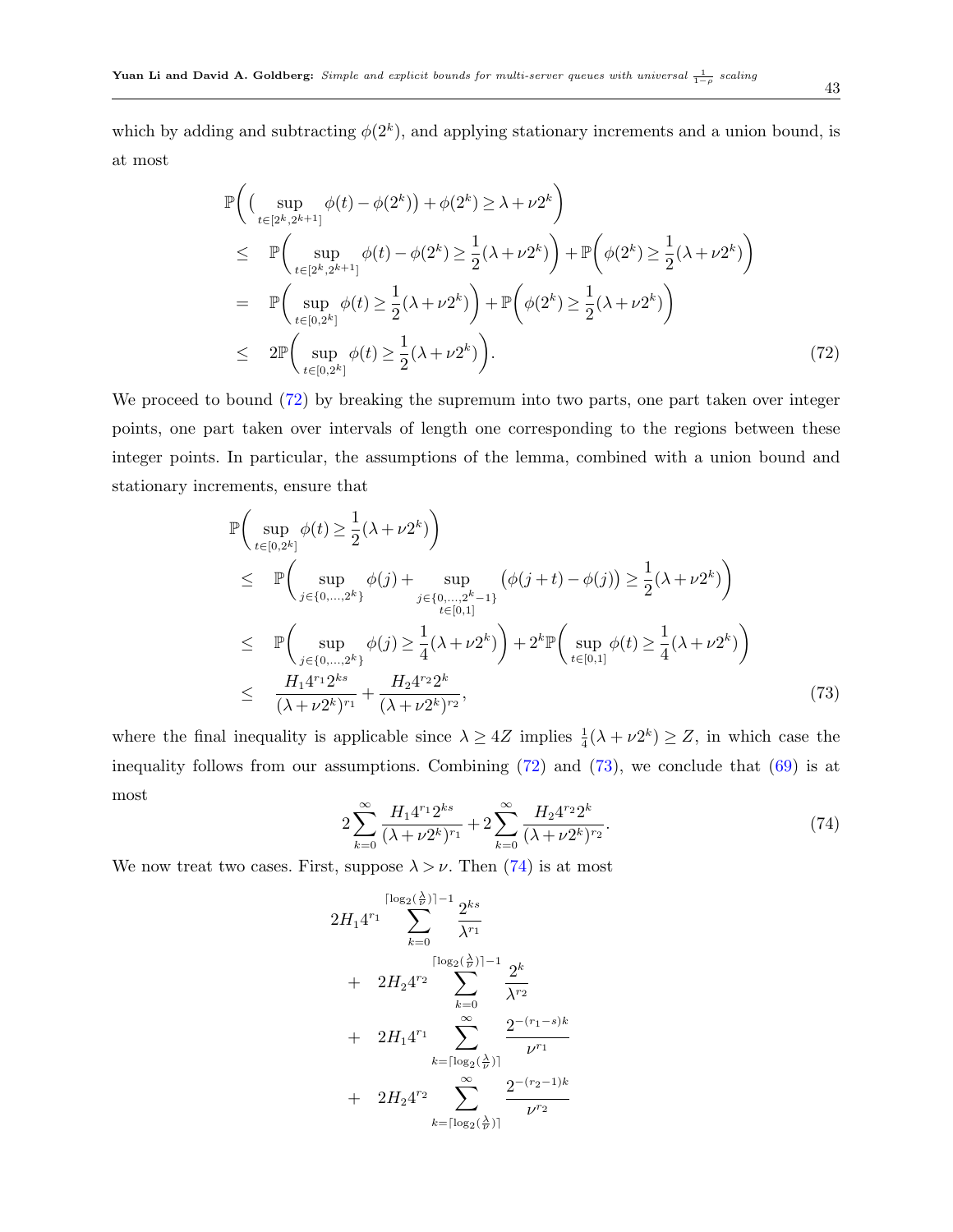which by adding and subtracting $\phi(2^k)$, and applying stationary increments and a union bound, is at most

$$
\begin{aligned}
&\mathbb{P}\bigg( \big( \sup_{t \in [2^k, 2^{k+1}]} \phi(t) - \phi(2^k) \big) + \phi(2^k) \geq \lambda + \nu 2^k \bigg) \\
&\leq \quad \mathbb{P}\bigg( \sup_{t \in [2^k, 2^{k+1}]} \phi(t) - \phi(2^k) \geq \frac{1}{2}(\lambda + \nu 2^k) \bigg) + \mathbb{P}\bigg( \phi(2^k) \geq \frac{1}{2}(\lambda + \nu 2^k) \bigg) \\
&= \quad \mathbb{P}\bigg( \sup_{t \in [0, 2^k]} \phi(t) \geq \frac{1}{2}(\lambda + \nu 2^k) \bigg) + \mathbb{P}\bigg( \phi(2^k) \geq \frac{1}{2}(\lambda + \nu 2^k) \bigg) \\
&\leq \quad 2\mathbb{P}\bigg( \sup_{t \in [0, 2^k]} \phi(t) \geq \frac{1}{2}(\lambda + \nu 2^k) \bigg). \qquad (72)
\end{aligned}
$$

We proceed to bound (72) by breaking the supremum into two parts, one part taken over integer points, one part taken over intervals of length one corresponding to the regions between these integer points. In particular, the assumptions of the lemma, combined with a union bound and stationary increments, ensure that

$$
\begin{aligned}
&\mathbb{P}\bigg( \sup_{t \in [0, 2^k]} \phi(t) \geq \frac{1}{2}(\lambda + \nu 2^k) \bigg) \\
&\leq \quad \mathbb{P}\bigg( \sup_{j \in \{0, \ldots, 2^k\}} \phi(j) + \sup_{\substack{j \in \{0, \ldots, 2^k - 1\} \\ t \in [0,1]}} \big( \phi(j+t) - \phi(j) \big) \geq \frac{1}{2}(\lambda + \nu 2^k) \bigg) \\
&\leq \quad \mathbb{P}\bigg( \sup_{j \in \{0, \ldots, 2^k\}} \phi(j) \geq \frac{1}{4}(\lambda + \nu 2^k) \bigg) + 2^k \mathbb{P}\bigg( \sup_{t \in [0,1]} \phi(t) \geq \frac{1}{4}(\lambda + \nu 2^k) \bigg) \\
&\leq \quad \frac{H_1 4^{r_1} 2^{ks}}{(\lambda + \nu 2^k)^{r_1}} + \frac{H_2 4^{r_2} 2^k}{(\lambda + \nu 2^k)^{r_2}}, \qquad (73)
\end{aligned}
$$

where the final inequality is applicable since $\lambda \geq 4Z$ implies $\frac{1}{4}(\lambda + \nu 2^k) \geq Z$, in which case the inequality follows from our assumptions. Combining (72) and (73), we conclude that (69) is at most

$$
2 \sum_{k=0}^{\infty} \frac{H_1 4^{r_1} 2^{ks}}{(\lambda + \nu 2^k)^{r_1}} + 2 \sum_{k=0}^{\infty} \frac{H_2 4^{r_2} 2^k}{(\lambda + \nu 2^k)^{r_2}}. \qquad (74)
$$

We now treat two cases. First, suppose $\lambda > \nu$. Then (74) is at most

$$
\begin{aligned}
& 2H_1 4^{r_1} \sum_{k=0}^{\lceil \log_2(\frac{\lambda}{\nu}) \rceil - 1} \frac{2^{ks}}{\lambda^{r_1}} \\
& \quad + \quad 2H_2 4^{r_2} \sum_{k=0}^{\lceil \log_2(\frac{\lambda}{\nu}) \rceil - 1} \frac{2^k}{\lambda^{r_2}} \\
& \quad + \quad 2H_1 4^{r_1} \sum_{k=\lceil \log_2(\frac{\lambda}{\nu}) \rceil}^{\infty} \frac{2^{-(r_1 - s)k}}{\nu^{r_1}} \\
& \quad + \quad 2H_2 4^{r_2} \sum_{k=\lceil \log_2(\frac{\lambda}{\nu}) \rceil}^{\infty} \frac{2^{-(r_2 - 1)k}}{\nu^{r_2}}
\end{aligned}
$$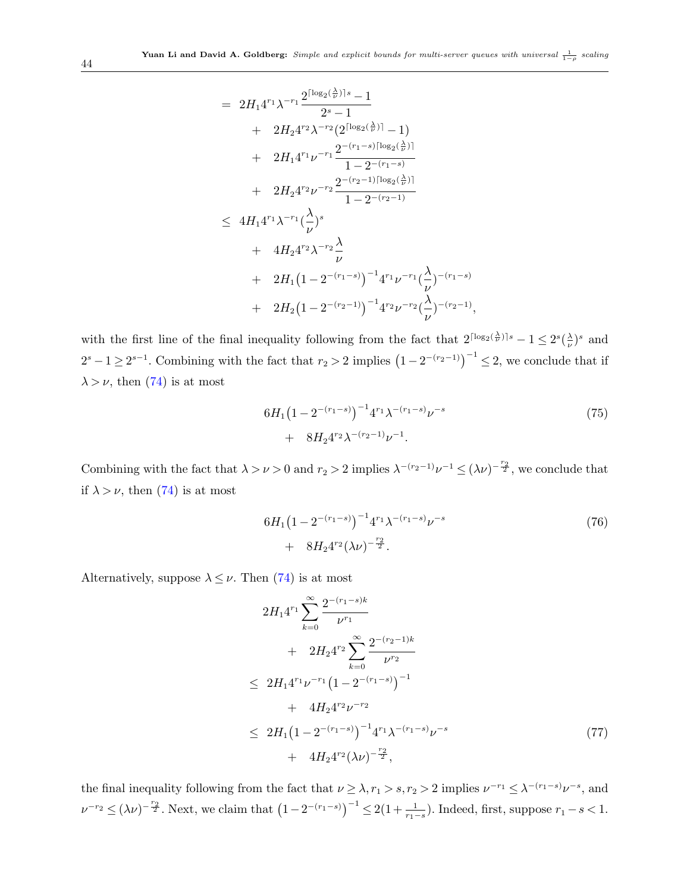$$
\begin{aligned}
&= \ 2H_1 4^{r_1}\lambda^{-r_1}\frac{2^{\lceil \log_2(\frac{\lambda}{\nu})\rceil s}-1}{2^s-1} \\
&\quad + \ 2H_2 4^{r_2}\lambda^{-r_2}\big(2^{\lceil \log_2(\frac{\lambda}{\nu})\rceil}-1\big) \\
&\quad + \ 2H_1 4^{r_1}\nu^{-r_1}\frac{2^{-(r_1-s)\lceil \log_2(\frac{\lambda}{\nu})\rceil}}{1-2^{-(r_1-s)}} \\
&\quad + \ 2H_2 4^{r_2}\nu^{-r_2}\frac{2^{-(r_2-1)\lceil \log_2(\frac{\lambda}{\nu})\rceil}}{1-2^{-(r_2-1)}} \\
&\leq \ 4H_1 4^{r_1}\lambda^{-r_1}(\frac{\lambda}{\nu})^s \\
&\quad + \ 4H_2 4^{r_2}\lambda^{-r_2}\frac{\lambda}{\nu} \\
&\quad + \ 2H_1\big(1-2^{-(r_1-s)}\big)^{-1}4^{r_1}\nu^{-r_1}(\frac{\lambda}{\nu})^{-(r_1-s)} \\
&\quad + \ 2H_2\big(1-2^{-(r_2-1)}\big)^{-1}4^{r_2}\nu^{-r_2}(\frac{\lambda}{\nu})^{-(r_2-1)},
\end{aligned}
$$

with the first line of the final inequality following from the fact that $2^{\lceil \log_2(\frac{\lambda}{\nu})\rceil s}-1 \leq 2^s(\frac{\lambda}{\nu})^s$ and $2^s-1 \geq 2^{s-1}$. Combining with the fact that $r_2 > 2$ implies $\big(1-2^{-(r_2-1)}\big)^{-1} \leq 2$, we conclude that if $\lambda > \nu$, then (74) is at most

$$
\begin{aligned}
&6H_1\big(1-2^{-(r_1-s)}\big)^{-1}4^{r_1}\lambda^{-(r_1-s)}\nu^{-s} \\
&\quad + \ 8H_2 4^{r_2}\lambda^{-(r_2-1)}\nu^{-1}.
\end{aligned} \tag{75}
$$

Combining with the fact that $\lambda > \nu > 0$ and $r_2 > 2$ implies $\lambda^{-(r_2-1)}\nu^{-1} \leq (\lambda\nu)^{-\frac{r_2}{2}}$, we conclude that if $\lambda > \nu$, then (74) is at most

$$
\begin{aligned}
&6H_1\big(1-2^{-(r_1-s)}\big)^{-1}4^{r_1}\lambda^{-(r_1-s)}\nu^{-s} \\
&\quad + \ 8H_2 4^{r_2}(\lambda\nu)^{-\frac{r_2}{2}}.
\end{aligned} \tag{76}
$$

Alternatively, suppose $\lambda \leq \nu$. Then (74) is at most

$$
\begin{aligned}
&2H_1 4^{r_1}\sum_{k=0}^{\infty}\frac{2^{-(r_1-s)k}}{\nu^{r_1}} \\
&\quad + \ 2H_2 4^{r_2}\sum_{k=0}^{\infty}\frac{2^{-(r_2-1)k}}{\nu^{r_2}} \\
&\leq \ 2H_1 4^{r_1}\nu^{-r_1}\big(1-2^{-(r_1-s)}\big)^{-1} \\
&\quad + \ 4H_2 4^{r_2}\nu^{-r_2} \\
&\leq \ 2H_1\big(1-2^{-(r_1-s)}\big)^{-1}4^{r_1}\lambda^{-(r_1-s)}\nu^{-s} \\
&\quad + \ 4H_2 4^{r_2}(\lambda\nu)^{-\frac{r_2}{2}},
\end{aligned} \tag{77}
$$

the final inequality following from the fact that $\nu \geq \lambda, r_1 > s, r_2 > 2$ implies $\nu^{-r_1} \leq \lambda^{-(r_1-s)}\nu^{-s}$, and $\nu^{-r_2} \leq (\lambda\nu)^{-\frac{r_2}{2}}$. Next, we claim that $\big(1-2^{-(r_1-s)}\big)^{-1} \leq 2(1+\frac{1}{r_1-s})$. Indeed, first, suppose $r_1 - s < 1$.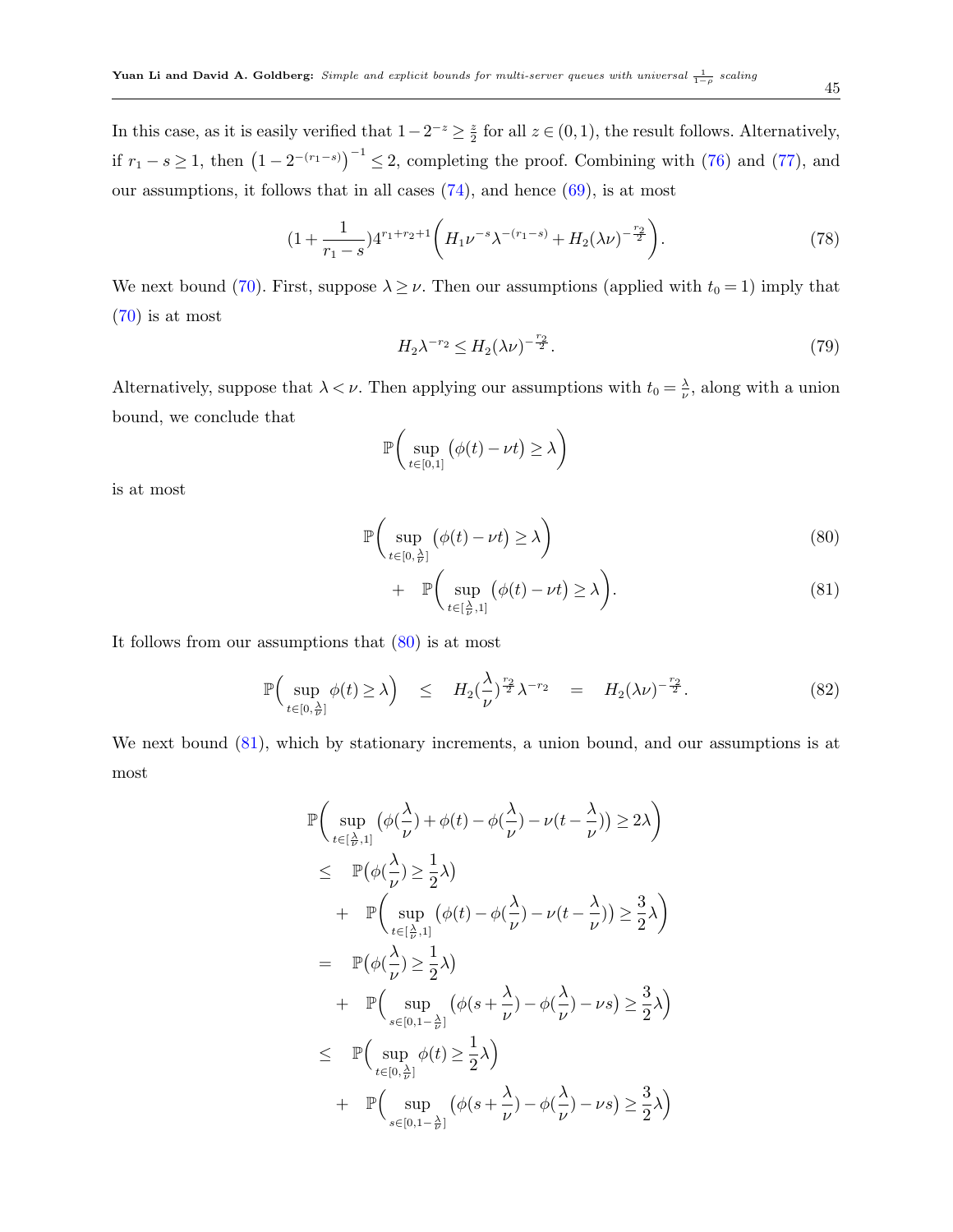In this case, as it is easily verified that $1-2^{-z} \geq \frac{z}{2}$ for all $z \in (0,1)$, the result follows. Alternatively, if $r_1 - s \geq 1$, then $\left(1-2^{-(r_1-s)}\right)^{-1} \leq 2$, completing the proof. Combining with (76) and (77), and our assumptions, it follows that in all cases (74), and hence (69), is at most

$$(1+\frac{1}{r_1-s})4^{r_1+r_2+1}\bigg(H_1\nu^{-s}\lambda^{-(r_1-s)} + H_2(\lambda\nu)^{-\frac{r_2}{2}}\bigg). \tag{78}$$

We next bound (70). First, suppose $\lambda \geq \nu$. Then our assumptions (applied with $t_0 = 1$) imply that (70) is at most

$$H_2\lambda^{-r_2} \leq H_2(\lambda\nu)^{-\frac{r_2}{2}}. \tag{79}$$

Alternatively, suppose that $\lambda < \nu$. Then applying our assumptions with $t_0 = \frac{\lambda}{\nu}$, along with a union bound, we conclude that

$$\mathbb{P}\bigg(\sup_{t\in[0,1]}\big(\phi(t)-\nu t\big) \geq \lambda\bigg)$$

is at most

$$\mathbb{P}\bigg(\sup_{t\in[0,\frac{\lambda}{\nu}]}\big(\phi(t)-\nu t\big) \geq \lambda\bigg) \tag{80}$$

$$+ \quad \mathbb{P}\bigg(\sup_{t\in[\frac{\lambda}{\nu},1]}\big(\phi(t)-\nu t\big) \geq \lambda\bigg). \tag{81}$$

It follows from our assumptions that (80) is at most

$$\mathbb{P}\Big(\sup_{t\in[0,\frac{\lambda}{\nu}]}\phi(t) \geq \lambda\Big) \quad \leq \quad H_2(\frac{\lambda}{\nu})^{\frac{r_2}{2}}\lambda^{-r_2} \quad = \quad H_2(\lambda\nu)^{-\frac{r_2}{2}}. \tag{82}$$

We next bound (81), which by stationary increments, a union bound, and our assumptions is at most

$$\begin{aligned}
&\mathbb{P}\bigg(\sup_{t\in[\frac{\lambda}{\nu},1]}\big(\phi(\frac{\lambda}{\nu})+\phi(t)-\phi(\frac{\lambda}{\nu})-\nu(t-\frac{\lambda}{\nu})\big) \geq 2\lambda\bigg) \\
&\leq \quad \mathbb{P}\big(\phi(\frac{\lambda}{\nu}) \geq \frac{1}{2}\lambda\big) \\
&\quad + \quad \mathbb{P}\bigg(\sup_{t\in[\frac{\lambda}{\nu},1]}\big(\phi(t)-\phi(\frac{\lambda}{\nu})-\nu(t-\frac{\lambda}{\nu})\big) \geq \frac{3}{2}\lambda\bigg) \\
&= \quad \mathbb{P}\big(\phi(\frac{\lambda}{\nu}) \geq \frac{1}{2}\lambda\big) \\
&\quad + \quad \mathbb{P}\Big(\sup_{s\in[0,1-\frac{\lambda}{\nu}]}\big(\phi(s+\frac{\lambda}{\nu})-\phi(\frac{\lambda}{\nu})-\nu s\big) \geq \frac{3}{2}\lambda\Big) \\
&\leq \quad \mathbb{P}\Big(\sup_{t\in[0,\frac{\lambda}{\nu}]}\phi(t) \geq \frac{1}{2}\lambda\Big) \\
&\quad + \quad \mathbb{P}\Big(\sup_{s\in[0,1-\frac{\lambda}{\nu}]}\big(\phi(s+\frac{\lambda}{\nu})-\phi(\frac{\lambda}{\nu})-\nu s\big) \geq \frac{3}{2}\lambda\Big)
\end{aligned}$$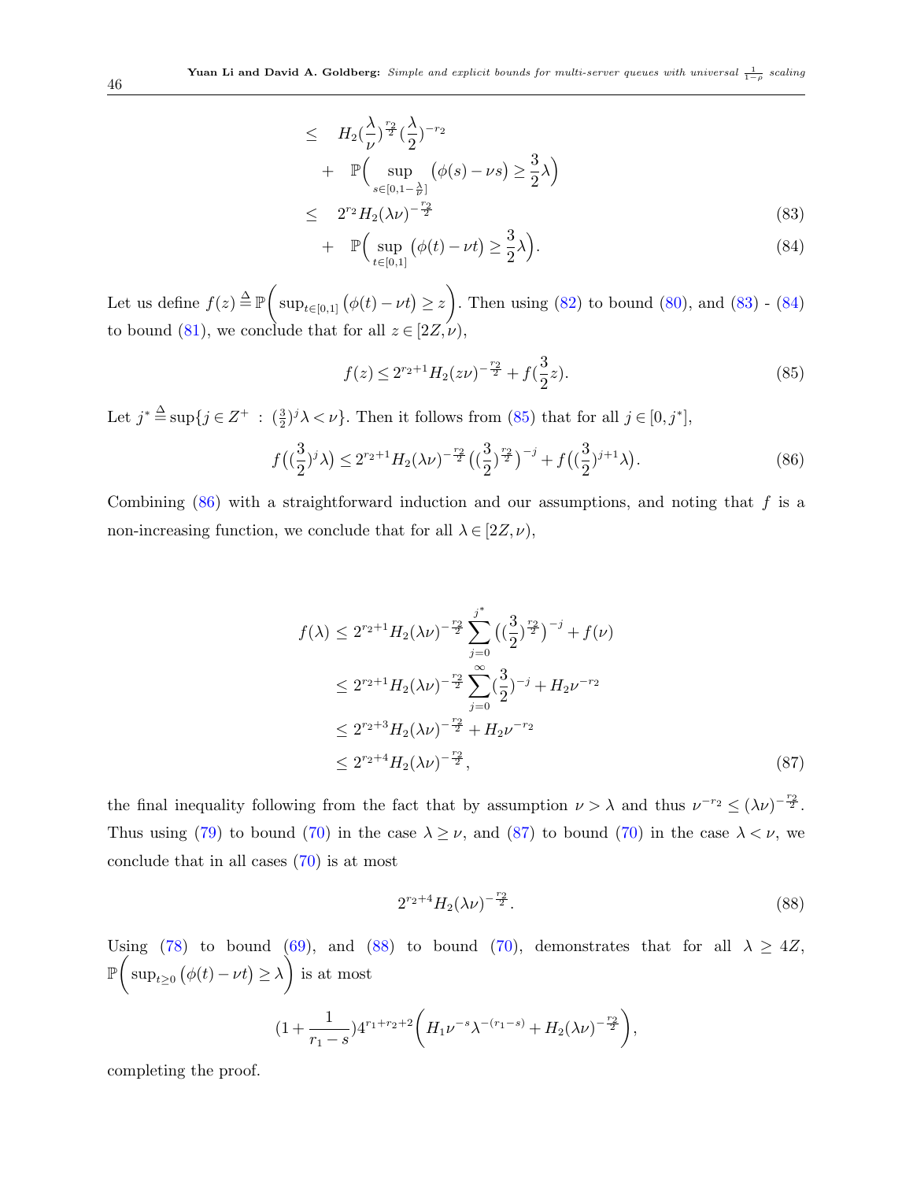$$
\begin{aligned}
&\leq \quad H_2(\frac{\lambda}{\nu})^{\frac{r_2}{2}}(\frac{\lambda}{2})^{-r_2} \\
&\quad + \quad \mathbb{P}\Big(\sup_{s\in[0,1-\frac{\lambda}{\nu}]}\big(\phi(s)-\nu s\big)\geq\frac{3}{2}\lambda\Big) \\
&\leq \quad 2^{r_2}H_2(\lambda\nu)^{-\frac{r_2}{2}} \qquad (83)\\
&\quad + \quad \mathbb{P}\Big(\sup_{t\in[0,1]}\big(\phi(t)-\nu t\big)\geq\frac{3}{2}\lambda\Big). \qquad (84)
\end{aligned}
$$

Let us define $f(z)\stackrel{\Delta}{=}\mathbb{P}\bigg(\sup_{t\in[0,1]}\big(\phi(t)-\nu t\big)\geq z\bigg)$. Then using (82) to bound (80), and (83) - (84) to bound (81), we conclude that for all $z\in[2Z,\nu)$,

$$
f(z)\leq 2^{r_2+1}H_2(z\nu)^{-\frac{r_2}{2}}+f(\frac{3}{2}z). \qquad (85)
$$

Let $j^*\stackrel{\Delta}{=}\sup\{j\in Z^+\ :\ (\frac{3}{2})^j\lambda<\nu\}$. Then it follows from (85) that for all $j\in[0,j^*]$,

$$
f\big((\frac{3}{2})^j\lambda\big)\leq 2^{r_2+1}H_2(\lambda\nu)^{-\frac{r_2}{2}}\big((\frac{3}{2})^{\frac{r_2}{2}}\big)^{-j}+f\big((\frac{3}{2})^{j+1}\lambda\big). \qquad (86)
$$

Combining (86) with a straightforward induction and our assumptions, and noting that $f$ is a non-increasing function, we conclude that for all $\lambda\in[2Z,\nu)$,

$$
\begin{aligned}
f(\lambda) &\leq 2^{r_2+1}H_2(\lambda\nu)^{-\frac{r_2}{2}}\sum_{j=0}^{j^*}\big((\frac{3}{2})^{\frac{r_2}{2}}\big)^{-j}+f(\nu) \\
&\leq 2^{r_2+1}H_2(\lambda\nu)^{-\frac{r_2}{2}}\sum_{j=0}^{\infty}(\frac{3}{2})^{-j}+H_2\nu^{-r_2} \\
&\leq 2^{r_2+3}H_2(\lambda\nu)^{-\frac{r_2}{2}}+H_2\nu^{-r_2} \\
&\leq 2^{r_2+4}H_2(\lambda\nu)^{-\frac{r_2}{2}}, \qquad (87)
\end{aligned}
$$

the final inequality following from the fact that by assumption $\nu>\lambda$ and thus $\nu^{-r_2}\leq(\lambda\nu)^{-\frac{r_2}{2}}$. Thus using (79) to bound (70) in the case $\lambda\geq\nu$, and (87) to bound (70) in the case $\lambda<\nu$, we conclude that in all cases (70) is at most

$$
2^{r_2+4}H_2(\lambda\nu)^{-\frac{r_2}{2}}. \qquad (88)
$$

Using (78) to bound (69), and (88) to bound (70), demonstrates that for all $\lambda\geq 4Z$, $\mathbb{P}\bigg(\sup_{t\geq 0}\big(\phi(t)-\nu t\big)\geq\lambda\bigg)$ is at most

$$
(1+\frac{1}{r_1-s})4^{r_1+r_2+2}\bigg(H_1\nu^{-s}\lambda^{-(r_1-s)}+H_2(\lambda\nu)^{-\frac{r_2}{2}}\bigg),
$$

completing the proof.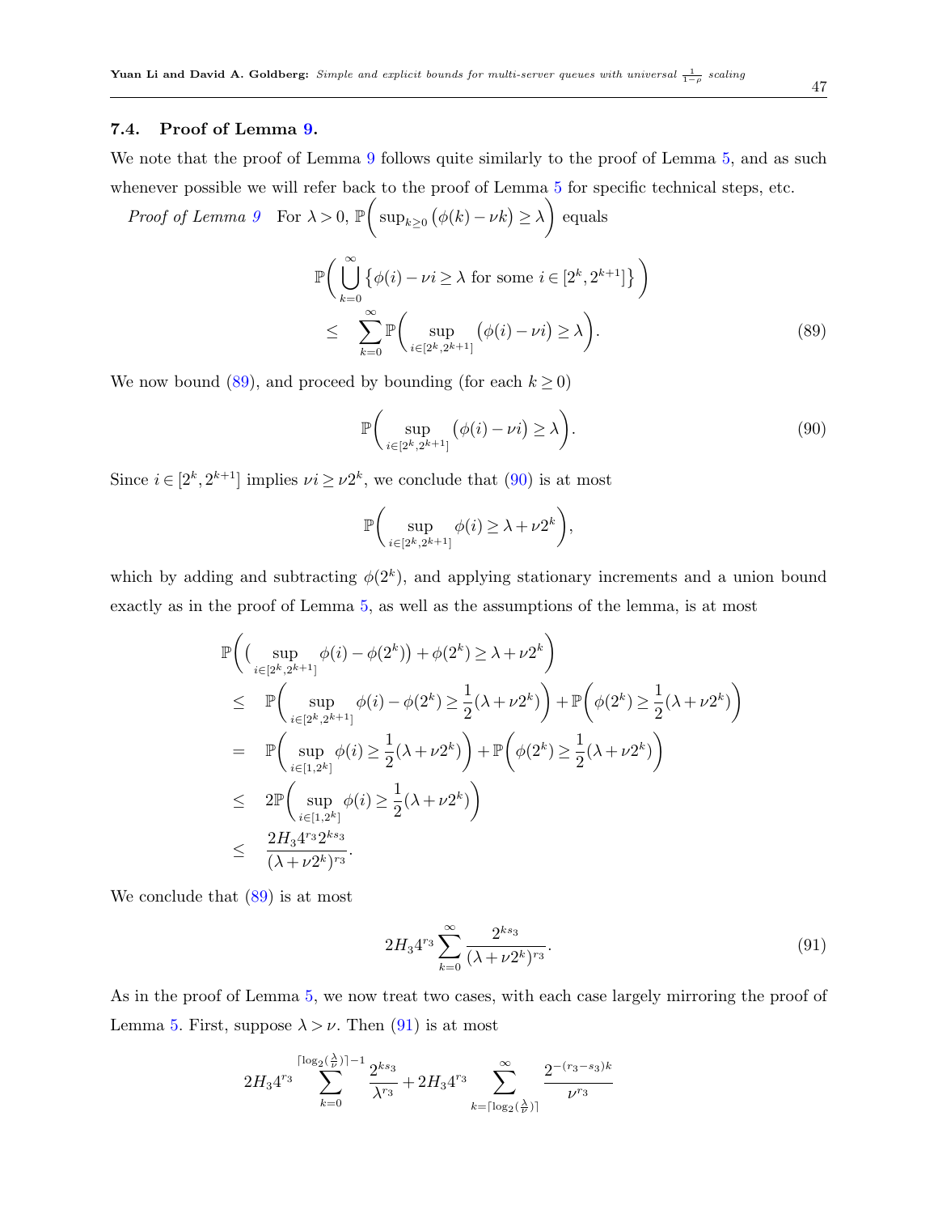### 7.4. Proof of Lemma 9.

We note that the proof of Lemma 9 follows quite similarly to the proof of Lemma 5, and as such whenever possible we will refer back to the proof of Lemma 5 for specific technical steps, etc.

*Proof of Lemma 9* For $\lambda > 0$, $\mathbb{P}\bigg(\sup_{k\geq 0}\big(\phi(k) - \nu k\big) \geq \lambda\bigg)$ equals

$$
\begin{aligned}
&\mathbb{P}\bigg(\bigcup_{k=0}^{\infty}\big\{\phi(i) - \nu i \geq \lambda \text{ for some } i \in [2^k, 2^{k+1}]\big\}\bigg) \\
&\leq \quad \sum_{k=0}^{\infty}\mathbb{P}\bigg(\sup_{i\in[2^k,2^{k+1}]}\big(\phi(i) - \nu i\big) \geq \lambda\bigg). \qquad (89)
\end{aligned}
$$

We now bound (89), and proceed by bounding (for each $k \geq 0$)

$$
\mathbb{P}\bigg(\sup_{i\in[2^k,2^{k+1}]}\big(\phi(i) - \nu i\big) \geq \lambda\bigg). \qquad (90)
$$

Since $i \in [2^k, 2^{k+1}]$ implies $\nu i \geq \nu 2^k$, we conclude that (90) is at most

$$
\mathbb{P}\bigg(\sup_{i\in[2^k,2^{k+1}]}\phi(i) \geq \lambda + \nu 2^k\bigg),
$$

which by adding and subtracting $\phi(2^k)$, and applying stationary increments and a union bound exactly as in the proof of Lemma 5, as well as the assumptions of the lemma, is at most

$$
\begin{aligned}
&\mathbb{P}\bigg(\big(\sup_{i\in[2^k,2^{k+1}]}\phi(i) - \phi(2^k)\big) + \phi(2^k) \geq \lambda + \nu 2^k\bigg) \\
&\leq \quad \mathbb{P}\bigg(\sup_{i\in[2^k,2^{k+1}]}\phi(i) - \phi(2^k) \geq \frac{1}{2}(\lambda + \nu 2^k)\bigg) + \mathbb{P}\bigg(\phi(2^k) \geq \frac{1}{2}(\lambda + \nu 2^k)\bigg) \\
&= \quad \mathbb{P}\bigg(\sup_{i\in[1,2^k]}\phi(i) \geq \frac{1}{2}(\lambda + \nu 2^k)\bigg) + \mathbb{P}\bigg(\phi(2^k) \geq \frac{1}{2}(\lambda + \nu 2^k)\bigg) \\
&\leq \quad 2\mathbb{P}\bigg(\sup_{i\in[1,2^k]}\phi(i) \geq \frac{1}{2}(\lambda + \nu 2^k)\bigg) \\
&\leq \quad \frac{2H_3 4^{r_3} 2^{ks_3}}{(\lambda + \nu 2^k)^{r_3}}.
\end{aligned}
$$

We conclude that (89) is at most

$$
2H_3 4^{r_3}\sum_{k=0}^{\infty}\frac{2^{ks_3}}{(\lambda + \nu 2^k)^{r_3}}. \qquad (91)
$$

As in the proof of Lemma 5, we now treat two cases, with each case largely mirroring the proof of Lemma 5. First, suppose $\lambda > \nu$. Then (91) is at most

$$
2H_3 4^{r_3}\sum_{k=0}^{\lceil\log_2(\frac{\lambda}{\nu})\rceil - 1}\frac{2^{ks_3}}{\lambda^{r_3}} + 2H_3 4^{r_3}\sum_{k=\lceil\log_2(\frac{\lambda}{\nu})\rceil}^{\infty}\frac{2^{-(r_3-s_3)k}}{\nu^{r_3}}
$$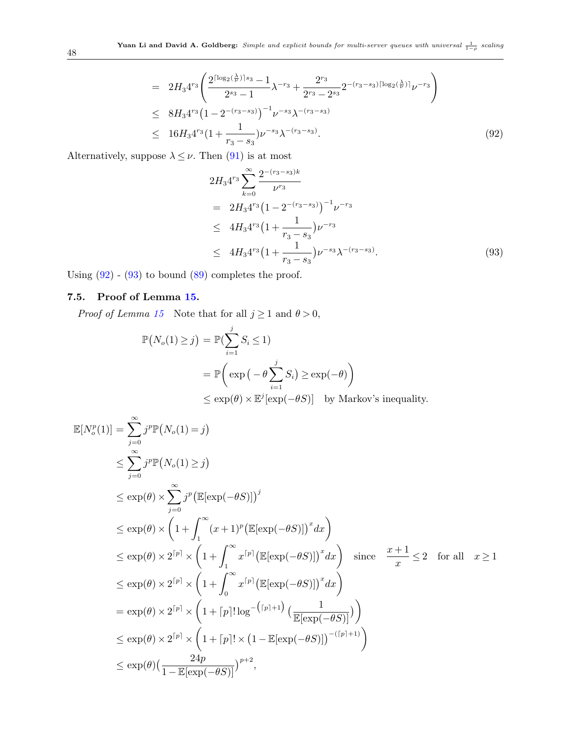$$
\begin{aligned}
&= 2H_3 4^{r_3}\left(\frac{2^{\lceil \log_2(\frac{\lambda}{\nu})\rceil s_3}-1}{2^{s_3}-1}\lambda^{-r_3}+\frac{2^{r_3}}{2^{r_3}-2^{s_3}}2^{-(r_3-s_3)\lceil \log_2(\frac{\lambda}{\nu})\rceil}\nu^{-r_3}\right)\\
&\le 8H_3 4^{r_3}\big(1-2^{-(r_3-s_3)}\big)^{-1}\nu^{-s_3}\lambda^{-(r_3-s_3)}\\
&\le 16H_3 4^{r_3}\big(1+\frac{1}{r_3-s_3}\big)\nu^{-s_3}\lambda^{-(r_3-s_3)}. \qquad (92)
\end{aligned}
$$

Alternatively, suppose $\lambda \le \nu$. Then (91) is at most

$$
\begin{aligned}
&2H_3 4^{r_3}\sum_{k=0}^{\infty}\frac{2^{-(r_3-s_3)k}}{\nu^{r_3}}\\
&= 2H_3 4^{r_3}\big(1-2^{-(r_3-s_3)}\big)^{-1}\nu^{-r_3}\\
&\le 4H_3 4^{r_3}\big(1+\frac{1}{r_3-s_3}\big)\nu^{-r_3}\\
&\le 4H_3 4^{r_3}\big(1+\frac{1}{r_3-s_3}\big)\nu^{-s_3}\lambda^{-(r_3-s_3)}. \qquad (93)
\end{aligned}
$$

Using (92) - (93) to bound (89) completes the proof.

### 7.5. Proof of Lemma 15.

*Proof of Lemma 15* Note that for all $j \ge 1$ and $\theta > 0$,

$$
\begin{aligned}
\mathbb{P}\big(N_o(1)\ge j\big) &= \mathbb{P}\big(\sum_{i=1}^{j} S_i \le 1\big)\\
&= \mathbb{P}\bigg(\exp\big(-\theta\sum_{i=1}^{j}S_i\big)\ge \exp(-\theta)\bigg)\\
&\le \exp(\theta)\times \mathbb{E}^j[\exp(-\theta S)] \quad \text{by Markov's inequality.}
\end{aligned}
$$

$$
\begin{aligned}
\mathbb{E}[N_o^p(1)] &= \sum_{j=0}^{\infty} j^p \mathbb{P}\big(N_o(1)=j\big)\\
&\le \sum_{j=0}^{\infty} j^p \mathbb{P}\big(N_o(1)\ge j\big)\\
&\le \exp(\theta)\times\sum_{j=0}^{\infty} j^p\big(\mathbb{E}[\exp(-\theta S)]\big)^j\\
&\le \exp(\theta)\times\bigg(1+\int_1^{\infty}(x+1)^p\big(\mathbb{E}[\exp(-\theta S)]\big)^x dx\bigg)\\
&\le \exp(\theta)\times 2^{\lceil p\rceil}\times\bigg(1+\int_1^{\infty}x^{\lceil p\rceil}\big(\mathbb{E}[\exp(-\theta S)]\big)^x dx\bigg) \quad \text{since} \quad \frac{x+1}{x}\le 2 \quad \text{for all} \quad x\ge 1\\
&\le \exp(\theta)\times 2^{\lceil p\rceil}\times\bigg(1+\int_0^{\infty}x^{\lceil p\rceil}\big(\mathbb{E}[\exp(-\theta S)]\big)^x dx\bigg)\\
&= \exp(\theta)\times 2^{\lceil p\rceil}\times\bigg(1+\lceil p\rceil!\log^{-\big(\lceil p\rceil+1\big)}\big(\frac{1}{\mathbb{E}[\exp(-\theta S)]}\big)\bigg)\\
&\le \exp(\theta)\times 2^{\lceil p\rceil}\times\bigg(1+\lceil p\rceil!\times\big(1-\mathbb{E}[\exp(-\theta S)]\big)^{-(\lceil p\rceil+1)}\bigg)\\
&\le \exp(\theta)\big(\frac{24p}{1-\mathbb{E}[\exp(-\theta S)]}\big)^{p+2},
\end{aligned}
$$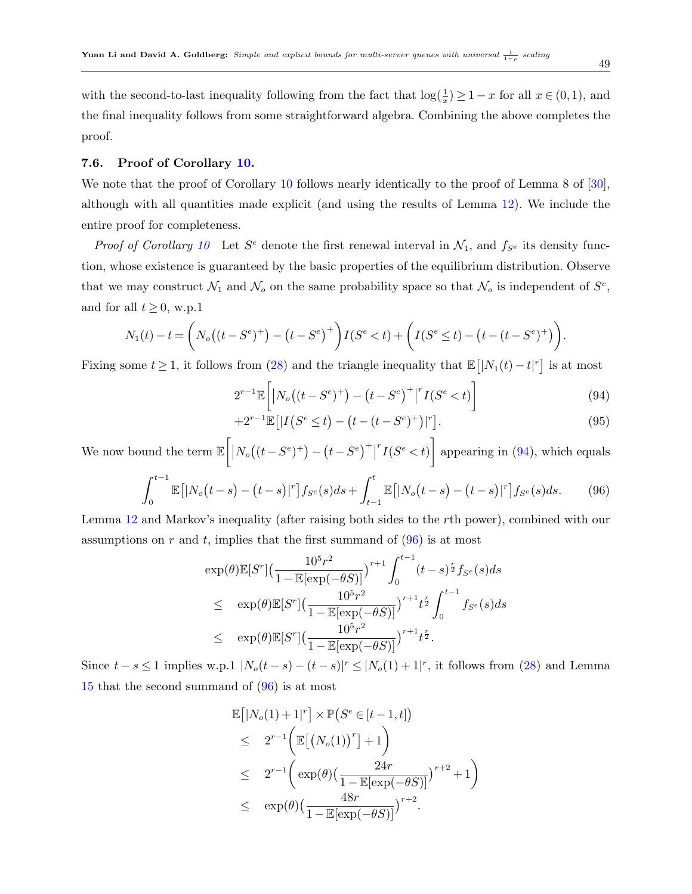with the second-to-last inequality following from the fact that $\log(\frac{1}{x}) \geq 1 - x$ for all $x \in (0,1)$, and the final inequality follows from some straightforward algebra. Combining the above completes the proof.

### 7.6. Proof of Corollary 10.

We note that the proof of Corollary 10 follows nearly identically to the proof of Lemma 8 of [30], although with all quantities made explicit (and using the results of Lemma 12). We include the entire proof for completeness.

*Proof of Corollary 10* Let $S^e$ denote the first renewal interval in $\mathcal{N}_1$, and $f_{S^e}$ its density function, whose existence is guaranteed by the basic properties of the equilibrium distribution. Observe that we may construct $\mathcal{N}_1$ and $\mathcal{N}_o$ on the same probability space so that $\mathcal{N}_o$ is independent of $S^e$, and for all $t \geq 0$, w.p.1

$$N_1(t) - t = \Bigg( N_o\big((t - S^e)^+\big) - \big(t - S^e\big)^+ \Bigg) I(S^e < t) + \Bigg( I(S^e \leq t) - \big(t - (t - S^e)^+\big) \Bigg).$$

Fixing some $t \geq 1$, it follows from (28) and the triangle inequality that $\mathbb{E}\big[|N_1(t) - t|^r\big]$ is at most

$$2^{r-1}\mathbb{E}\Bigg[ \big| N_o\big((t - S^e)^+\big) - \big(t - S^e\big)^+ \big|^r I(S^e < t) \Bigg] \tag{94}$$

$$+2^{r-1}\mathbb{E}\big[ | I\big(S^e \leq t\big) - \big(t - (t - S^e)^+\big) |^r \big]. \tag{95}$$

We now bound the term $\mathbb{E}\Bigg[ \big| N_o\big((t - S^e)^+\big) - \big(t - S^e\big)^+ \big|^r I(S^e < t) \Bigg]$ appearing in (94), which equals

$$\int_0^{t-1} \mathbb{E}\big[ |N_o\big(t - s\big) - \big(t - s\big)|^r \big] f_{S^e}(s) ds + \int_{t-1}^{t} \mathbb{E}\big[ |N_o\big(t - s\big) - \big(t - s\big)|^r \big] f_{S^e}(s) ds. \tag{96}$$

Lemma 12 and Markov's inequality (after raising both sides to the $r$th power), combined with our assumptions on $r$ and $t$, implies that the first summand of (96) is at most

$$\begin{aligned}
&\exp(\theta)\mathbb{E}[S^r]\big(\frac{10^5 r^2}{1 - \mathbb{E}[\exp(-\theta S)]}\big)^{r+1} \int_0^{t-1} (t-s)^{\frac{r}{2}} f_{S^e}(s) ds \\
\leq \quad &\exp(\theta)\mathbb{E}[S^r]\big(\frac{10^5 r^2}{1 - \mathbb{E}[\exp(-\theta S)]}\big)^{r+1} t^{\frac{r}{2}} \int_0^{t-1} f_{S^e}(s) ds \\
\leq \quad &\exp(\theta)\mathbb{E}[S^r]\big(\frac{10^5 r^2}{1 - \mathbb{E}[\exp(-\theta S)]}\big)^{r+1} t^{\frac{r}{2}}.
\end{aligned}$$

Since $t - s \leq 1$ implies w.p.1 $|N_o(t-s) - (t-s)|^r \leq |N_o(1) + 1|^r$, it follows from (28) and Lemma 15 that the second summand of (96) is at most

$$\begin{aligned}
&\mathbb{E}\big[|N_o(1) + 1|^r\big] \times \mathbb{P}\big(S^e \in [t-1, t]\big) \\
\leq \quad & 2^{r-1}\Bigg( \mathbb{E}\big[\big(N_o(1)\big)^r\big] + 1 \Bigg) \\
\leq \quad & 2^{r-1}\Bigg( \exp(\theta)\big(\frac{24r}{1 - \mathbb{E}[\exp(-\theta S)]}\big)^{r+2} + 1 \Bigg) \\
\leq \quad & \exp(\theta)\big(\frac{48r}{1 - \mathbb{E}[\exp(-\theta S)]}\big)^{r+2}.
\end{aligned}$$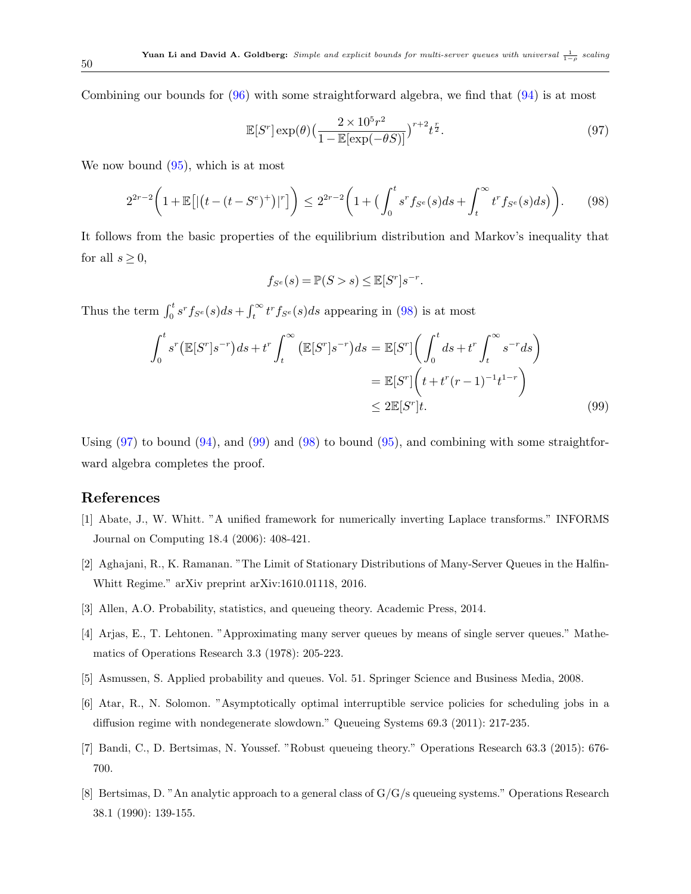Combining our bounds for (96) with some straightforward algebra, we find that (94) is at most

$$\mathbb{E}[S^r]\exp(\theta)\Big(\frac{2\times 10^5 r^2}{1-\mathbb{E}[\exp(-\theta S)]}\Big)^{r+2} t^{\frac{r}{2}}. \tag{97}$$

We now bound (95), which is at most

$$2^{2r-2}\bigg(1+\mathbb{E}\big[|\big(t-(t-S^e)^+\big)|^r\big]\bigg) \leq 2^{2r-2}\bigg(1+\Big(\int_0^t s^r f_{S^e}(s)ds + \int_t^\infty t^r f_{S^e}(s)ds\Big)\bigg). \tag{98}$$

It follows from the basic properties of the equilibrium distribution and Markov's inequality that for all $s \geq 0$,

$$f_{S^e}(s) = \mathbb{P}(S > s) \leq \mathbb{E}[S^r]s^{-r}.$$

Thus the term $\int_0^t s^r f_{S^e}(s)ds + \int_t^\infty t^r f_{S^e}(s)ds$ appearing in (98) is at most

$$\begin{aligned}
\int_0^t s^r\big(\mathbb{E}[S^r]s^{-r}\big)ds + t^r\int_t^\infty \big(\mathbb{E}[S^r]s^{-r}\big)ds &= \mathbb{E}[S^r]\bigg(\int_0^t ds + t^r\int_t^\infty s^{-r}ds\bigg) \\
&= \mathbb{E}[S^r]\bigg(t + t^r(r-1)^{-1}t^{1-r}\bigg) \\
&\leq 2\mathbb{E}[S^r]t.
\end{aligned} \tag{99}$$

Using (97) to bound (94), and (99) and (98) to bound (95), and combining with some straightforward algebra completes the proof.

## References

[1] Abate, J., W. Whitt. "A unified framework for numerically inverting Laplace transforms." INFORMS Journal on Computing 18.4 (2006): 408-421.

[2] Aghajani, R., K. Ramanan. "The Limit of Stationary Distributions of Many-Server Queues in the Halfin-Whitt Regime." arXiv preprint arXiv:1610.01118, 2016.

[3] Allen, A.O. Probability, statistics, and queueing theory. Academic Press, 2014.

[4] Arjas, E., T. Lehtonen. "Approximating many server queues by means of single server queues." Mathematics of Operations Research 3.3 (1978): 205-223.

[5] Asmussen, S. Applied probability and queues. Vol. 51. Springer Science and Business Media, 2008.

[6] Atar, R., N. Solomon. "Asymptotically optimal interruptible service policies for scheduling jobs in a diffusion regime with nondegenerate slowdown." Queueing Systems 69.3 (2011): 217-235.

[7] Bandi, C., D. Bertsimas, N. Youssef. "Robust queueing theory." Operations Research 63.3 (2015): 676-700.

[8] Bertsimas, D. "An analytic approach to a general class of G/G/s queueing systems." Operations Research 38.1 (1990): 139-155.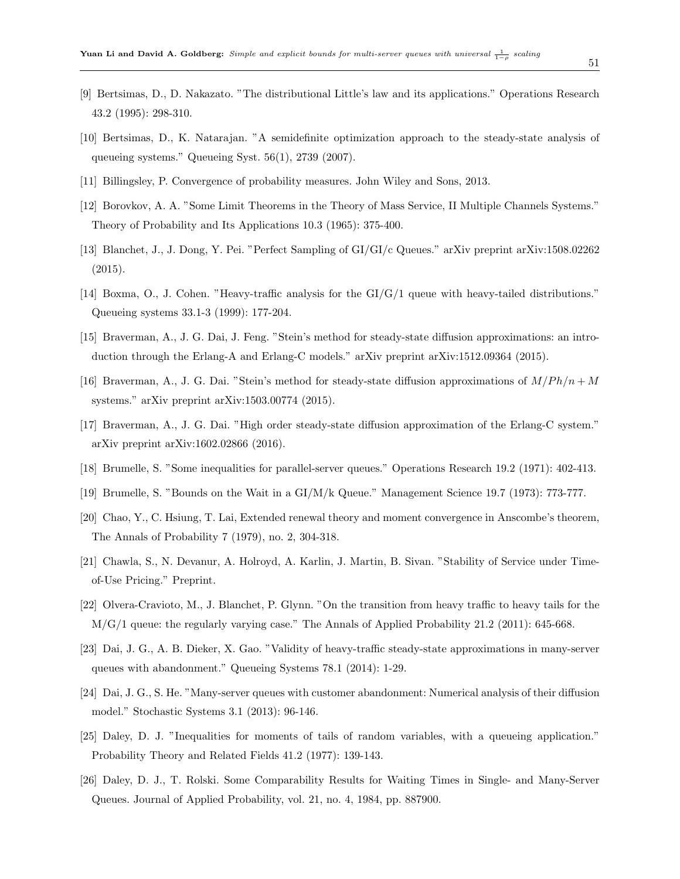[9] Bertsimas, D., D. Nakazato. "The distributional Little's law and its applications." Operations Research 43.2 (1995): 298-310.

[10] Bertsimas, D., K. Natarajan. "A semidefinite optimization approach to the steady-state analysis of queueing systems." Queueing Syst. 56(1), 2739 (2007).

[11] Billingsley, P. Convergence of probability measures. John Wiley and Sons, 2013.

[12] Borovkov, A. A. "Some Limit Theorems in the Theory of Mass Service, II Multiple Channels Systems." Theory of Probability and Its Applications 10.3 (1965): 375-400.

[13] Blanchet, J., J. Dong, Y. Pei. "Perfect Sampling of GI/GI/c Queues." arXiv preprint arXiv:1508.02262 (2015).

[14] Boxma, O., J. Cohen. "Heavy-traffic analysis for the GI/G/1 queue with heavy-tailed distributions." Queueing systems 33.1-3 (1999): 177-204.

[15] Braverman, A., J. G. Dai, J. Feng. "Stein's method for steady-state diffusion approximations: an introduction through the Erlang-A and Erlang-C models." arXiv preprint arXiv:1512.09364 (2015).

[16] Braverman, A., J. G. Dai. "Stein's method for steady-state diffusion approximations of $M/Ph/n+M$ systems." arXiv preprint arXiv:1503.00774 (2015).

[17] Braverman, A., J. G. Dai. "High order steady-state diffusion approximation of the Erlang-C system." arXiv preprint arXiv:1602.02866 (2016).

[18] Brumelle, S. "Some inequalities for parallel-server queues." Operations Research 19.2 (1971): 402-413.

[19] Brumelle, S. "Bounds on the Wait in a GI/M/k Queue." Management Science 19.7 (1973): 773-777.

[20] Chao, Y., C. Hsiung, T. Lai, Extended renewal theory and moment convergence in Anscombe's theorem, The Annals of Probability 7 (1979), no. 2, 304-318.

[21] Chawla, S., N. Devanur, A. Holroyd, A. Karlin, J. Martin, B. Sivan. "Stability of Service under Time-of-Use Pricing." Preprint.

[22] Olvera-Cravioto, M., J. Blanchet, P. Glynn. "On the transition from heavy traffic to heavy tails for the M/G/1 queue: the regularly varying case." The Annals of Applied Probability 21.2 (2011): 645-668.

[23] Dai, J. G., A. B. Dieker, X. Gao. "Validity of heavy-traffic steady-state approximations in many-server queues with abandonment." Queueing Systems 78.1 (2014): 1-29.

[24] Dai, J. G., S. He. "Many-server queues with customer abandonment: Numerical analysis of their diffusion model." Stochastic Systems 3.1 (2013): 96-146.

[25] Daley, D. J. "Inequalities for moments of tails of random variables, with a queueing application." Probability Theory and Related Fields 41.2 (1977): 139-143.

[26] Daley, D. J., T. Rolski. Some Comparability Results for Waiting Times in Single- and Many-Server Queues. Journal of Applied Probability, vol. 21, no. 4, 1984, pp. 887900.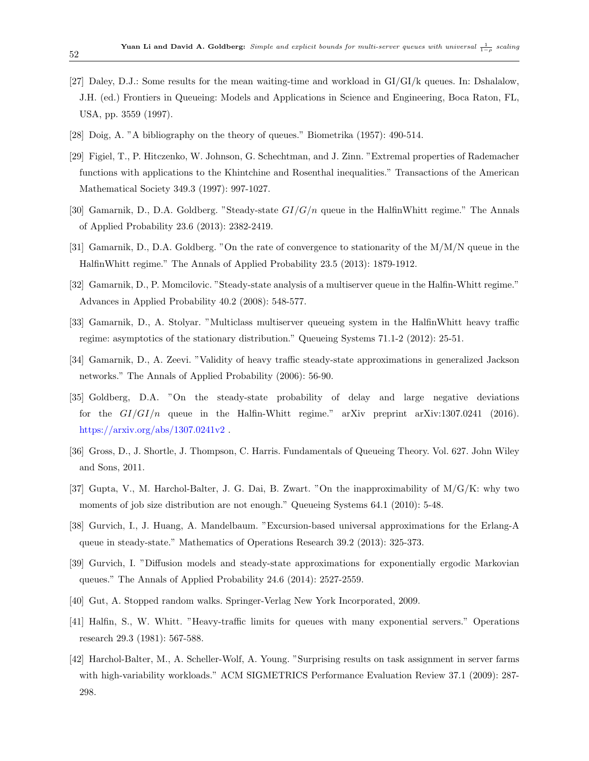[27] Daley, D.J.: Some results for the mean waiting-time and workload in GI/GI/k queues. In: Dshalalow, J.H. (ed.) Frontiers in Queueing: Models and Applications in Science and Engineering, Boca Raton, FL, USA, pp. 3559 (1997).

[28] Doig, A. "A bibliography on the theory of queues." Biometrika (1957): 490-514.

[29] Figiel, T., P. Hitczenko, W. Johnson, G. Schechtman, and J. Zinn. "Extremal properties of Rademacher functions with applications to the Khintchine and Rosenthal inequalities." Transactions of the American Mathematical Society 349.3 (1997): 997-1027.

[30] Gamarnik, D., D.A. Goldberg. "Steady-state $GI/G/n$ queue in the HalfinWhitt regime." The Annals of Applied Probability 23.6 (2013): 2382-2419.

[31] Gamarnik, D., D.A. Goldberg. "On the rate of convergence to stationarity of the M/M/N queue in the HalfinWhitt regime." The Annals of Applied Probability 23.5 (2013): 1879-1912.

[32] Gamarnik, D., P. Momcilovic. "Steady-state analysis of a multiserver queue in the Halfin-Whitt regime." Advances in Applied Probability 40.2 (2008): 548-577.

[33] Gamarnik, D., A. Stolyar. "Multiclass multiserver queueing system in the HalfinWhitt heavy traffic regime: asymptotics of the stationary distribution." Queueing Systems 71.1-2 (2012): 25-51.

[34] Gamarnik, D., A. Zeevi. "Validity of heavy traffic steady-state approximations in generalized Jackson networks." The Annals of Applied Probability (2006): 56-90.

[35] Goldberg, D.A. "On the steady-state probability of delay and large negative deviations for the $GI/GI/n$ queue in the Halfin-Whitt regime." arXiv preprint arXiv:1307.0241 (2016). https://arxiv.org/abs/1307.0241v2 .

[36] Gross, D., J. Shortle, J. Thompson, C. Harris. Fundamentals of Queueing Theory. Vol. 627. John Wiley and Sons, 2011.

[37] Gupta, V., M. Harchol-Balter, J. G. Dai, B. Zwart. "On the inapproximability of M/G/K: why two moments of job size distribution are not enough." Queueing Systems 64.1 (2010): 5-48.

[38] Gurvich, I., J. Huang, A. Mandelbaum. "Excursion-based universal approximations for the Erlang-A queue in steady-state." Mathematics of Operations Research 39.2 (2013): 325-373.

[39] Gurvich, I. "Diffusion models and steady-state approximations for exponentially ergodic Markovian queues." The Annals of Applied Probability 24.6 (2014): 2527-2559.

[40] Gut, A. Stopped random walks. Springer-Verlag New York Incorporated, 2009.

[41] Halfin, S., W. Whitt. "Heavy-traffic limits for queues with many exponential servers." Operations research 29.3 (1981): 567-588.

[42] Harchol-Balter, M., A. Scheller-Wolf, A. Young. "Surprising results on task assignment in server farms with high-variability workloads." ACM SIGMETRICS Performance Evaluation Review 37.1 (2009): 287-298.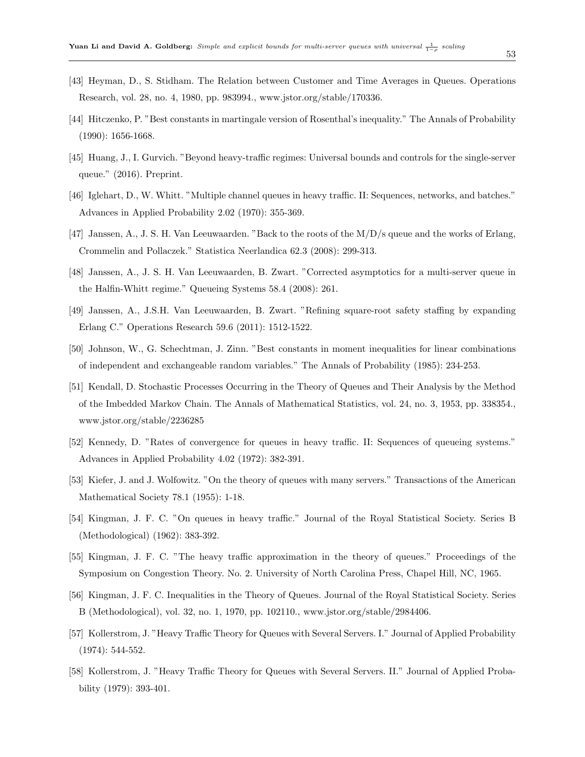[43] Heyman, D., S. Stidham. The Relation between Customer and Time Averages in Queues. Operations Research, vol. 28, no. 4, 1980, pp. 983994., www.jstor.org/stable/170336.

[44] Hitczenko, P. "Best constants in martingale version of Rosenthal's inequality." The Annals of Probability (1990): 1656-1668.

[45] Huang, J., I. Gurvich. "Beyond heavy-traffic regimes: Universal bounds and controls for the single-server queue." (2016). Preprint.

[46] Iglehart, D., W. Whitt. "Multiple channel queues in heavy traffic. II: Sequences, networks, and batches." Advances in Applied Probability 2.02 (1970): 355-369.

[47] Janssen, A., J. S. H. Van Leeuwaarden. "Back to the roots of the M/D/s queue and the works of Erlang, Crommelin and Pollaczek." Statistica Neerlandica 62.3 (2008): 299-313.

[48] Janssen, A., J. S. H. Van Leeuwaarden, B. Zwart. "Corrected asymptotics for a multi-server queue in the Halfin-Whitt regime." Queueing Systems 58.4 (2008): 261.

[49] Janssen, A., J.S.H. Van Leeuwaarden, B. Zwart. "Refining square-root safety staffing by expanding Erlang C." Operations Research 59.6 (2011): 1512-1522.

[50] Johnson, W., G. Schechtman, J. Zinn. "Best constants in moment inequalities for linear combinations of independent and exchangeable random variables." The Annals of Probability (1985): 234-253.

[51] Kendall, D. Stochastic Processes Occurring in the Theory of Queues and Their Analysis by the Method of the Imbedded Markov Chain. The Annals of Mathematical Statistics, vol. 24, no. 3, 1953, pp. 338354., www.jstor.org/stable/2236285

[52] Kennedy, D. "Rates of convergence for queues in heavy traffic. II: Sequences of queueing systems." Advances in Applied Probability 4.02 (1972): 382-391.

[53] Kiefer, J. and J. Wolfowitz. "On the theory of queues with many servers." Transactions of the American Mathematical Society 78.1 (1955): 1-18.

[54] Kingman, J. F. C. "On queues in heavy traffic." Journal of the Royal Statistical Society. Series B (Methodological) (1962): 383-392.

[55] Kingman, J. F. C. "The heavy traffic approximation in the theory of queues." Proceedings of the Symposium on Congestion Theory. No. 2. University of North Carolina Press, Chapel Hill, NC, 1965.

[56] Kingman, J. F. C. Inequalities in the Theory of Queues. Journal of the Royal Statistical Society. Series B (Methodological), vol. 32, no. 1, 1970, pp. 102110., www.jstor.org/stable/2984406.

[57] Kollerstrom, J. "Heavy Traffic Theory for Queues with Several Servers. I." Journal of Applied Probability (1974): 544-552.

[58] Kollerstrom, J. "Heavy Traffic Theory for Queues with Several Servers. II." Journal of Applied Probability (1979): 393-401.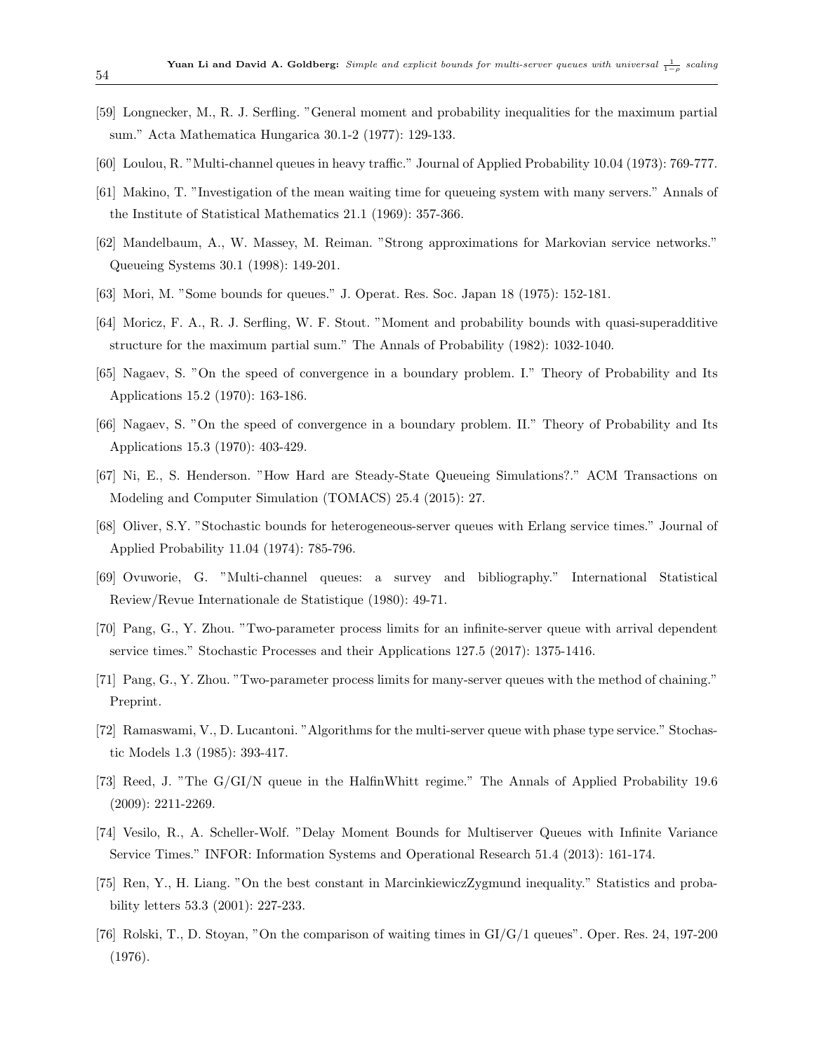[59] Longnecker, M., R. J. Serfling. "General moment and probability inequalities for the maximum partial sum." Acta Mathematica Hungarica 30.1-2 (1977): 129-133.

[60] Loulou, R. "Multi-channel queues in heavy traffic." Journal of Applied Probability 10.04 (1973): 769-777.

[61] Makino, T. "Investigation of the mean waiting time for queueing system with many servers." Annals of the Institute of Statistical Mathematics 21.1 (1969): 357-366.

[62] Mandelbaum, A., W. Massey, M. Reiman. "Strong approximations for Markovian service networks." Queueing Systems 30.1 (1998): 149-201.

[63] Mori, M. "Some bounds for queues." J. Operat. Res. Soc. Japan 18 (1975): 152-181.

[64] Moricz, F. A., R. J. Serfling, W. F. Stout. "Moment and probability bounds with quasi-superadditive structure for the maximum partial sum." The Annals of Probability (1982): 1032-1040.

[65] Nagaev, S. "On the speed of convergence in a boundary problem. I." Theory of Probability and Its Applications 15.2 (1970): 163-186.

[66] Nagaev, S. "On the speed of convergence in a boundary problem. II." Theory of Probability and Its Applications 15.3 (1970): 403-429.

[67] Ni, E., S. Henderson. "How Hard are Steady-State Queueing Simulations?." ACM Transactions on Modeling and Computer Simulation (TOMACS) 25.4 (2015): 27.

[68] Oliver, S.Y. "Stochastic bounds for heterogeneous-server queues with Erlang service times." Journal of Applied Probability 11.04 (1974): 785-796.

[69] Ovuworie, G. "Multi-channel queues: a survey and bibliography." International Statistical Review/Revue Internationale de Statistique (1980): 49-71.

[70] Pang, G., Y. Zhou. "Two-parameter process limits for an infinite-server queue with arrival dependent service times." Stochastic Processes and their Applications 127.5 (2017): 1375-1416.

[71] Pang, G., Y. Zhou. "Two-parameter process limits for many-server queues with the method of chaining." Preprint.

[72] Ramaswami, V., D. Lucantoni. "Algorithms for the multi-server queue with phase type service." Stochastic Models 1.3 (1985): 393-417.

[73] Reed, J. "The G/GI/N queue in the HalfinWhitt regime." The Annals of Applied Probability 19.6 (2009): 2211-2269.

[74] Vesilo, R., A. Scheller-Wolf. "Delay Moment Bounds for Multiserver Queues with Infinite Variance Service Times." INFOR: Information Systems and Operational Research 51.4 (2013): 161-174.

[75] Ren, Y., H. Liang. "On the best constant in MarcinkiewiczZygmund inequality." Statistics and probability letters 53.3 (2001): 227-233.

[76] Rolski, T., D. Stoyan, "On the comparison of waiting times in GI/G/1 queues". Oper. Res. 24, 197-200 (1976).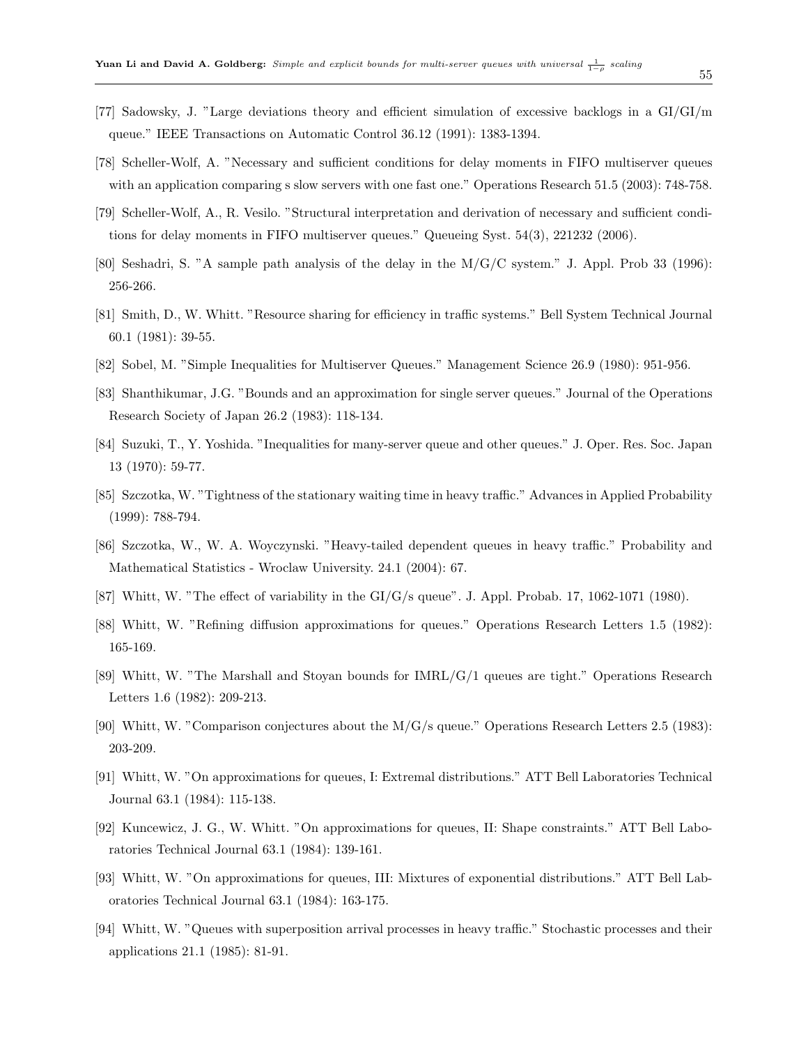[77] Sadowsky, J. "Large deviations theory and efficient simulation of excessive backlogs in a GI/GI/m queue." IEEE Transactions on Automatic Control 36.12 (1991): 1383-1394.

[78] Scheller-Wolf, A. "Necessary and sufficient conditions for delay moments in FIFO multiserver queues with an application comparing s slow servers with one fast one." Operations Research 51.5 (2003): 748-758.

[79] Scheller-Wolf, A., R. Vesilo. "Structural interpretation and derivation of necessary and sufficient conditions for delay moments in FIFO multiserver queues." Queueing Syst. 54(3), 221232 (2006).

[80] Seshadri, S. "A sample path analysis of the delay in the M/G/C system." J. Appl. Prob 33 (1996): 256-266.

[81] Smith, D., W. Whitt. "Resource sharing for efficiency in traffic systems." Bell System Technical Journal 60.1 (1981): 39-55.

[82] Sobel, M. "Simple Inequalities for Multiserver Queues." Management Science 26.9 (1980): 951-956.

[83] Shanthikumar, J.G. "Bounds and an approximation for single server queues." Journal of the Operations Research Society of Japan 26.2 (1983): 118-134.

[84] Suzuki, T., Y. Yoshida. "Inequalities for many-server queue and other queues." J. Oper. Res. Soc. Japan 13 (1970): 59-77.

[85] Szczotka, W. "Tightness of the stationary waiting time in heavy traffic." Advances in Applied Probability (1999): 788-794.

[86] Szczotka, W., W. A. Woyczynski. "Heavy-tailed dependent queues in heavy traffic." Probability and Mathematical Statistics - Wroclaw University. 24.1 (2004): 67.

[87] Whitt, W. "The effect of variability in the GI/G/s queue". J. Appl. Probab. 17, 1062-1071 (1980).

[88] Whitt, W. "Refining diffusion approximations for queues." Operations Research Letters 1.5 (1982): 165-169.

[89] Whitt, W. "The Marshall and Stoyan bounds for IMRL/G/1 queues are tight." Operations Research Letters 1.6 (1982): 209-213.

[90] Whitt, W. "Comparison conjectures about the M/G/s queue." Operations Research Letters 2.5 (1983): 203-209.

[91] Whitt, W. "On approximations for queues, I: Extremal distributions." ATT Bell Laboratories Technical Journal 63.1 (1984): 115-138.

[92] Kuncewicz, J. G., W. Whitt. "On approximations for queues, II: Shape constraints." ATT Bell Laboratories Technical Journal 63.1 (1984): 139-161.

[93] Whitt, W. "On approximations for queues, III: Mixtures of exponential distributions." ATT Bell Laboratories Technical Journal 63.1 (1984): 163-175.

[94] Whitt, W. "Queues with superposition arrival processes in heavy traffic." Stochastic processes and their applications 21.1 (1985): 81-91.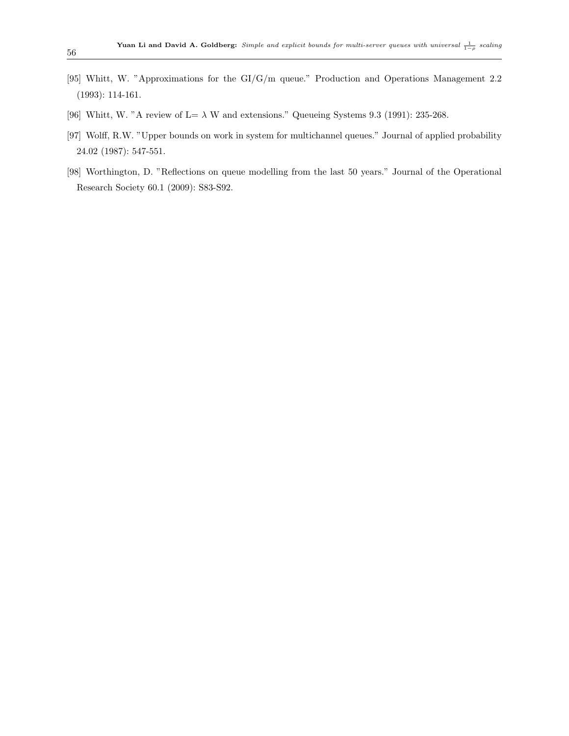[95] Whitt, W. "Approximations for the GI/G/m queue." Production and Operations Management 2.2 (1993): 114-161.

[96] Whitt, W. "A review of L= $\lambda$ W and extensions." Queueing Systems 9.3 (1991): 235-268.

[97] Wolff, R.W. "Upper bounds on work in system for multichannel queues." Journal of applied probability 24.02 (1987): 547-551.

[98] Worthington, D. "Reflections on queue modelling from the last 50 years." Journal of the Operational Research Society 60.1 (2009): S83-S92.